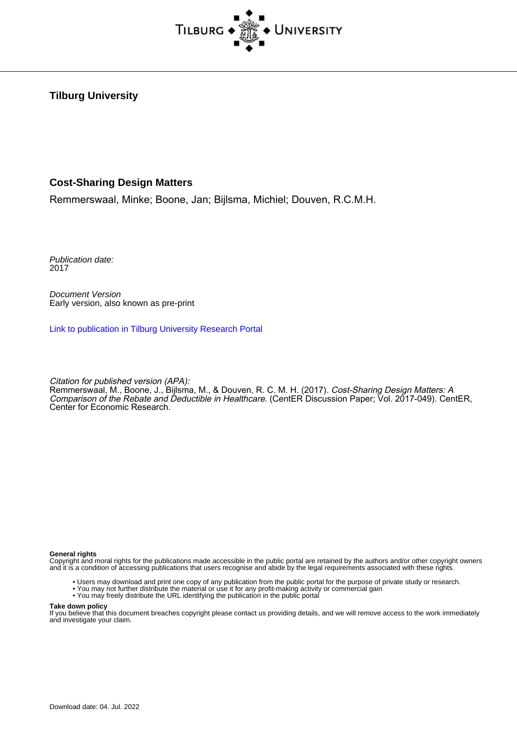**Tilburg University**

**Cost-Sharing Design Matters**

Remmerswaal, Minke; Boone, Jan; Bijlsma, Michiel; Douven, R.C.M.H.

*Publication date:*
2017

*Document Version*
Early version, also known as pre-print

[Link to publication in Tilburg University Research Portal]

*Citation for published version (APA):*
Remmerswaal, M., Boone, J., Bijlsma, M., & Douven, R. C. M. H. (2017). *Cost-Sharing Design Matters: A Comparison of the Rebate and Deductible in Healthcare*. (CentER Discussion Paper; Vol. 2017-049). CentER, Center for Economic Research.

**General rights**
Copyright and moral rights for the publications made accessible in the public portal are retained by the authors and/or other copyright owners and it is a condition of accessing publications that users recognise and abide by the legal requirements associated with these rights.

- Users may download and print one copy of any publication from the public portal for the purpose of private study or research.
- You may not further distribute the material or use it for any profit-making activity or commercial gain
- You may freely distribute the URL identifying the publication in the public portal

**Take down policy**
If you believe that this document breaches copyright please contact us providing details, and we will remove access to the work immediately and investigate your claim.

Download date: 04. Jul. 2022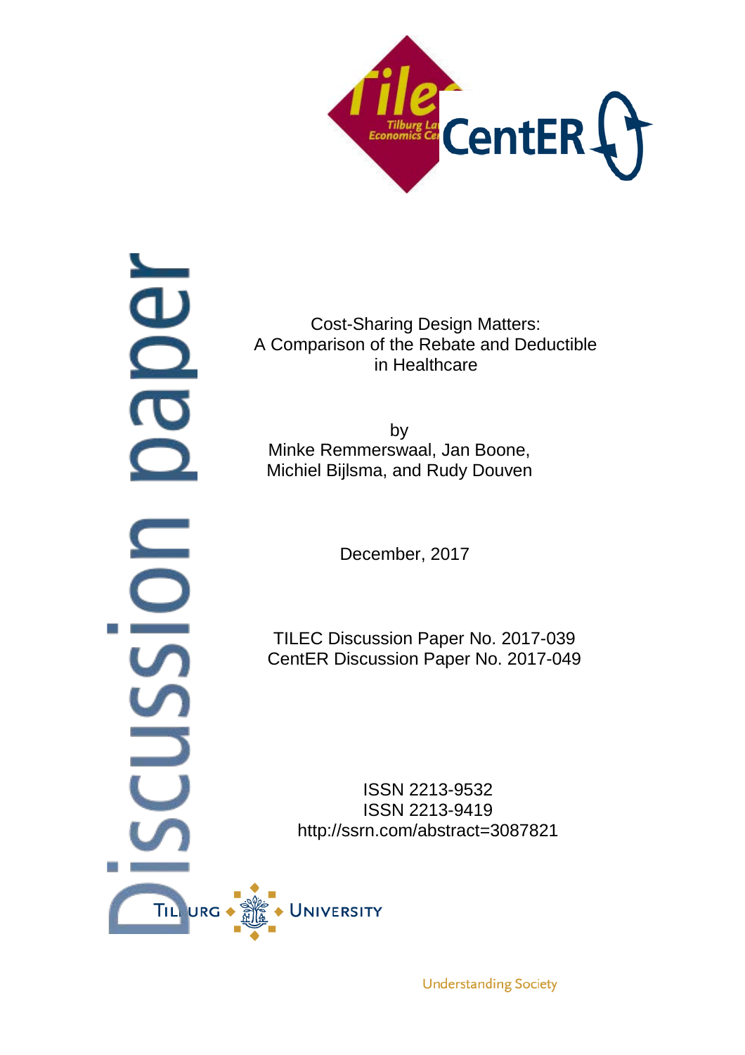Cost-Sharing Design Matters:
A Comparison of the Rebate and Deductible in Healthcare

by
Minke Remmerswaal, Jan Boone,
Michiel Bijlsma, and Rudy Douven

December, 2017

TILEC Discussion Paper No. 2017-039
CentER Discussion Paper No. 2017-049

ISSN 2213-9532
ISSN 2213-9419
http://ssrn.com/abstract=3087821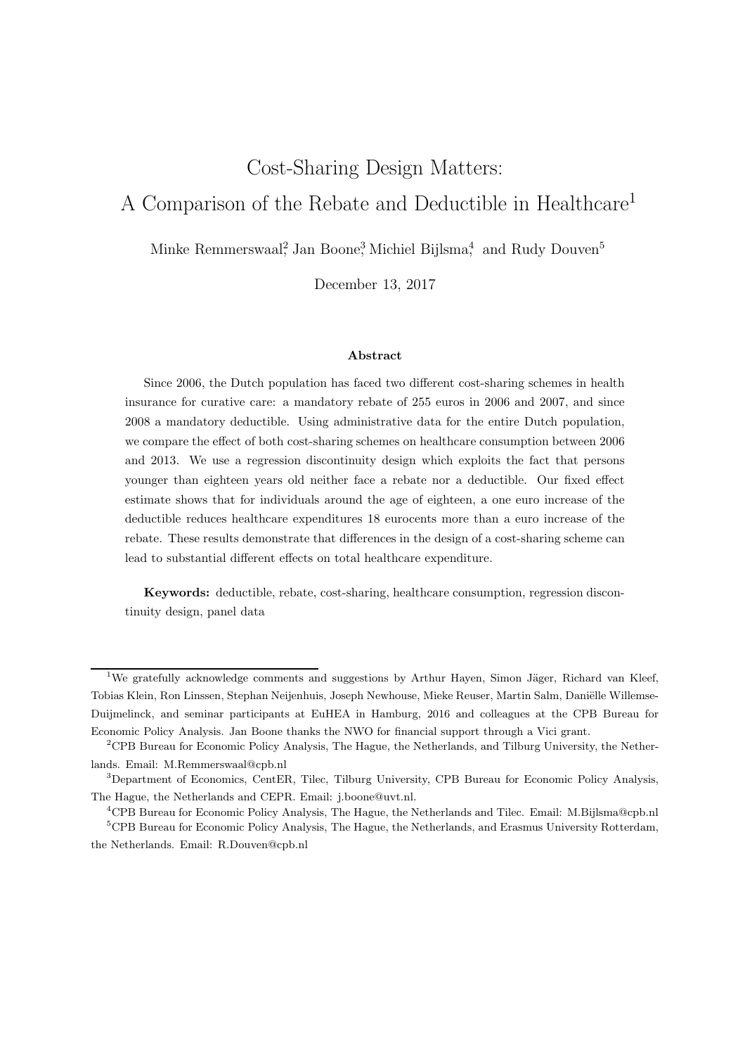# Cost-Sharing Design Matters: A Comparison of the Rebate and Deductible in Healthcare[1]

Minke Remmerswaal[2], Jan Boone[3], Michiel Bijlsma[4], and Rudy Douven[5]

December 13, 2017

## Abstract

Since 2006, the Dutch population has faced two different cost-sharing schemes in health insurance for curative care: a mandatory rebate of 255 euros in 2006 and 2007, and since 2008 a mandatory deductible. Using administrative data for the entire Dutch population, we compare the effect of both cost-sharing schemes on healthcare consumption between 2006 and 2013. We use a regression discontinuity design which exploits the fact that persons younger than eighteen years old neither face a rebate nor a deductible. Our fixed effect estimate shows that for individuals around the age of eighteen, a one euro increase of the deductible reduces healthcare expenditures 18 eurocents more than a euro increase of the rebate. These results demonstrate that differences in the design of a cost-sharing scheme can lead to substantial different effects on total healthcare expenditure.

**Keywords:** deductible, rebate, cost-sharing, healthcare consumption, regression discontinuity design, panel data

---

[1] We gratefully acknowledge comments and suggestions by Arthur Hayen, Simon Jäger, Richard van Kleef, Tobias Klein, Ron Linssen, Stephan Neijenhuis, Joseph Newhouse, Mieke Reuser, Martin Salm, Daniëlle Willemse-Duijmelinck, and seminar participants at EuHEA in Hamburg, 2016 and colleagues at the CPB Bureau for Economic Policy Analysis. Jan Boone thanks the NWO for financial support through a Vici grant.

[2] CPB Bureau for Economic Policy Analysis, The Hague, the Netherlands, and Tilburg University, the Netherlands. Email: M.Remmerswaal@cpb.nl

[3] Department of Economics, CentER, Tilec, Tilburg University, CPB Bureau for Economic Policy Analysis, The Hague, the Netherlands and CEPR. Email: j.boone@uvt.nl.

[4] CPB Bureau for Economic Policy Analysis, The Hague, the Netherlands and Tilec. Email: M.Bijlsma@cpb.nl

[5] CPB Bureau for Economic Policy Analysis, The Hague, the Netherlands, and Erasmus University Rotterdam, the Netherlands. Email: R.Douven@cpb.nl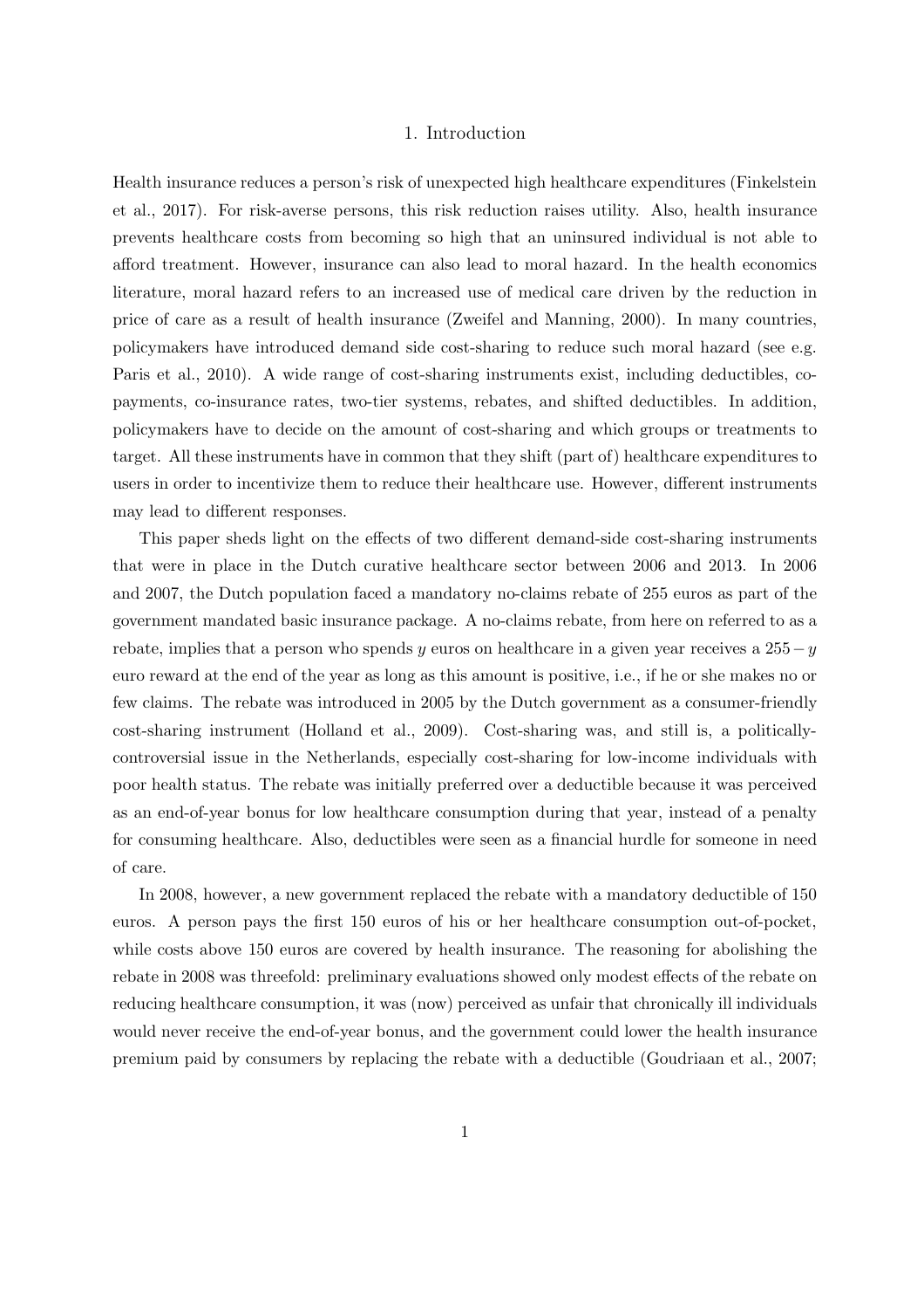# 1. Introduction

Health insurance reduces a person's risk of unexpected high healthcare expenditures (Finkelstein et al., 2017). For risk-averse persons, this risk reduction raises utility. Also, health insurance prevents healthcare costs from becoming so high that an uninsured individual is not able to afford treatment. However, insurance can also lead to moral hazard. In the health economics literature, moral hazard refers to an increased use of medical care driven by the reduction in price of care as a result of health insurance (Zweifel and Manning, 2000). In many countries, policymakers have introduced demand side cost-sharing to reduce such moral hazard (see e.g. Paris et al., 2010). A wide range of cost-sharing instruments exist, including deductibles, co-payments, co-insurance rates, two-tier systems, rebates, and shifted deductibles. In addition, policymakers have to decide on the amount of cost-sharing and which groups or treatments to target. All these instruments have in common that they shift (part of) healthcare expenditures to users in order to incentivize them to reduce their healthcare use. However, different instruments may lead to different responses.

This paper sheds light on the effects of two different demand-side cost-sharing instruments that were in place in the Dutch curative healthcare sector between 2006 and 2013. In 2006 and 2007, the Dutch population faced a mandatory no-claims rebate of 255 euros as part of the government mandated basic insurance package. A no-claims rebate, from here on referred to as a rebate, implies that a person who spends $y$ euros on healthcare in a given year receives a $255 - y$ euro reward at the end of the year as long as this amount is positive, i.e., if he or she makes no or few claims. The rebate was introduced in 2005 by the Dutch government as a consumer-friendly cost-sharing instrument (Holland et al., 2009). Cost-sharing was, and still is, a politically-controversial issue in the Netherlands, especially cost-sharing for low-income individuals with poor health status. The rebate was initially preferred over a deductible because it was perceived as an end-of-year bonus for low healthcare consumption during that year, instead of a penalty for consuming healthcare. Also, deductibles were seen as a financial hurdle for someone in need of care.

In 2008, however, a new government replaced the rebate with a mandatory deductible of 150 euros. A person pays the first 150 euros of his or her healthcare consumption out-of-pocket, while costs above 150 euros are covered by health insurance. The reasoning for abolishing the rebate in 2008 was threefold: preliminary evaluations showed only modest effects of the rebate on reducing healthcare consumption, it was (now) perceived as unfair that chronically ill individuals would never receive the end-of-year bonus, and the government could lower the health insurance premium paid by consumers by replacing the rebate with a deductible (Goudriaan et al., 2007;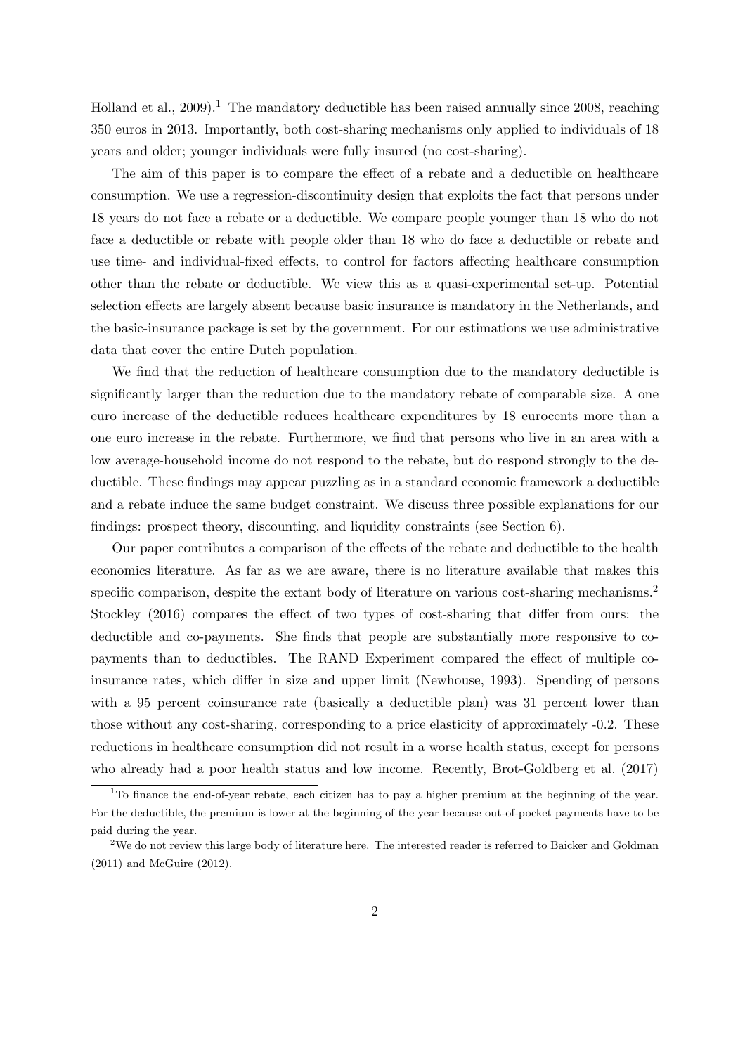Holland et al., 2009).[1] The mandatory deductible has been raised annually since 2008, reaching 350 euros in 2013. Importantly, both cost-sharing mechanisms only applied to individuals of 18 years and older; younger individuals were fully insured (no cost-sharing).

The aim of this paper is to compare the effect of a rebate and a deductible on healthcare consumption. We use a regression-discontinuity design that exploits the fact that persons under 18 years do not face a rebate or a deductible. We compare people younger than 18 who do not face a deductible or rebate with people older than 18 who do face a deductible or rebate and use time- and individual-fixed effects, to control for factors affecting healthcare consumption other than the rebate or deductible. We view this as a quasi-experimental set-up. Potential selection effects are largely absent because basic insurance is mandatory in the Netherlands, and the basic-insurance package is set by the government. For our estimations we use administrative data that cover the entire Dutch population.

We find that the reduction of healthcare consumption due to the mandatory deductible is significantly larger than the reduction due to the mandatory rebate of comparable size. A one euro increase of the deductible reduces healthcare expenditures by 18 eurocents more than a one euro increase in the rebate. Furthermore, we find that persons who live in an area with a low average-household income do not respond to the rebate, but do respond strongly to the deductible. These findings may appear puzzling as in a standard economic framework a deductible and a rebate induce the same budget constraint. We discuss three possible explanations for our findings: prospect theory, discounting, and liquidity constraints (see Section 6).

Our paper contributes a comparison of the effects of the rebate and deductible to the health economics literature. As far as we are aware, there is no literature available that makes this specific comparison, despite the extant body of literature on various cost-sharing mechanisms.[2] Stockley (2016) compares the effect of two types of cost-sharing that differ from ours: the deductible and co-payments. She finds that people are substantially more responsive to co-payments than to deductibles. The RAND Experiment compared the effect of multiple co-insurance rates, which differ in size and upper limit (Newhouse, 1993). Spending of persons with a 95 percent coinsurance rate (basically a deductible plan) was 31 percent lower than those without any cost-sharing, corresponding to a price elasticity of approximately -0.2. These reductions in healthcare consumption did not result in a worse health status, except for persons who already had a poor health status and low income. Recently, Brot-Goldberg et al. (2017)

---

[1] To finance the end-of-year rebate, each citizen has to pay a higher premium at the beginning of the year. For the deductible, the premium is lower at the beginning of the year because out-of-pocket payments have to be paid during the year.

[2] We do not review this large body of literature here. The interested reader is referred to Baicker and Goldman (2011) and McGuire (2012).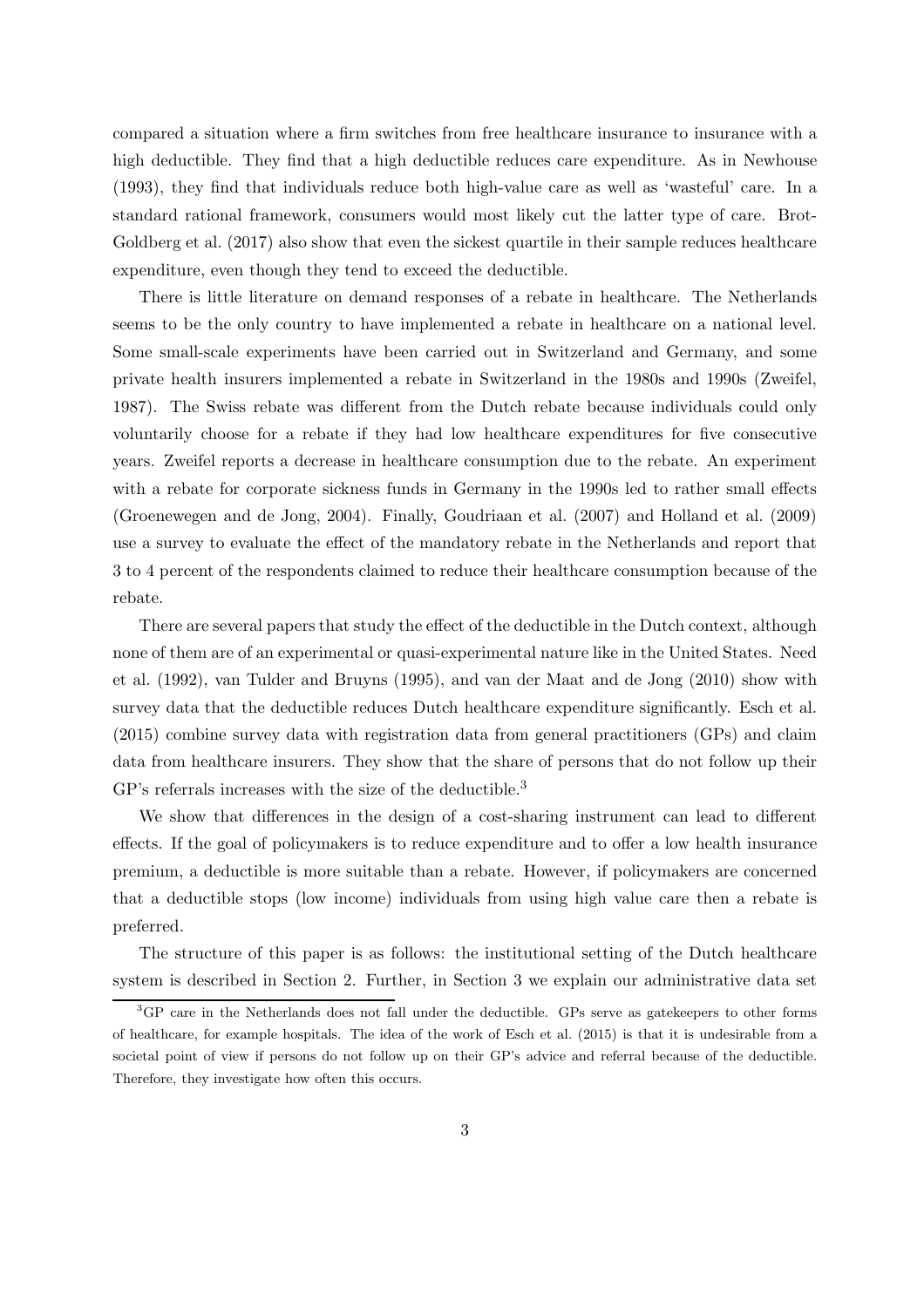compared a situation where a firm switches from free healthcare insurance to insurance with a high deductible. They find that a high deductible reduces care expenditure. As in Newhouse (1993), they find that individuals reduce both high-value care as well as 'wasteful' care. In a standard rational framework, consumers would most likely cut the latter type of care. Brot-Goldberg et al. (2017) also show that even the sickest quartile in their sample reduces healthcare expenditure, even though they tend to exceed the deductible.

There is little literature on demand responses of a rebate in healthcare. The Netherlands seems to be the only country to have implemented a rebate in healthcare on a national level. Some small-scale experiments have been carried out in Switzerland and Germany, and some private health insurers implemented a rebate in Switzerland in the 1980s and 1990s (Zweifel, 1987). The Swiss rebate was different from the Dutch rebate because individuals could only voluntarily choose for a rebate if they had low healthcare expenditures for five consecutive years. Zweifel reports a decrease in healthcare consumption due to the rebate. An experiment with a rebate for corporate sickness funds in Germany in the 1990s led to rather small effects (Groenewegen and de Jong, 2004). Finally, Goudriaan et al. (2007) and Holland et al. (2009) use a survey to evaluate the effect of the mandatory rebate in the Netherlands and report that 3 to 4 percent of the respondents claimed to reduce their healthcare consumption because of the rebate.

There are several papers that study the effect of the deductible in the Dutch context, although none of them are of an experimental or quasi-experimental nature like in the United States. Need et al. (1992), van Tulder and Bruyns (1995), and van der Maat and de Jong (2010) show with survey data that the deductible reduces Dutch healthcare expenditure significantly. Esch et al. (2015) combine survey data with registration data from general practitioners (GPs) and claim data from healthcare insurers. They show that the share of persons that do not follow up their GP's referrals increases with the size of the deductible.[3]

We show that differences in the design of a cost-sharing instrument can lead to different effects. If the goal of policymakers is to reduce expenditure and to offer a low health insurance premium, a deductible is more suitable than a rebate. However, if policymakers are concerned that a deductible stops (low income) individuals from using high value care then a rebate is preferred.

The structure of this paper is as follows: the institutional setting of the Dutch healthcare system is described in Section 2. Further, in Section 3 we explain our administrative data set

[3] GP care in the Netherlands does not fall under the deductible. GPs serve as gatekeepers to other forms of healthcare, for example hospitals. The idea of the work of Esch et al. (2015) is that it is undesirable from a societal point of view if persons do not follow up on their GP's advice and referral because of the deductible. Therefore, they investigate how often this occurs.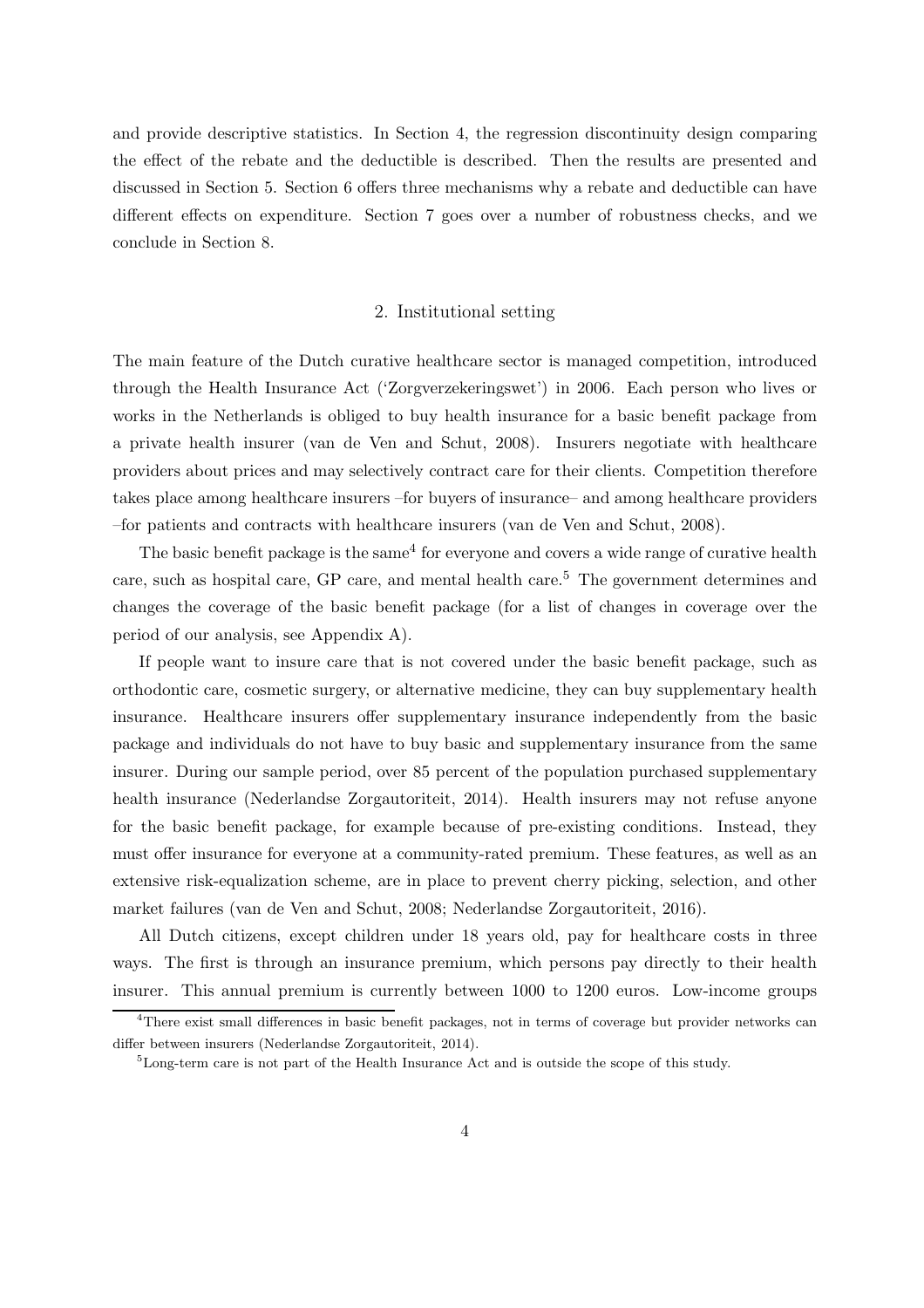and provide descriptive statistics. In Section 4, the regression discontinuity design comparing the effect of the rebate and the deductible is described. Then the results are presented and discussed in Section 5. Section 6 offers three mechanisms why a rebate and deductible can have different effects on expenditure. Section 7 goes over a number of robustness checks, and we conclude in Section 8.

## 2. Institutional setting

The main feature of the Dutch curative healthcare sector is managed competition, introduced through the Health Insurance Act ('Zorgverzekeringswet') in 2006. Each person who lives or works in the Netherlands is obliged to buy health insurance for a basic benefit package from a private health insurer (van de Ven and Schut, 2008). Insurers negotiate with healthcare providers about prices and may selectively contract care for their clients. Competition therefore takes place among healthcare insurers –for buyers of insurance– and among healthcare providers –for patients and contracts with healthcare insurers (van de Ven and Schut, 2008).

The basic benefit package is the same[4] for everyone and covers a wide range of curative health care, such as hospital care, GP care, and mental health care.[5] The government determines and changes the coverage of the basic benefit package (for a list of changes in coverage over the period of our analysis, see Appendix A).

If people want to insure care that is not covered under the basic benefit package, such as orthodontic care, cosmetic surgery, or alternative medicine, they can buy supplementary health insurance. Healthcare insurers offer supplementary insurance independently from the basic package and individuals do not have to buy basic and supplementary insurance from the same insurer. During our sample period, over 85 percent of the population purchased supplementary health insurance (Nederlandse Zorgautoriteit, 2014). Health insurers may not refuse anyone for the basic benefit package, for example because of pre-existing conditions. Instead, they must offer insurance for everyone at a community-rated premium. These features, as well as an extensive risk-equalization scheme, are in place to prevent cherry picking, selection, and other market failures (van de Ven and Schut, 2008; Nederlandse Zorgautoriteit, 2016).

All Dutch citizens, except children under 18 years old, pay for healthcare costs in three ways. The first is through an insurance premium, which persons pay directly to their health insurer. This annual premium is currently between 1000 to 1200 euros. Low-income groups

[4] There exist small differences in basic benefit packages, not in terms of coverage but provider networks can differ between insurers (Nederlandse Zorgautoriteit, 2014).

[5] Long-term care is not part of the Health Insurance Act and is outside the scope of this study.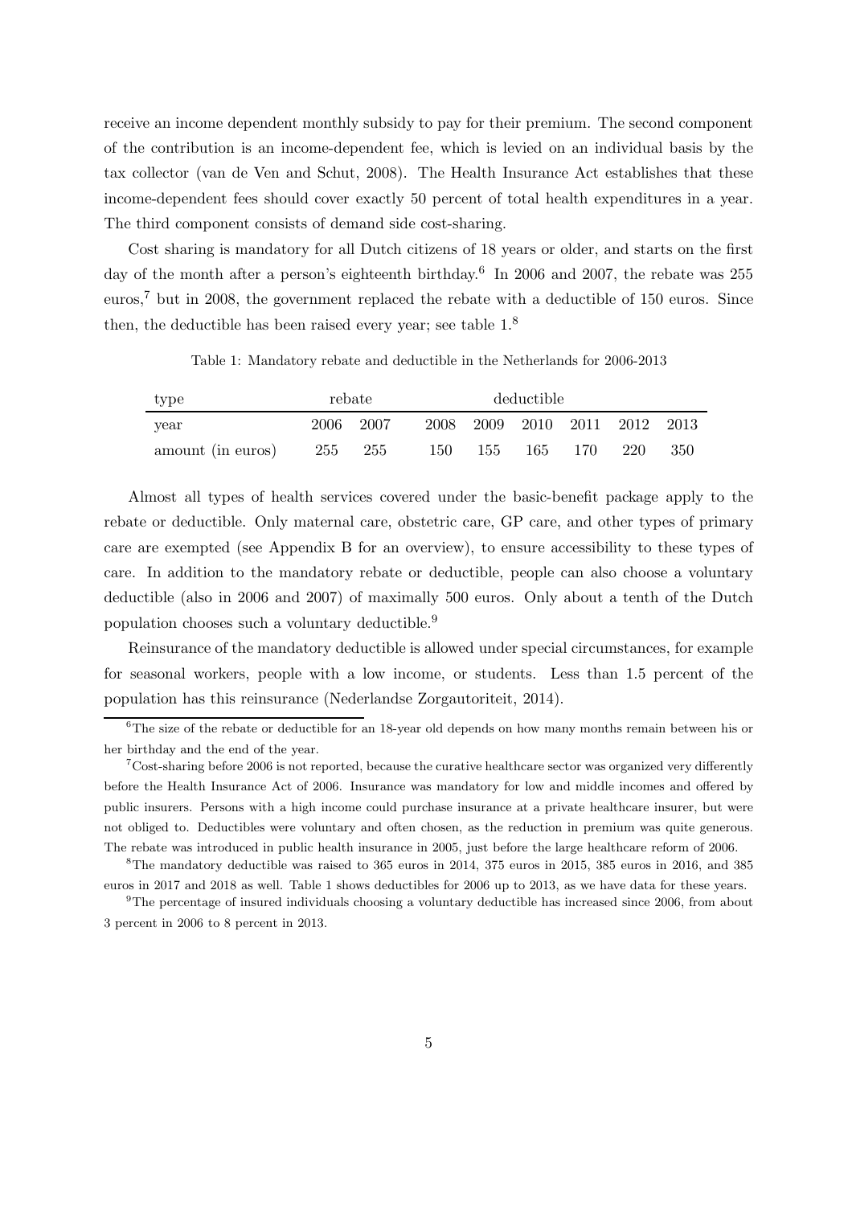receive an income dependent monthly subsidy to pay for their premium. The second component of the contribution is an income-dependent fee, which is levied on an individual basis by the tax collector (van de Ven and Schut, 2008). The Health Insurance Act establishes that these income-dependent fees should cover exactly 50 percent of total health expenditures in a year. The third component consists of demand side cost-sharing.

Cost sharing is mandatory for all Dutch citizens of 18 years or older, and starts on the first day of the month after a person's eighteenth birthday.[6] In 2006 and 2007, the rebate was 255 euros,[7] but in 2008, the government replaced the rebate with a deductible of 150 euros. Since then, the deductible has been raised every year; see table 1.[8]

Table 1: Mandatory rebate and deductible in the Netherlands for 2006-2013

| type | rebate | | deductible | | | | | |
|---|---|---|---|---|---|---|---|---|
| year | 2006 | 2007 | 2008 | 2009 | 2010 | 2011 | 2012 | 2013 |
| amount (in euros) | 255 | 255 | 150 | 155 | 165 | 170 | 220 | 350 |

Almost all types of health services covered under the basic-benefit package apply to the rebate or deductible. Only maternal care, obstetric care, GP care, and other types of primary care are exempted (see Appendix B for an overview), to ensure accessibility to these types of care. In addition to the mandatory rebate or deductible, people can also choose a voluntary deductible (also in 2006 and 2007) of maximally 500 euros. Only about a tenth of the Dutch population chooses such a voluntary deductible.[9]

Reinsurance of the mandatory deductible is allowed under special circumstances, for example for seasonal workers, people with a low income, or students. Less than 1.5 percent of the population has this reinsurance (Nederlandse Zorgautoriteit, 2014).

[6] The size of the rebate or deductible for an 18-year old depends on how many months remain between his or her birthday and the end of the year.

[7] Cost-sharing before 2006 is not reported, because the curative healthcare sector was organized very differently before the Health Insurance Act of 2006. Insurance was mandatory for low and middle incomes and offered by public insurers. Persons with a high income could purchase insurance at a private healthcare insurer, but were not obliged to. Deductibles were voluntary and often chosen, as the reduction in premium was quite generous. The rebate was introduced in public health insurance in 2005, just before the large healthcare reform of 2006.

[8] The mandatory deductible was raised to 365 euros in 2014, 375 euros in 2015, 385 euros in 2016, and 385 euros in 2017 and 2018 as well. Table 1 shows deductibles for 2006 up to 2013, as we have data for these years.

[9] The percentage of insured individuals choosing a voluntary deductible has increased since 2006, from about 3 percent in 2006 to 8 percent in 2013.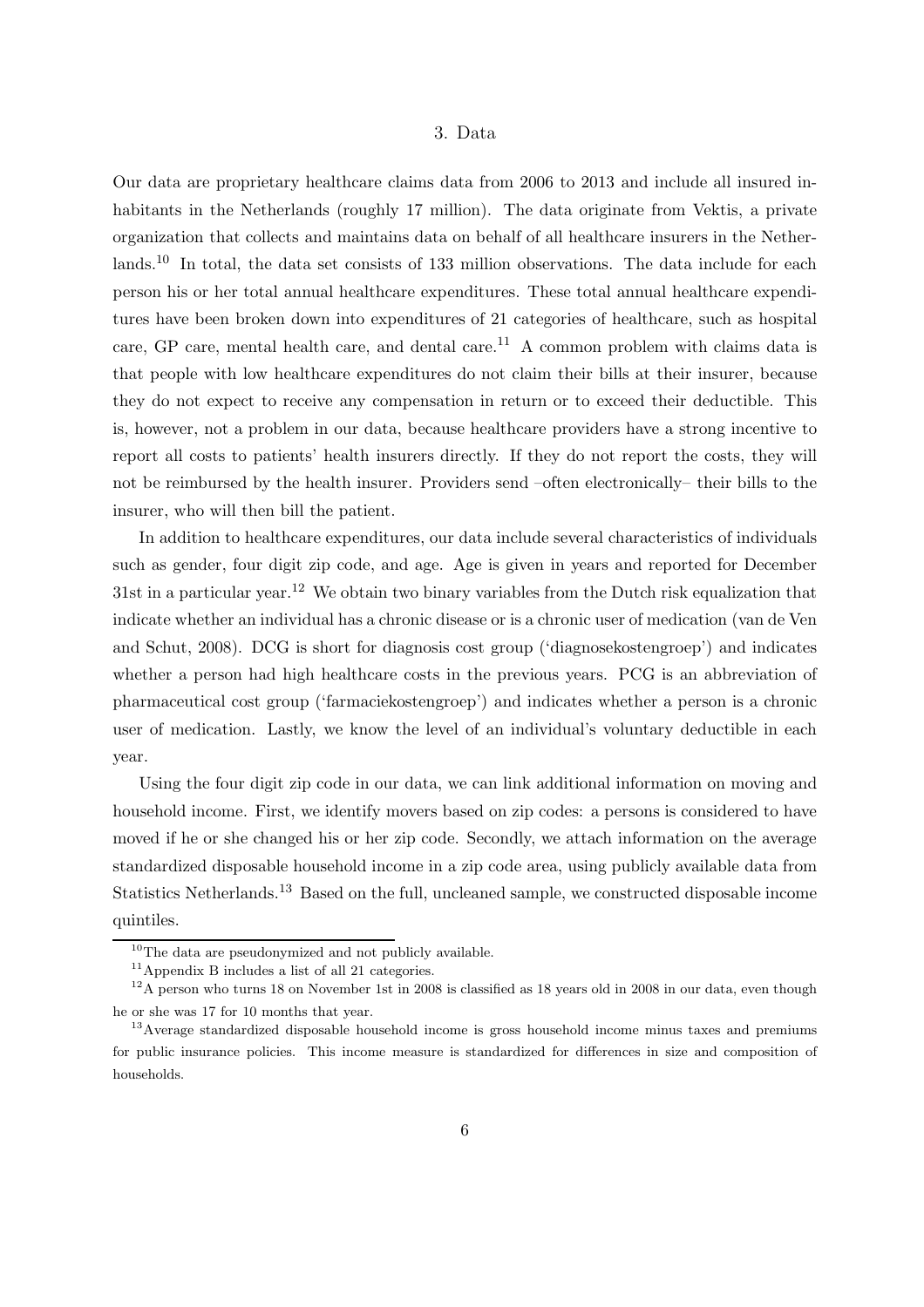# 3. Data

Our data are proprietary healthcare claims data from 2006 to 2013 and include all insured inhabitants in the Netherlands (roughly 17 million). The data originate from Vektis, a private organization that collects and maintains data on behalf of all healthcare insurers in the Netherlands.[10] In total, the data set consists of 133 million observations. The data include for each person his or her total annual healthcare expenditures. These total annual healthcare expenditures have been broken down into expenditures of 21 categories of healthcare, such as hospital care, GP care, mental health care, and dental care.[11] A common problem with claims data is that people with low healthcare expenditures do not claim their bills at their insurer, because they do not expect to receive any compensation in return or to exceed their deductible. This is, however, not a problem in our data, because healthcare providers have a strong incentive to report all costs to patients' health insurers directly. If they do not report the costs, they will not be reimbursed by the health insurer. Providers send –often electronically– their bills to the insurer, who will then bill the patient.

In addition to healthcare expenditures, our data include several characteristics of individuals such as gender, four digit zip code, and age. Age is given in years and reported for December 31st in a particular year.[12] We obtain two binary variables from the Dutch risk equalization that indicate whether an individual has a chronic disease or is a chronic user of medication (van de Ven and Schut, 2008). DCG is short for diagnosis cost group ('diagnosekostengroep') and indicates whether a person had high healthcare costs in the previous years. PCG is an abbreviation of pharmaceutical cost group ('farmaciekostengroep') and indicates whether a person is a chronic user of medication. Lastly, we know the level of an individual's voluntary deductible in each year.

Using the four digit zip code in our data, we can link additional information on moving and household income. First, we identify movers based on zip codes: a persons is considered to have moved if he or she changed his or her zip code. Secondly, we attach information on the average standardized disposable household income in a zip code area, using publicly available data from Statistics Netherlands.[13] Based on the full, uncleaned sample, we constructed disposable income quintiles.

[10] The data are pseudonymized and not publicly available.

[11] Appendix B includes a list of all 21 categories.

[12] A person who turns 18 on November 1st in 2008 is classified as 18 years old in 2008 in our data, even though he or she was 17 for 10 months that year.

[13] Average standardized disposable household income is gross household income minus taxes and premiums for public insurance policies. This income measure is standardized for differences in size and composition of households.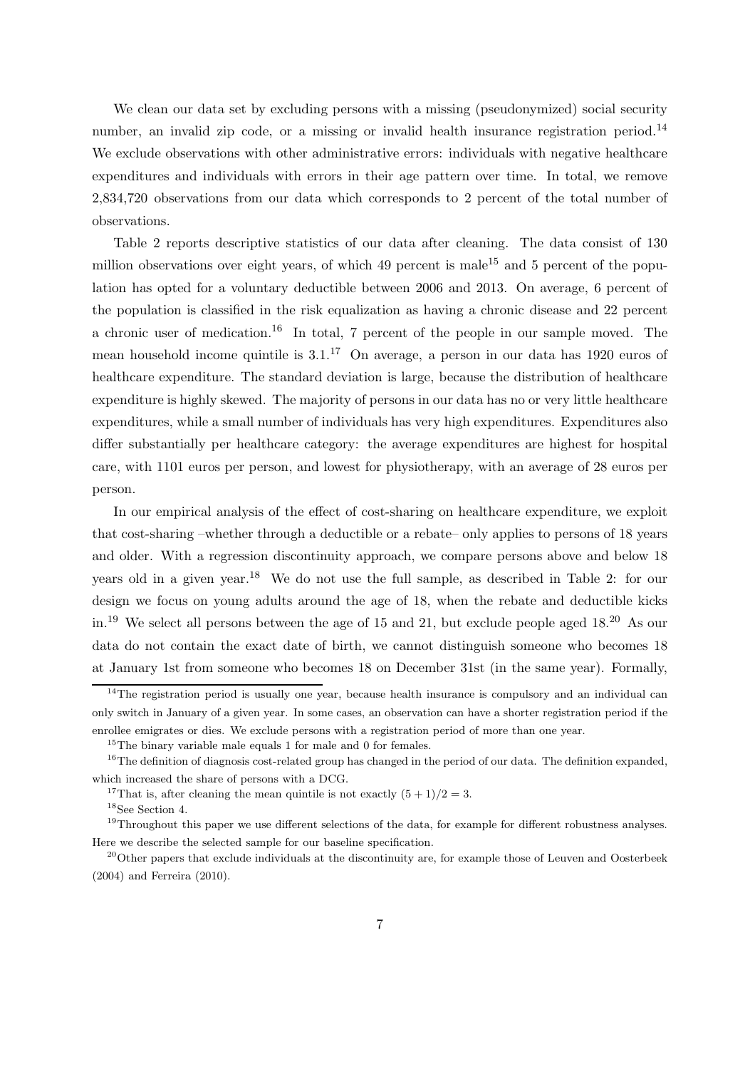We clean our data set by excluding persons with a missing (pseudonymized) social security number, an invalid zip code, or a missing or invalid health insurance registration period.[14] We exclude observations with other administrative errors: individuals with negative healthcare expenditures and individuals with errors in their age pattern over time. In total, we remove 2,834,720 observations from our data which corresponds to 2 percent of the total number of observations.

Table 2 reports descriptive statistics of our data after cleaning. The data consist of 130 million observations over eight years, of which 49 percent is male[15] and 5 percent of the population has opted for a voluntary deductible between 2006 and 2013. On average, 6 percent of the population is classified in the risk equalization as having a chronic disease and 22 percent a chronic user of medication.[16] In total, 7 percent of the people in our sample moved. The mean household income quintile is 3.1.[17] On average, a person in our data has 1920 euros of healthcare expenditure. The standard deviation is large, because the distribution of healthcare expenditure is highly skewed. The majority of persons in our data has no or very little healthcare expenditures, while a small number of individuals has very high expenditures. Expenditures also differ substantially per healthcare category: the average expenditures are highest for hospital care, with 1101 euros per person, and lowest for physiotherapy, with an average of 28 euros per person.

In our empirical analysis of the effect of cost-sharing on healthcare expenditure, we exploit that cost-sharing –whether through a deductible or a rebate– only applies to persons of 18 years and older. With a regression discontinuity approach, we compare persons above and below 18 years old in a given year.[18] We do not use the full sample, as described in Table 2: for our design we focus on young adults around the age of 18, when the rebate and deductible kicks in.[19] We select all persons between the age of 15 and 21, but exclude people aged 18.[20] As our data do not contain the exact date of birth, we cannot distinguish someone who becomes 18 at January 1st from someone who becomes 18 on December 31st (in the same year). Formally,

---

[14] The registration period is usually one year, because health insurance is compulsory and an individual can only switch in January of a given year. In some cases, an observation can have a shorter registration period if the enrollee emigrates or dies. We exclude persons with a registration period of more than one year.

[15] The binary variable male equals 1 for male and 0 for females.

[16] The definition of diagnosis cost-related group has changed in the period of our data. The definition expanded, which increased the share of persons with a DCG.

[17] That is, after cleaning the mean quintile is not exactly $(5 + 1)/2 = 3$.

[18] See Section 4.

[19] Throughout this paper we use different selections of the data, for example for different robustness analyses. Here we describe the selected sample for our baseline specification.

[20] Other papers that exclude individuals at the discontinuity are, for example those of Leuven and Oosterbeek (2004) and Ferreira (2010).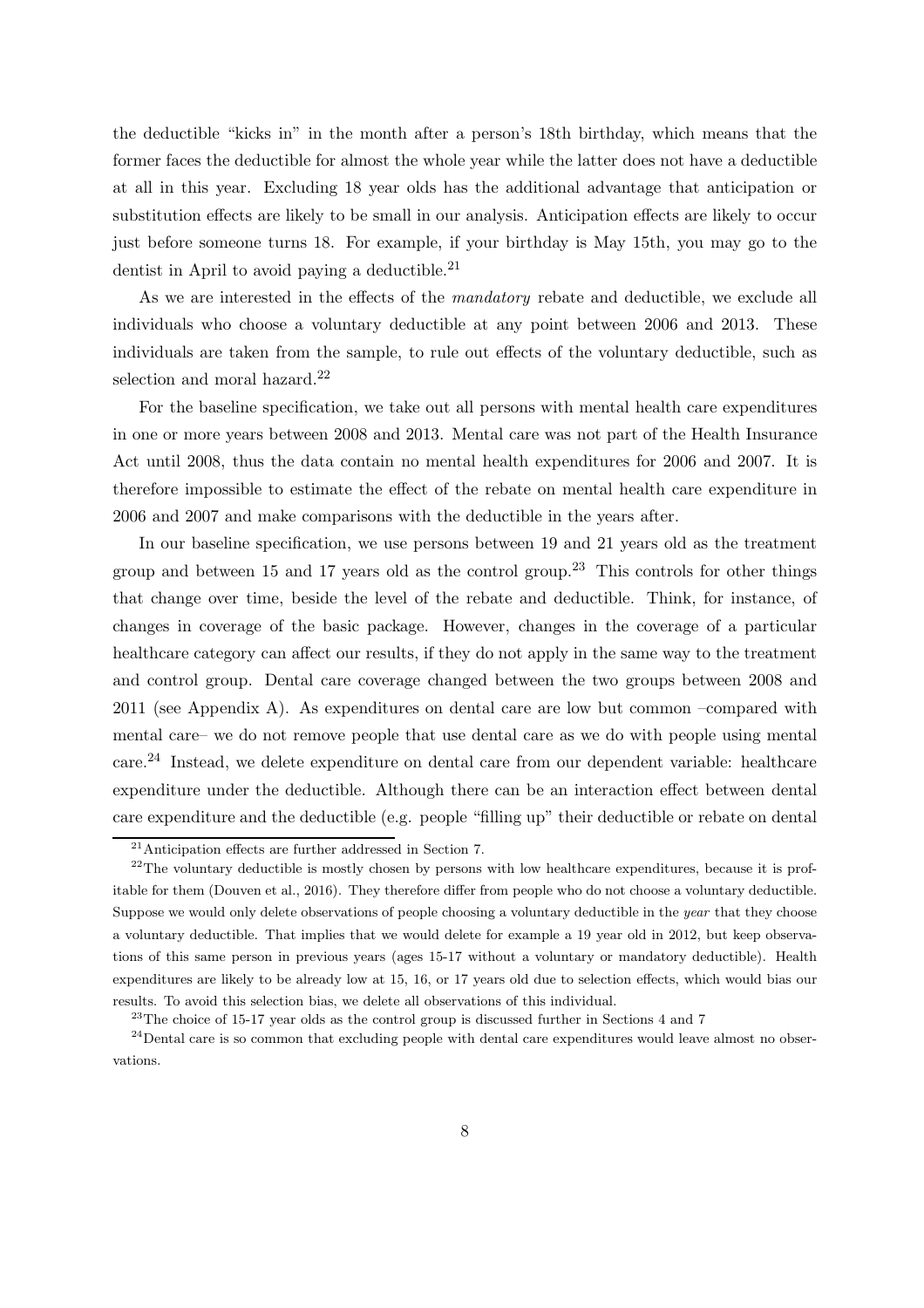the deductible "kicks in" in the month after a person's 18th birthday, which means that the former faces the deductible for almost the whole year while the latter does not have a deductible at all in this year. Excluding 18 year olds has the additional advantage that anticipation or substitution effects are likely to be small in our analysis. Anticipation effects are likely to occur just before someone turns 18. For example, if your birthday is May 15th, you may go to the dentist in April to avoid paying a deductible.[21]

As we are interested in the effects of the *mandatory* rebate and deductible, we exclude all individuals who choose a voluntary deductible at any point between 2006 and 2013. These individuals are taken from the sample, to rule out effects of the voluntary deductible, such as selection and moral hazard.[22]

For the baseline specification, we take out all persons with mental health care expenditures in one or more years between 2008 and 2013. Mental care was not part of the Health Insurance Act until 2008, thus the data contain no mental health expenditures for 2006 and 2007. It is therefore impossible to estimate the effect of the rebate on mental health care expenditure in 2006 and 2007 and make comparisons with the deductible in the years after.

In our baseline specification, we use persons between 19 and 21 years old as the treatment group and between 15 and 17 years old as the control group.[23] This controls for other things that change over time, beside the level of the rebate and deductible. Think, for instance, of changes in coverage of the basic package. However, changes in the coverage of a particular healthcare category can affect our results, if they do not apply in the same way to the treatment and control group. Dental care coverage changed between the two groups between 2008 and 2011 (see Appendix A). As expenditures on dental care are low but common –compared with mental care– we do not remove people that use dental care as we do with people using mental care.[24] Instead, we delete expenditure on dental care from our dependent variable: healthcare expenditure under the deductible. Although there can be an interaction effect between dental care expenditure and the deductible (e.g. people "filling up" their deductible or rebate on dental

[21] Anticipation effects are further addressed in Section 7.

[22] The voluntary deductible is mostly chosen by persons with low healthcare expenditures, because it is profitable for them (Douven et al., 2016). They therefore differ from people who do not choose a voluntary deductible. Suppose we would only delete observations of people choosing a voluntary deductible in the *year* that they choose a voluntary deductible. That implies that we would delete for example a 19 year old in 2012, but keep observations of this same person in previous years (ages 15-17 without a voluntary or mandatory deductible). Health expenditures are likely to be already low at 15, 16, or 17 years old due to selection effects, which would bias our results. To avoid this selection bias, we delete all observations of this individual.

[23] The choice of 15-17 year olds as the control group is discussed further in Sections 4 and 7

[24] Dental care is so common that excluding people with dental care expenditures would leave almost no observations.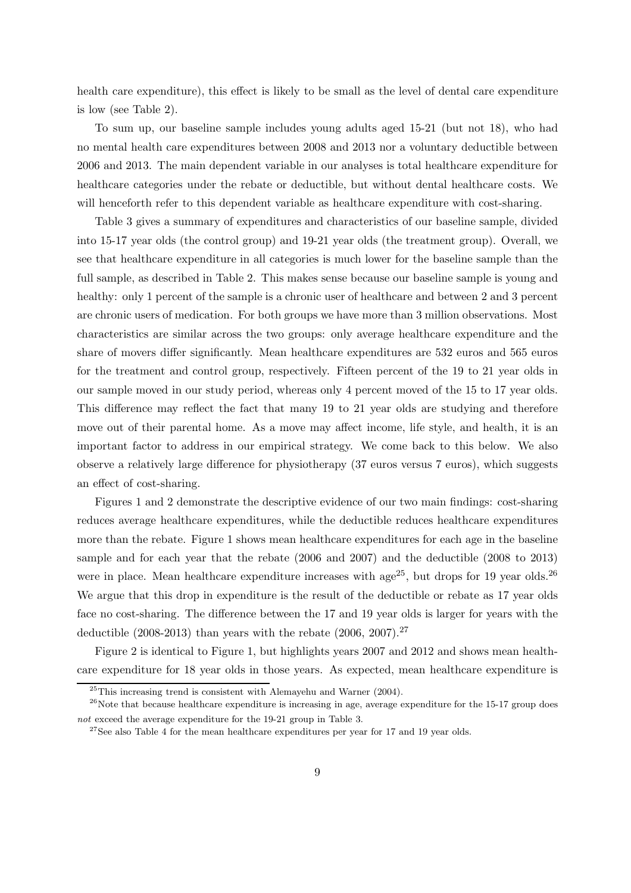health care expenditure), this effect is likely to be small as the level of dental care expenditure is low (see Table 2).

To sum up, our baseline sample includes young adults aged 15-21 (but not 18), who had no mental health care expenditures between 2008 and 2013 nor a voluntary deductible between 2006 and 2013. The main dependent variable in our analyses is total healthcare expenditure for healthcare categories under the rebate or deductible, but without dental healthcare costs. We will henceforth refer to this dependent variable as healthcare expenditure with cost-sharing.

Table 3 gives a summary of expenditures and characteristics of our baseline sample, divided into 15-17 year olds (the control group) and 19-21 year olds (the treatment group). Overall, we see that healthcare expenditure in all categories is much lower for the baseline sample than the full sample, as described in Table 2. This makes sense because our baseline sample is young and healthy: only 1 percent of the sample is a chronic user of healthcare and between 2 and 3 percent are chronic users of medication. For both groups we have more than 3 million observations. Most characteristics are similar across the two groups: only average healthcare expenditure and the share of movers differ significantly. Mean healthcare expenditures are 532 euros and 565 euros for the treatment and control group, respectively. Fifteen percent of the 19 to 21 year olds in our sample moved in our study period, whereas only 4 percent moved of the 15 to 17 year olds. This difference may reflect the fact that many 19 to 21 year olds are studying and therefore move out of their parental home. As a move may affect income, life style, and health, it is an important factor to address in our empirical strategy. We come back to this below. We also observe a relatively large difference for physiotherapy (37 euros versus 7 euros), which suggests an effect of cost-sharing.

Figures 1 and 2 demonstrate the descriptive evidence of our two main findings: cost-sharing reduces average healthcare expenditures, while the deductible reduces healthcare expenditures more than the rebate. Figure 1 shows mean healthcare expenditures for each age in the baseline sample and for each year that the rebate (2006 and 2007) and the deductible (2008 to 2013) were in place. Mean healthcare expenditure increases with age[25], but drops for 19 year olds.[26] We argue that this drop in expenditure is the result of the deductible or rebate as 17 year olds face no cost-sharing. The difference between the 17 and 19 year olds is larger for years with the deductible (2008-2013) than years with the rebate (2006, 2007).[27]

Figure 2 is identical to Figure 1, but highlights years 2007 and 2012 and shows mean healthcare expenditure for 18 year olds in those years. As expected, mean healthcare expenditure is

[25] This increasing trend is consistent with Alemayehu and Warner (2004).

[26] Note that because healthcare expenditure is increasing in age, average expenditure for the 15-17 group does *not* exceed the average expenditure for the 19-21 group in Table 3.

[27] See also Table 4 for the mean healthcare expenditures per year for 17 and 19 year olds.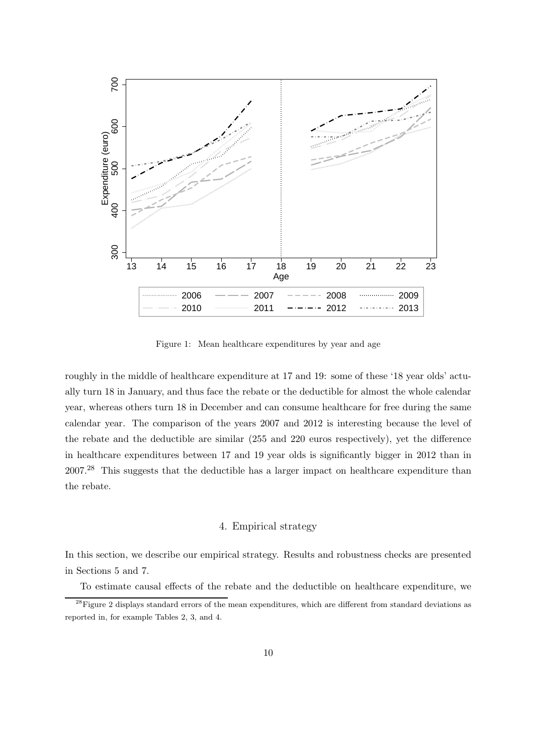Figure 1: Mean healthcare expenditures by year and age

roughly in the middle of healthcare expenditure at 17 and 19: some of these '18 year olds' actually turn 18 in January, and thus face the rebate or the deductible for almost the whole calendar year, whereas others turn 18 in December and can consume healthcare for free during the same calendar year. The comparison of the years 2007 and 2012 is interesting because the level of the rebate and the deductible are similar (255 and 220 euros respectively), yet the difference in healthcare expenditures between 17 and 19 year olds is significantly bigger in 2012 than in 2007.[28] This suggests that the deductible has a larger impact on healthcare expenditure than the rebate.

## 4. Empirical strategy

In this section, we describe our empirical strategy. Results and robustness checks are presented in Sections 5 and 7.

To estimate causal effects of the rebate and the deductible on healthcare expenditure, we

[28] Figure 2 displays standard errors of the mean expenditures, which are different from standard deviations as reported in, for example Tables 2, 3, and 4.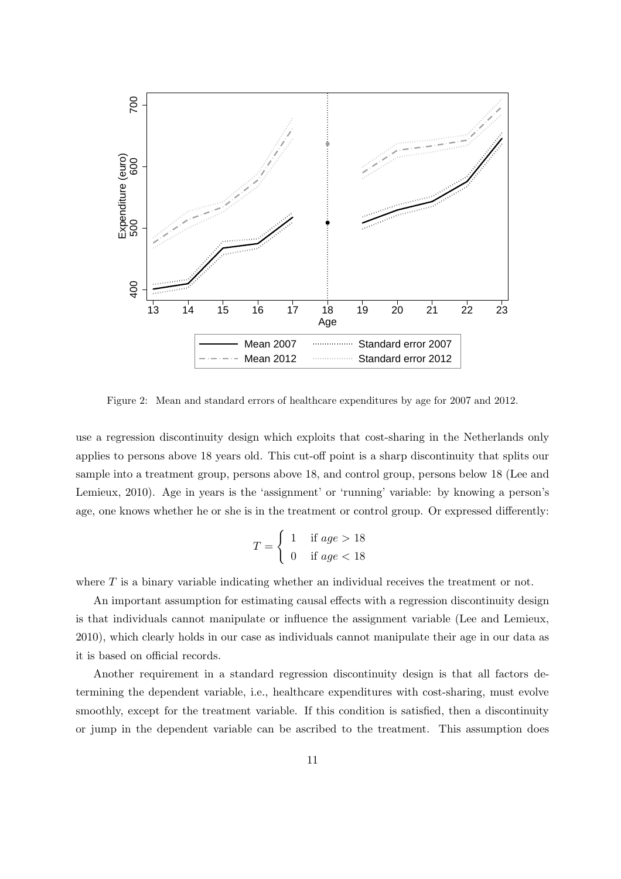Figure 2: Mean and standard errors of healthcare expenditures by age for 2007 and 2012.

use a regression discontinuity design which exploits that cost-sharing in the Netherlands only applies to persons above 18 years old. This cut-off point is a sharp discontinuity that splits our sample into a treatment group, persons above 18, and control group, persons below 18 (Lee and Lemieux, 2010). Age in years is the 'assignment' or 'running' variable: by knowing a person's age, one knows whether he or she is in the treatment or control group. Or expressed differently:

$$T = \begin{cases} 1 & \text{if } age > 18 \\ 0 & \text{if } age < 18 \end{cases}$$

where $T$ is a binary variable indicating whether an individual receives the treatment or not.

An important assumption for estimating causal effects with a regression discontinuity design is that individuals cannot manipulate or influence the assignment variable (Lee and Lemieux, 2010), which clearly holds in our case as individuals cannot manipulate their age in our data as it is based on official records.

Another requirement in a standard regression discontinuity design is that all factors determining the dependent variable, i.e., healthcare expenditures with cost-sharing, must evolve smoothly, except for the treatment variable. If this condition is satisfied, then a discontinuity or jump in the dependent variable can be ascribed to the treatment. This assumption does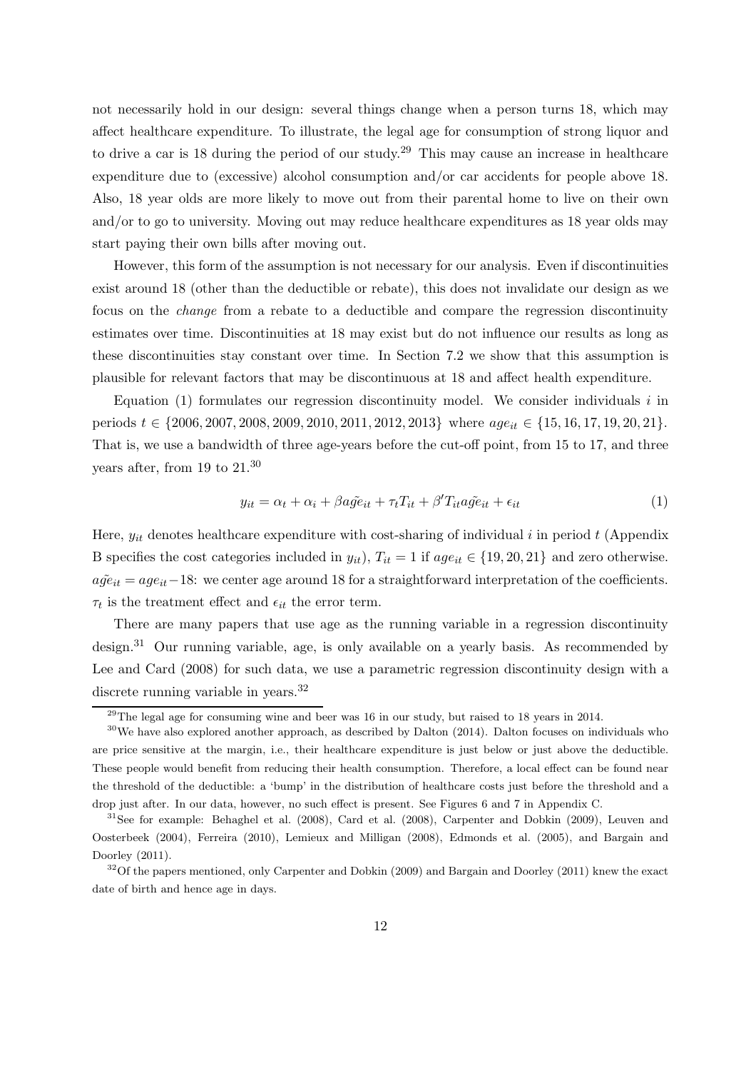not necessarily hold in our design: several things change when a person turns 18, which may affect healthcare expenditure. To illustrate, the legal age for consumption of strong liquor and to drive a car is 18 during the period of our study.[29] This may cause an increase in healthcare expenditure due to (excessive) alcohol consumption and/or car accidents for people above 18. Also, 18 year olds are more likely to move out from their parental home to live on their own and/or to go to university. Moving out may reduce healthcare expenditures as 18 year olds may start paying their own bills after moving out.

However, this form of the assumption is not necessary for our analysis. Even if discontinuities exist around 18 (other than the deductible or rebate), this does not invalidate our design as we focus on the *change* from a rebate to a deductible and compare the regression discontinuity estimates over time. Discontinuities at 18 may exist but do not influence our results as long as these discontinuities stay constant over time. In Section 7.2 we show that this assumption is plausible for relevant factors that may be discontinuous at 18 and affect health expenditure.

Equation (1) formulates our regression discontinuity model. We consider individuals $i$ in periods $t \in \{2006, 2007, 2008, 2009, 2010, 2011, 2012, 2013\}$ where $age_{it} \in \{15, 16, 17, 19, 20, 21\}$. That is, we use a bandwidth of three age-years before the cut-off point, from 15 to 17, and three years after, from 19 to 21.[30]

$$y_{it} = \alpha_t + \alpha_i + \beta \tilde{age}_{it} + \tau_t T_{it} + \beta' T_{it} \tilde{age}_{it} + \epsilon_{it} \tag{1}$$

Here, $y_{it}$ denotes healthcare expenditure with cost-sharing of individual $i$ in period $t$ (Appendix B specifies the cost categories included in $y_{it}$), $T_{it} = 1$ if $age_{it} \in \{19, 20, 21\}$ and zero otherwise. $\tilde{age}_{it} = age_{it} - 18$: we center age around 18 for a straightforward interpretation of the coefficients. $\tau_t$ is the treatment effect and $\epsilon_{it}$ the error term.

There are many papers that use age as the running variable in a regression discontinuity design.[31] Our running variable, age, is only available on a yearly basis. As recommended by Lee and Card (2008) for such data, we use a parametric regression discontinuity design with a discrete running variable in years.[32]

[29] The legal age for consuming wine and beer was 16 in our study, but raised to 18 years in 2014.

[30] We have also explored another approach, as described by Dalton (2014). Dalton focuses on individuals who are price sensitive at the margin, i.e., their healthcare expenditure is just below or just above the deductible. These people would benefit from reducing their health consumption. Therefore, a local effect can be found near the threshold of the deductible: a 'bump' in the distribution of healthcare costs just before the threshold and a drop just after. In our data, however, no such effect is present. See Figures 6 and 7 in Appendix C.

[31] See for example: Behaghel et al. (2008), Card et al. (2008), Carpenter and Dobkin (2009), Leuven and Oosterbeek (2004), Ferreira (2010), Lemieux and Milligan (2008), Edmonds et al. (2005), and Bargain and Doorley (2011).

[32] Of the papers mentioned, only Carpenter and Dobkin (2009) and Bargain and Doorley (2011) knew the exact date of birth and hence age in days.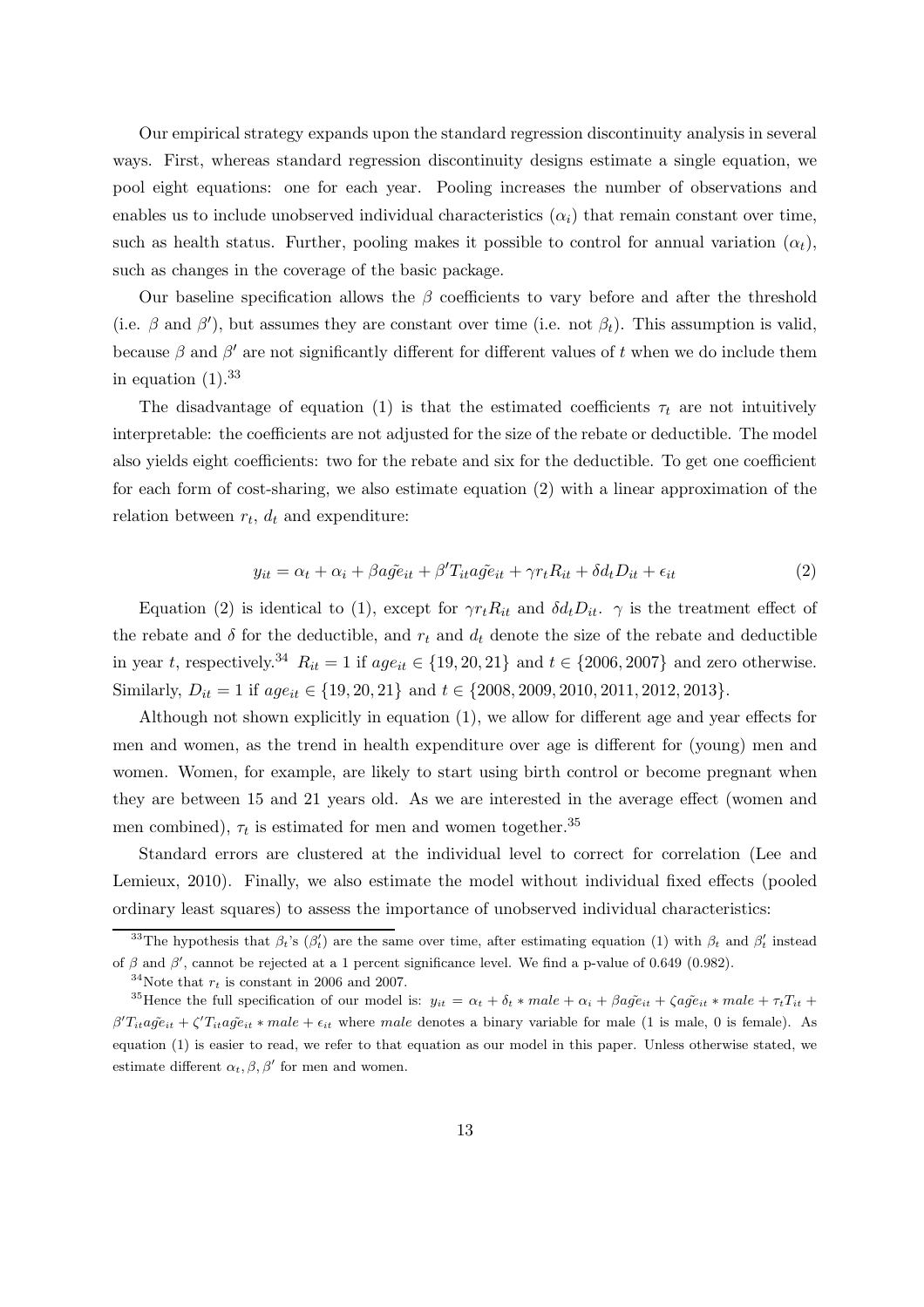Our empirical strategy expands upon the standard regression discontinuity analysis in several ways. First, whereas standard regression discontinuity designs estimate a single equation, we pool eight equations: one for each year. Pooling increases the number of observations and enables us to include unobserved individual characteristics ($\alpha_i$) that remain constant over time, such as health status. Further, pooling makes it possible to control for annual variation ($\alpha_t$), such as changes in the coverage of the basic package.

Our baseline specification allows the $\beta$ coefficients to vary before and after the threshold (i.e. $\beta$ and $\beta'$), but assumes they are constant over time (i.e. not $\beta_t$). This assumption is valid, because $\beta$ and $\beta'$ are not significantly different for different values of $t$ when we do include them in equation (1).[33]

The disadvantage of equation (1) is that the estimated coefficients $\tau_t$ are not intuitively interpretable: the coefficients are not adjusted for the size of the rebate or deductible. The model also yields eight coefficients: two for the rebate and six for the deductible. To get one coefficient for each form of cost-sharing, we also estimate equation (2) with a linear approximation of the relation between $r_t$, $d_t$ and expenditure:

$$y_{it} = \alpha_t + \alpha_i + \beta \tilde{age}_{it} + \beta' T_{it} \tilde{age}_{it} + \gamma r_t R_{it} + \delta d_t D_{it} + \epsilon_{it} \tag{2}$$

Equation (2) is identical to (1), except for $\gamma r_t R_{it}$ and $\delta d_t D_{it}$. $\gamma$ is the treatment effect of the rebate and $\delta$ for the deductible, and $r_t$ and $d_t$ denote the size of the rebate and deductible in year $t$, respectively.[34] $R_{it} = 1$ if $age_{it} \in \{19, 20, 21\}$ and $t \in \{2006, 2007\}$ and zero otherwise. Similarly, $D_{it} = 1$ if $age_{it} \in \{19, 20, 21\}$ and $t \in \{2008, 2009, 2010, 2011, 2012, 2013\}$.

Although not shown explicitly in equation (1), we allow for different age and year effects for men and women, as the trend in health expenditure over age is different for (young) men and women. Women, for example, are likely to start using birth control or become pregnant when they are between 15 and 21 years old. As we are interested in the average effect (women and men combined), $\tau_t$ is estimated for men and women together.[35]

Standard errors are clustered at the individual level to correct for correlation (Lee and Lemieux, 2010). Finally, we also estimate the model without individual fixed effects (pooled ordinary least squares) to assess the importance of unobserved individual characteristics:

[33] The hypothesis that $\beta_t$'s ($\beta_t'$) are the same over time, after estimating equation (1) with $\beta_t$ and $\beta_t'$ instead of $\beta$ and $\beta'$, cannot be rejected at a 1 percent significance level. We find a p-value of 0.649 (0.982).

[34] Note that $r_t$ is constant in 2006 and 2007.

[35] Hence the full specification of our model is: $y_{it} = \alpha_t + \delta_t * male + \alpha_i + \beta \tilde{age}_{it} + \zeta \tilde{age}_{it} * male + \tau_t T_{it} + \beta' T_{it} \tilde{age}_{it} + \zeta' T_{it} \tilde{age}_{it} * male + \epsilon_{it}$ where *male* denotes a binary variable for male (1 is male, 0 is female). As equation (1) is easier to read, we refer to that equation as our model in this paper. Unless otherwise stated, we estimate different $\alpha_t, \beta, \beta'$ for men and women.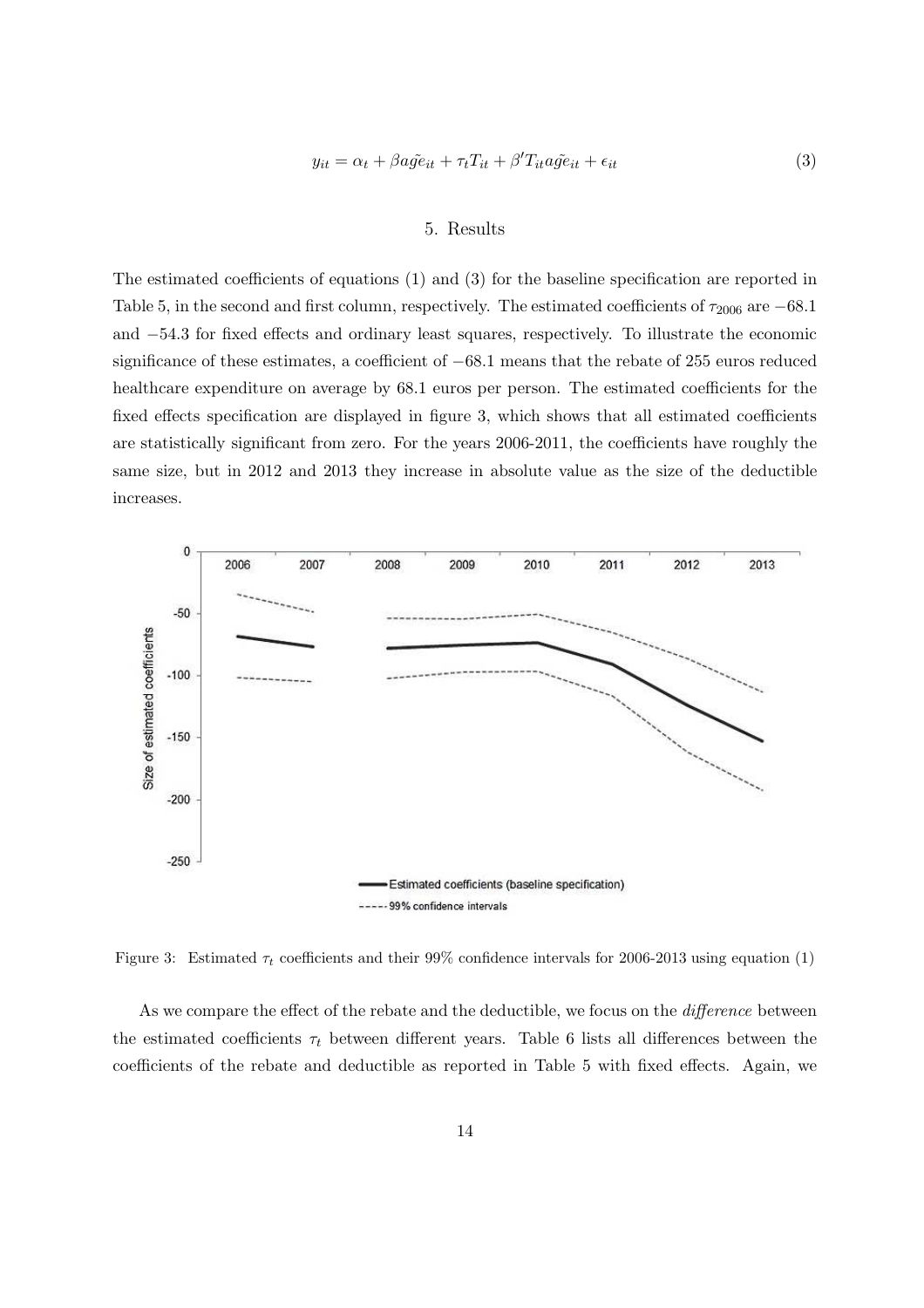$$y_{it} = \alpha_t + \beta a\tilde{g}e_{it} + \tau_t T_{it} + \beta' T_{it} a\tilde{g}e_{it} + \epsilon_{it} \tag{3}$$

## 5. Results

The estimated coefficients of equations (1) and (3) for the baseline specification are reported in Table 5, in the second and first column, respectively. The estimated coefficients of $\tau_{2006}$ are $-68.1$ and $-54.3$ for fixed effects and ordinary least squares, respectively. To illustrate the economic significance of these estimates, a coefficient of $-68.1$ means that the rebate of 255 euros reduced healthcare expenditure on average by 68.1 euros per person. The estimated coefficients for the fixed effects specification are displayed in figure 3, which shows that all estimated coefficients are statistically significant from zero. For the years 2006-2011, the coefficients have roughly the same size, but in 2012 and 2013 they increase in absolute value as the size of the deductible increases.

Figure 3: Estimated $\tau_t$ coefficients and their 99% confidence intervals for 2006-2013 using equation (1)

As we compare the effect of the rebate and the deductible, we focus on the *difference* between the estimated coefficients $\tau_t$ between different years. Table 6 lists all differences between the coefficients of the rebate and deductible as reported in Table 5 with fixed effects. Again, we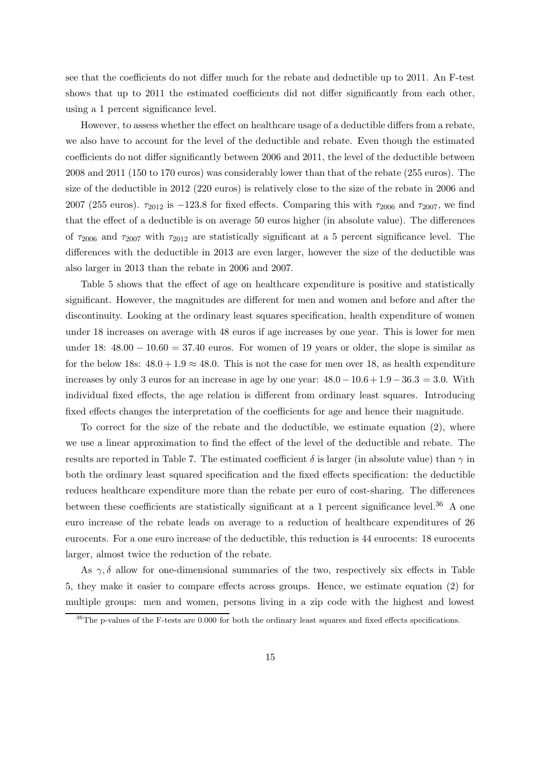see that the coefficients do not differ much for the rebate and deductible up to 2011. An F-test shows that up to 2011 the estimated coefficients did not differ significantly from each other, using a 1 percent significance level.

However, to assess whether the effect on healthcare usage of a deductible differs from a rebate, we also have to account for the level of the deductible and rebate. Even though the estimated coefficients do not differ significantly between 2006 and 2011, the level of the deductible between 2008 and 2011 (150 to 170 euros) was considerably lower than that of the rebate (255 euros). The size of the deductible in 2012 (220 euros) is relatively close to the size of the rebate in 2006 and 2007 (255 euros). $\tau_{2012}$ is $-123.8$ for fixed effects. Comparing this with $\tau_{2006}$ and $\tau_{2007}$, we find that the effect of a deductible is on average 50 euros higher (in absolute value). The differences of $\tau_{2006}$ and $\tau_{2007}$ with $\tau_{2012}$ are statistically significant at a 5 percent significance level. The differences with the deductible in 2013 are even larger, however the size of the deductible was also larger in 2013 than the rebate in 2006 and 2007.

Table 5 shows that the effect of age on healthcare expenditure is positive and statistically significant. However, the magnitudes are different for men and women and before and after the discontinuity. Looking at the ordinary least squares specification, health expenditure of women under 18 increases on average with 48 euros if age increases by one year. This is lower for men under 18: $48.00 - 10.60 = 37.40$ euros. For women of 19 years or older, the slope is similar as for the below 18s: $48.0 + 1.9 \approx 48.0$. This is not the case for men over 18, as health expenditure increases by only 3 euros for an increase in age by one year: $48.0 - 10.6 + 1.9 - 36.3 = 3.0$. With individual fixed effects, the age relation is different from ordinary least squares. Introducing fixed effects changes the interpretation of the coefficients for age and hence their magnitude.

To correct for the size of the rebate and the deductible, we estimate equation (2), where we use a linear approximation to find the effect of the level of the deductible and rebate. The results are reported in Table 7. The estimated coefficient $\delta$ is larger (in absolute value) than $\gamma$ in both the ordinary least squared specification and the fixed effects specification: the deductible reduces healthcare expenditure more than the rebate per euro of cost-sharing. The differences between these coefficients are statistically significant at a 1 percent significance level.[36] A one euro increase of the rebate leads on average to a reduction of healthcare expenditures of 26 eurocents. For a one euro increase of the deductible, this reduction is 44 eurocents: 18 eurocents larger, almost twice the reduction of the rebate.

As $\gamma, \delta$ allow for one-dimensional summaries of the two, respectively six effects in Table 5, they make it easier to compare effects across groups. Hence, we estimate equation (2) for multiple groups: men and women, persons living in a zip code with the highest and lowest

[36] The p-values of the F-tests are 0.000 for both the ordinary least squares and fixed effects specifications.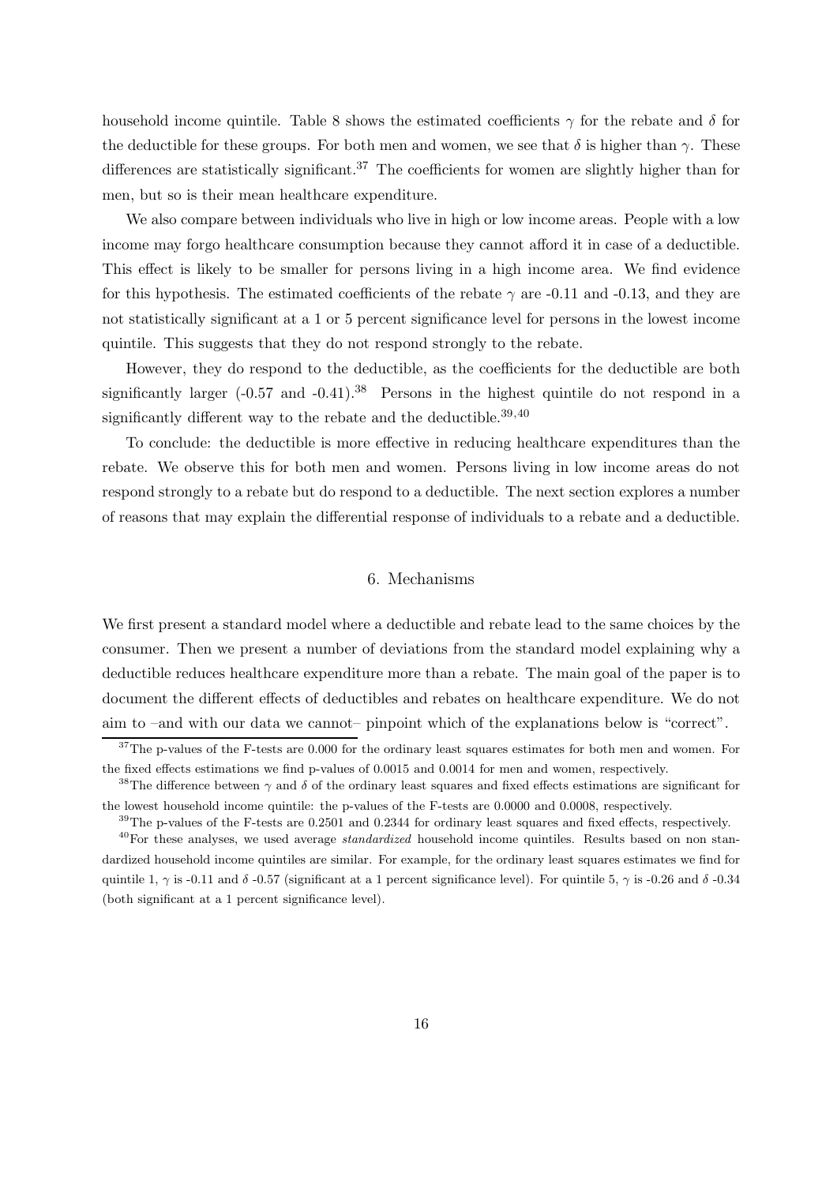household income quintile. Table 8 shows the estimated coefficients $\gamma$ for the rebate and $\delta$ for the deductible for these groups. For both men and women, we see that $\delta$ is higher than $\gamma$. These differences are statistically significant.[37] The coefficients for women are slightly higher than for men, but so is their mean healthcare expenditure.

We also compare between individuals who live in high or low income areas. People with a low income may forgo healthcare consumption because they cannot afford it in case of a deductible. This effect is likely to be smaller for persons living in a high income area. We find evidence for this hypothesis. The estimated coefficients of the rebate $\gamma$ are -0.11 and -0.13, and they are not statistically significant at a 1 or 5 percent significance level for persons in the lowest income quintile. This suggests that they do not respond strongly to the rebate.

However, they do respond to the deductible, as the coefficients for the deductible are both significantly larger (-0.57 and -0.41).[38] Persons in the highest quintile do not respond in a significantly different way to the rebate and the deductible.[39,40]

To conclude: the deductible is more effective in reducing healthcare expenditures than the rebate. We observe this for both men and women. Persons living in low income areas do not respond strongly to a rebate but do respond to a deductible. The next section explores a number of reasons that may explain the differential response of individuals to a rebate and a deductible.

## 6. Mechanisms

We first present a standard model where a deductible and rebate lead to the same choices by the consumer. Then we present a number of deviations from the standard model explaining why a deductible reduces healthcare expenditure more than a rebate. The main goal of the paper is to document the different effects of deductibles and rebates on healthcare expenditure. We do not aim to –and with our data we cannot– pinpoint which of the explanations below is "correct".

[37] The p-values of the F-tests are 0.000 for the ordinary least squares estimates for both men and women. For the fixed effects estimations we find p-values of 0.0015 and 0.0014 for men and women, respectively.

[38] The difference between $\gamma$ and $\delta$ of the ordinary least squares and fixed effects estimations are significant for the lowest household income quintile: the p-values of the F-tests are 0.0000 and 0.0008, respectively.

[39] The p-values of the F-tests are 0.2501 and 0.2344 for ordinary least squares and fixed effects, respectively.

[40] For these analyses, we used average *standardized* household income quintiles. Results based on non standardized household income quintiles are similar. For example, for the ordinary least squares estimates we find for quintile 1, $\gamma$ is -0.11 and $\delta$ -0.57 (significant at a 1 percent significance level). For quintile 5, $\gamma$ is -0.26 and $\delta$ -0.34 (both significant at a 1 percent significance level).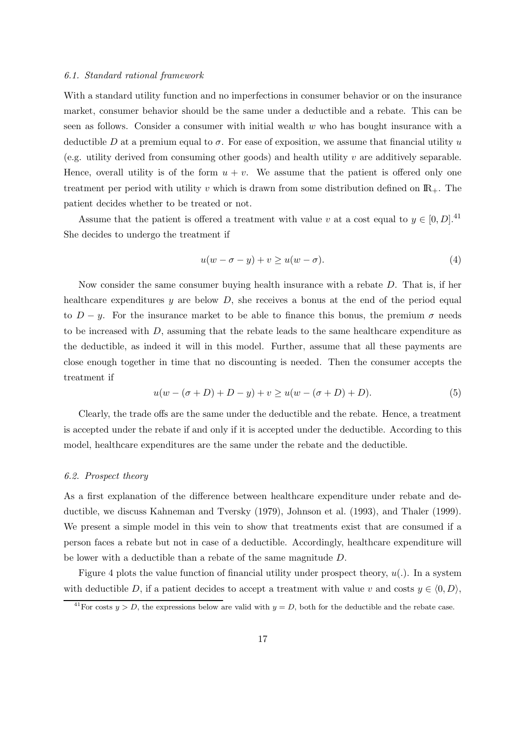### 6.1. Standard rational framework

With a standard utility function and no imperfections in consumer behavior or on the insurance market, consumer behavior should be the same under a deductible and a rebate. This can be seen as follows. Consider a consumer with initial wealth $w$ who has bought insurance with a deductible $D$ at a premium equal to $\sigma$. For ease of exposition, we assume that financial utility $u$ (e.g. utility derived from consuming other goods) and health utility $v$ are additively separable. Hence, overall utility is of the form $u + v$. We assume that the patient is offered only one treatment per period with utility $v$ which is drawn from some distribution defined on $\mathbb{R}_+$. The patient decides whether to be treated or not.

Assume that the patient is offered a treatment with value $v$ at a cost equal to $y \in [0, D]$.[41] She decides to undergo the treatment if

$$u(w - \sigma - y) + v \geq u(w - \sigma). \tag{4}$$

Now consider the same consumer buying health insurance with a rebate $D$. That is, if her healthcare expenditures $y$ are below $D$, she receives a bonus at the end of the period equal to $D - y$. For the insurance market to be able to finance this bonus, the premium $\sigma$ needs to be increased with $D$, assuming that the rebate leads to the same healthcare expenditure as the deductible, as indeed it will in this model. Further, assume that all these payments are close enough together in time that no discounting is needed. Then the consumer accepts the treatment if

$$u(w - (\sigma + D) + D - y) + v \geq u(w - (\sigma + D) + D). \tag{5}$$

Clearly, the trade offs are the same under the deductible and the rebate. Hence, a treatment is accepted under the rebate if and only if it is accepted under the deductible. According to this model, healthcare expenditures are the same under the rebate and the deductible.

### 6.2. Prospect theory

As a first explanation of the difference between healthcare expenditure under rebate and deductible, we discuss Kahneman and Tversky (1979), Johnson et al. (1993), and Thaler (1999). We present a simple model in this vein to show that treatments exist that are consumed if a person faces a rebate but not in case of a deductible. Accordingly, healthcare expenditure will be lower with a deductible than a rebate of the same magnitude $D$.

Figure 4 plots the value function of financial utility under prospect theory, $u(.)$. In a system with deductible $D$, if a patient decides to accept a treatment with value $v$ and costs $y \in \langle 0, D \rangle$,

[41] For costs $y > D$, the expressions below are valid with $y = D$, both for the deductible and the rebate case.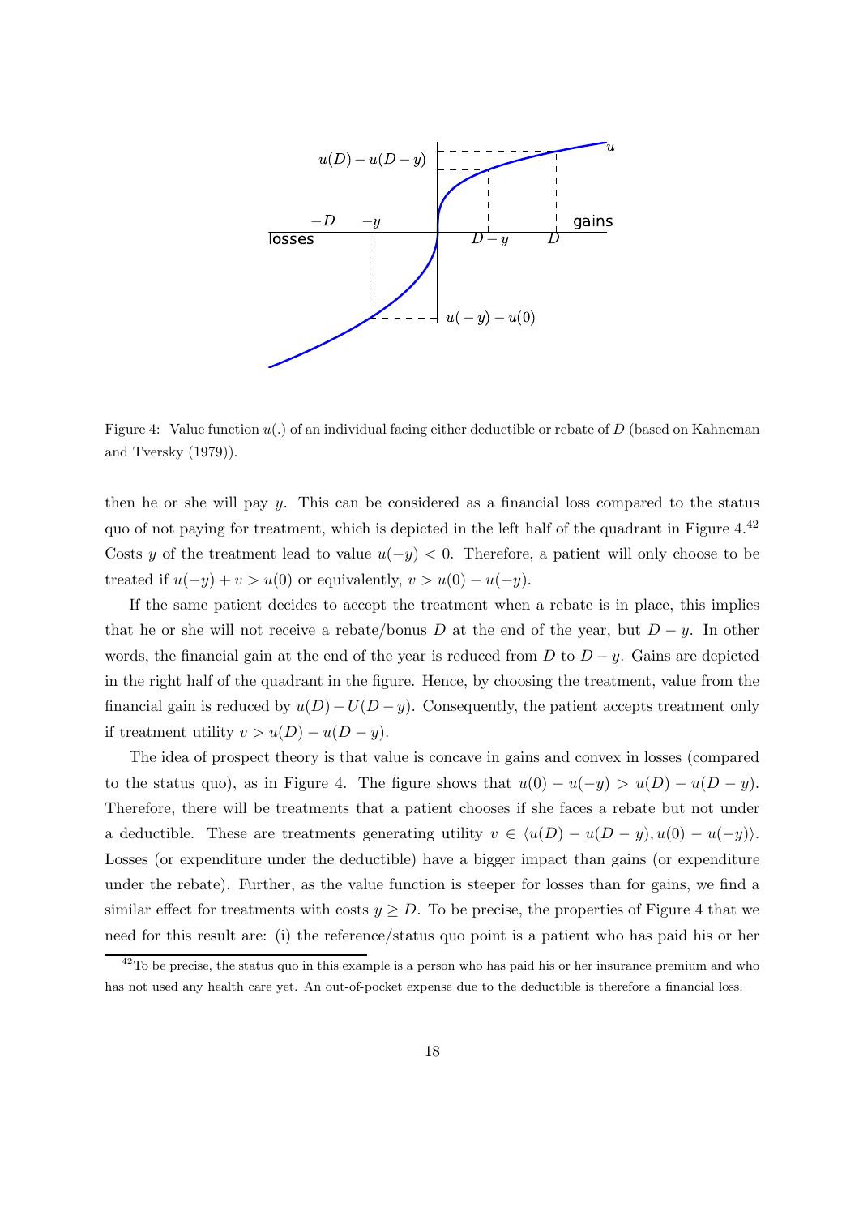Figure 4: Value function $u(.)$ of an individual facing either deductible or rebate of $D$ (based on Kahneman and Tversky (1979)).

then he or she will pay $y$. This can be considered as a financial loss compared to the status quo of not paying for treatment, which is depicted in the left half of the quadrant in Figure 4.[42] Costs $y$ of the treatment lead to value $u(-y) < 0$. Therefore, a patient will only choose to be treated if $u(-y) + v > u(0)$ or equivalently, $v > u(0) - u(-y)$.

If the same patient decides to accept the treatment when a rebate is in place, this implies that he or she will not receive a rebate/bonus $D$ at the end of the year, but $D - y$. In other words, the financial gain at the end of the year is reduced from $D$ to $D - y$. Gains are depicted in the right half of the quadrant in the figure. Hence, by choosing the treatment, value from the financial gain is reduced by $u(D) - U(D - y)$. Consequently, the patient accepts treatment only if treatment utility $v > u(D) - u(D - y)$.

The idea of prospect theory is that value is concave in gains and convex in losses (compared to the status quo), as in Figure 4. The figure shows that $u(0) - u(-y) > u(D) - u(D - y)$. Therefore, there will be treatments that a patient chooses if she faces a rebate but not under a deductible. These are treatments generating utility $v \in \langle u(D) - u(D - y), u(0) - u(-y) \rangle$. Losses (or expenditure under the deductible) have a bigger impact than gains (or expenditure under the rebate). Further, as the value function is steeper for losses than for gains, we find a similar effect for treatments with costs $y \geq D$. To be precise, the properties of Figure 4 that we need for this result are: (i) the reference/status quo point is a patient who has paid his or her

[42] To be precise, the status quo in this example is a person who has paid his or her insurance premium and who has not used any health care yet. An out-of-pocket expense due to the deductible is therefore a financial loss.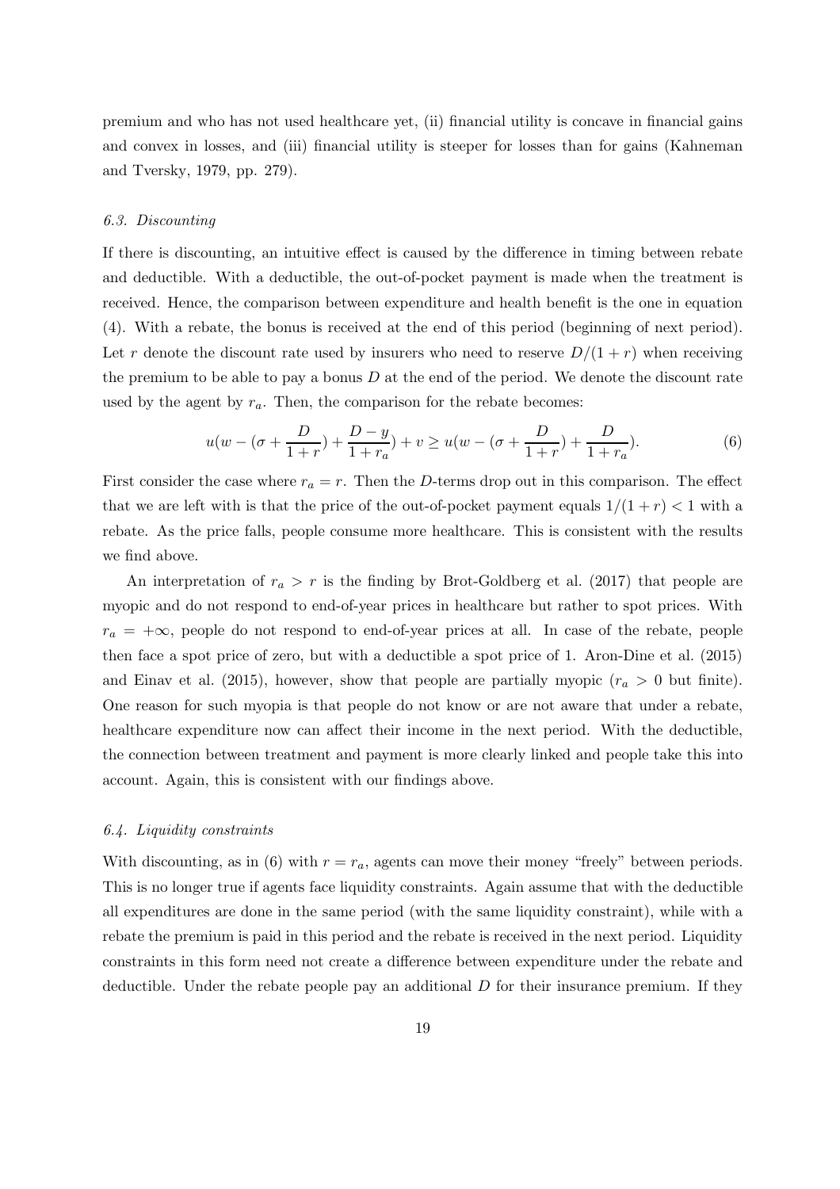premium and who has not used healthcare yet, (ii) financial utility is concave in financial gains and convex in losses, and (iii) financial utility is steeper for losses than for gains (Kahneman and Tversky, 1979, pp. 279).

### *6.3. Discounting*

If there is discounting, an intuitive effect is caused by the difference in timing between rebate and deductible. With a deductible, the out-of-pocket payment is made when the treatment is received. Hence, the comparison between expenditure and health benefit is the one in equation (4). With a rebate, the bonus is received at the end of this period (beginning of next period). Let $r$ denote the discount rate used by insurers who need to reserve $D/(1+r)$ when receiving the premium to be able to pay a bonus $D$ at the end of the period. We denote the discount rate used by the agent by $r_a$. Then, the comparison for the rebate becomes:

$$u(w - (\sigma + \frac{D}{1+r}) + \frac{D-y}{1+r_a}) + v \geq u(w - (\sigma + \frac{D}{1+r}) + \frac{D}{1+r_a}). \tag{6}$$

First consider the case where $r_a = r$. Then the $D$-terms drop out in this comparison. The effect that we are left with is that the price of the out-of-pocket payment equals $1/(1+r) < 1$ with a rebate. As the price falls, people consume more healthcare. This is consistent with the results we find above.

An interpretation of $r_a > r$ is the finding by Brot-Goldberg et al. (2017) that people are myopic and do not respond to end-of-year prices in healthcare but rather to spot prices. With $r_a = +\infty$, people do not respond to end-of-year prices at all. In case of the rebate, people then face a spot price of zero, but with a deductible a spot price of 1. Aron-Dine et al. (2015) and Einav et al. (2015), however, show that people are partially myopic ($r_a > 0$ but finite). One reason for such myopia is that people do not know or are not aware that under a rebate, healthcare expenditure now can affect their income in the next period. With the deductible, the connection between treatment and payment is more clearly linked and people take this into account. Again, this is consistent with our findings above.

### *6.4. Liquidity constraints*

With discounting, as in (6) with $r = r_a$, agents can move their money "freely" between periods. This is no longer true if agents face liquidity constraints. Again assume that with the deductible all expenditures are done in the same period (with the same liquidity constraint), while with a rebate the premium is paid in this period and the rebate is received in the next period. Liquidity constraints in this form need not create a difference between expenditure under the rebate and deductible. Under the rebate people pay an additional $D$ for their insurance premium. If they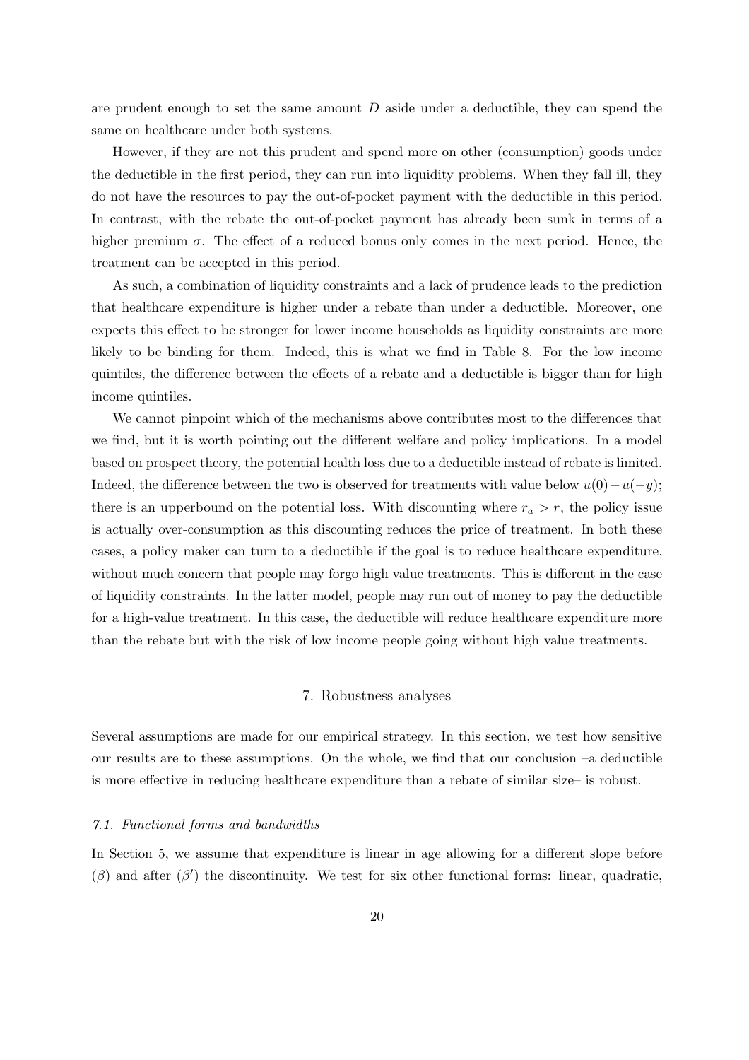are prudent enough to set the same amount $D$ aside under a deductible, they can spend the same on healthcare under both systems.

However, if they are not this prudent and spend more on other (consumption) goods under the deductible in the first period, they can run into liquidity problems. When they fall ill, they do not have the resources to pay the out-of-pocket payment with the deductible in this period. In contrast, with the rebate the out-of-pocket payment has already been sunk in terms of a higher premium $\sigma$. The effect of a reduced bonus only comes in the next period. Hence, the treatment can be accepted in this period.

As such, a combination of liquidity constraints and a lack of prudence leads to the prediction that healthcare expenditure is higher under a rebate than under a deductible. Moreover, one expects this effect to be stronger for lower income households as liquidity constraints are more likely to be binding for them. Indeed, this is what we find in Table 8. For the low income quintiles, the difference between the effects of a rebate and a deductible is bigger than for high income quintiles.

We cannot pinpoint which of the mechanisms above contributes most to the differences that we find, but it is worth pointing out the different welfare and policy implications. In a model based on prospect theory, the potential health loss due to a deductible instead of rebate is limited. Indeed, the difference between the two is observed for treatments with value below $u(0) - u(-y)$; there is an upperbound on the potential loss. With discounting where $r_a > r$, the policy issue is actually over-consumption as this discounting reduces the price of treatment. In both these cases, a policy maker can turn to a deductible if the goal is to reduce healthcare expenditure, without much concern that people may forgo high value treatments. This is different in the case of liquidity constraints. In the latter model, people may run out of money to pay the deductible for a high-value treatment. In this case, the deductible will reduce healthcare expenditure more than the rebate but with the risk of low income people going without high value treatments.

## 7. Robustness analyses

Several assumptions are made for our empirical strategy. In this section, we test how sensitive our results are to these assumptions. On the whole, we find that our conclusion –a deductible is more effective in reducing healthcare expenditure than a rebate of similar size– is robust.

### *7.1. Functional forms and bandwidths*

In Section 5, we assume that expenditure is linear in age allowing for a different slope before ($\beta$) and after ($\beta'$) the discontinuity. We test for six other functional forms: linear, quadratic,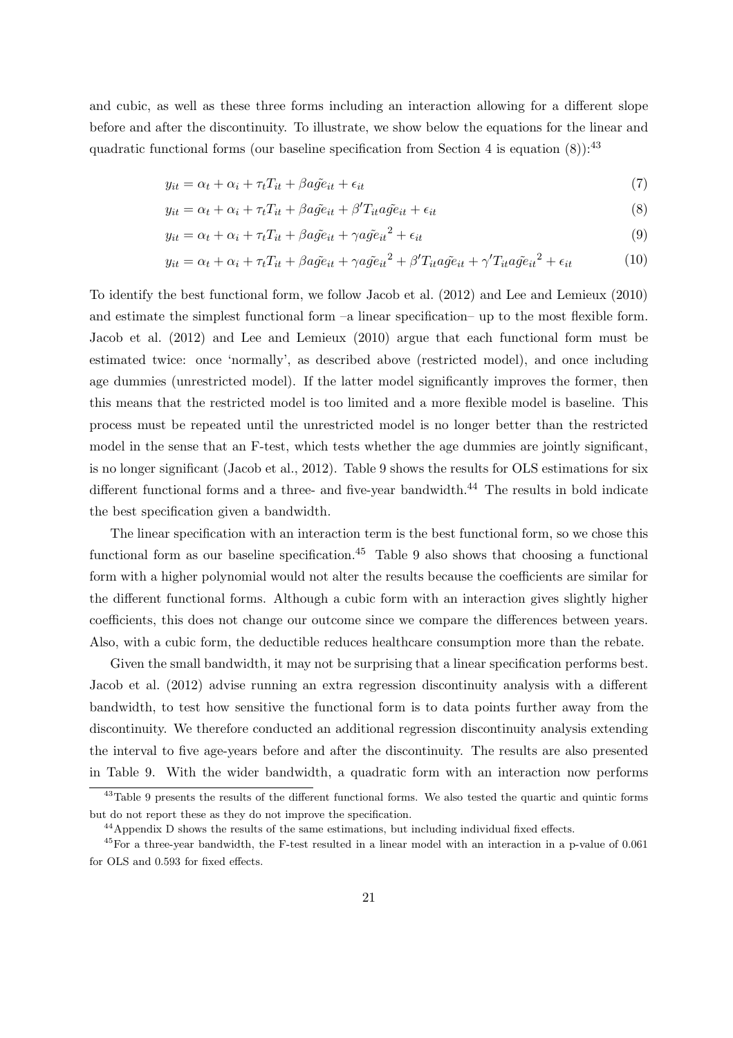and cubic, as well as these three forms including an interaction allowing for a different slope before and after the discontinuity. To illustrate, we show below the equations for the linear and quadratic functional forms (our baseline specification from Section 4 is equation (8)):[43]

$$y_{it} = \alpha_t + \alpha_i + \tau_t T_{it} + \beta \tilde{age}_{it} + \epsilon_{it} \tag{7}$$

$$y_{it} = \alpha_t + \alpha_i + \tau_t T_{it} + \beta \tilde{age}_{it} + \beta' T_{it} \tilde{age}_{it} + \epsilon_{it} \tag{8}$$

$$y_{it} = \alpha_t + \alpha_i + \tau_t T_{it} + \beta \tilde{age}_{it} + \gamma \tilde{age}_{it}^2 + \epsilon_{it} \tag{9}$$

$$y_{it} = \alpha_t + \alpha_i + \tau_t T_{it} + \beta \tilde{age}_{it} + \gamma \tilde{age}_{it}^2 + \beta' T_{it} \tilde{age}_{it} + \gamma' T_{it} \tilde{age}_{it}^2 + \epsilon_{it} \tag{10}$$

To identify the best functional form, we follow Jacob et al. (2012) and Lee and Lemieux (2010) and estimate the simplest functional form –a linear specification– up to the most flexible form. Jacob et al. (2012) and Lee and Lemieux (2010) argue that each functional form must be estimated twice: once 'normally', as described above (restricted model), and once including age dummies (unrestricted model). If the latter model significantly improves the former, then this means that the restricted model is too limited and a more flexible model is baseline. This process must be repeated until the unrestricted model is no longer better than the restricted model in the sense that an F-test, which tests whether the age dummies are jointly significant, is no longer significant (Jacob et al., 2012). Table 9 shows the results for OLS estimations for six different functional forms and a three- and five-year bandwidth.[44] The results in bold indicate the best specification given a bandwidth.

The linear specification with an interaction term is the best functional form, so we chose this functional form as our baseline specification.[45] Table 9 also shows that choosing a functional form with a higher polynomial would not alter the results because the coefficients are similar for the different functional forms. Although a cubic form with an interaction gives slightly higher coefficients, this does not change our outcome since we compare the differences between years. Also, with a cubic form, the deductible reduces healthcare consumption more than the rebate.

Given the small bandwidth, it may not be surprising that a linear specification performs best. Jacob et al. (2012) advise running an extra regression discontinuity analysis with a different bandwidth, to test how sensitive the functional form is to data points further away from the discontinuity. We therefore conducted an additional regression discontinuity analysis extending the interval to five age-years before and after the discontinuity. The results are also presented in Table 9. With the wider bandwidth, a quadratic form with an interaction now performs

[43] Table 9 presents the results of the different functional forms. We also tested the quartic and quintic forms but do not report these as they do not improve the specification.

[44] Appendix D shows the results of the same estimations, but including individual fixed effects.

[45] For a three-year bandwidth, the F-test resulted in a linear model with an interaction in a p-value of 0.061 for OLS and 0.593 for fixed effects.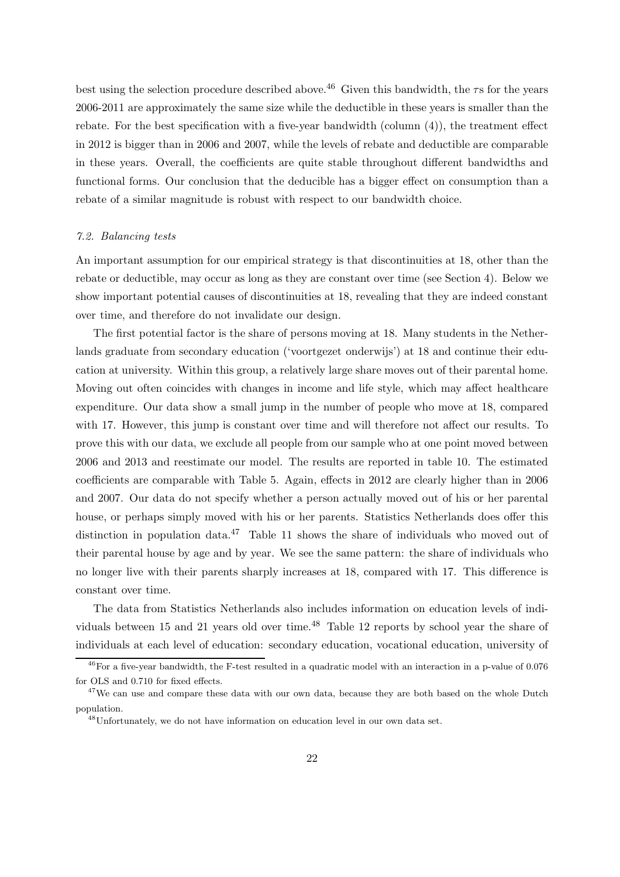best using the selection procedure described above.[46] Given this bandwidth, the $\tau$s for the years 2006-2011 are approximately the same size while the deductible in these years is smaller than the rebate. For the best specification with a five-year bandwidth (column (4)), the treatment effect in 2012 is bigger than in 2006 and 2007, while the levels of rebate and deductible are comparable in these years. Overall, the coefficients are quite stable throughout different bandwidths and functional forms. Our conclusion that the deducible has a bigger effect on consumption than a rebate of a similar magnitude is robust with respect to our bandwidth choice.

### *7.2. Balancing tests*

An important assumption for our empirical strategy is that discontinuities at 18, other than the rebate or deductible, may occur as long as they are constant over time (see Section 4). Below we show important potential causes of discontinuities at 18, revealing that they are indeed constant over time, and therefore do not invalidate our design.

The first potential factor is the share of persons moving at 18. Many students in the Netherlands graduate from secondary education ('voortgezet onderwijs') at 18 and continue their education at university. Within this group, a relatively large share moves out of their parental home. Moving out often coincides with changes in income and life style, which may affect healthcare expenditure. Our data show a small jump in the number of people who move at 18, compared with 17. However, this jump is constant over time and will therefore not affect our results. To prove this with our data, we exclude all people from our sample who at one point moved between 2006 and 2013 and reestimate our model. The results are reported in table 10. The estimated coefficients are comparable with Table 5. Again, effects in 2012 are clearly higher than in 2006 and 2007. Our data do not specify whether a person actually moved out of his or her parental house, or perhaps simply moved with his or her parents. Statistics Netherlands does offer this distinction in population data.[47] Table 11 shows the share of individuals who moved out of their parental house by age and by year. We see the same pattern: the share of individuals who no longer live with their parents sharply increases at 18, compared with 17. This difference is constant over time.

The data from Statistics Netherlands also includes information on education levels of individuals between 15 and 21 years old over time.[48] Table 12 reports by school year the share of individuals at each level of education: secondary education, vocational education, university of

---

[46] For a five-year bandwidth, the F-test resulted in a quadratic model with an interaction in a p-value of 0.076 for OLS and 0.710 for fixed effects.

[47] We can use and compare these data with our own data, because they are both based on the whole Dutch population.

[48] Unfortunately, we do not have information on education level in our own data set.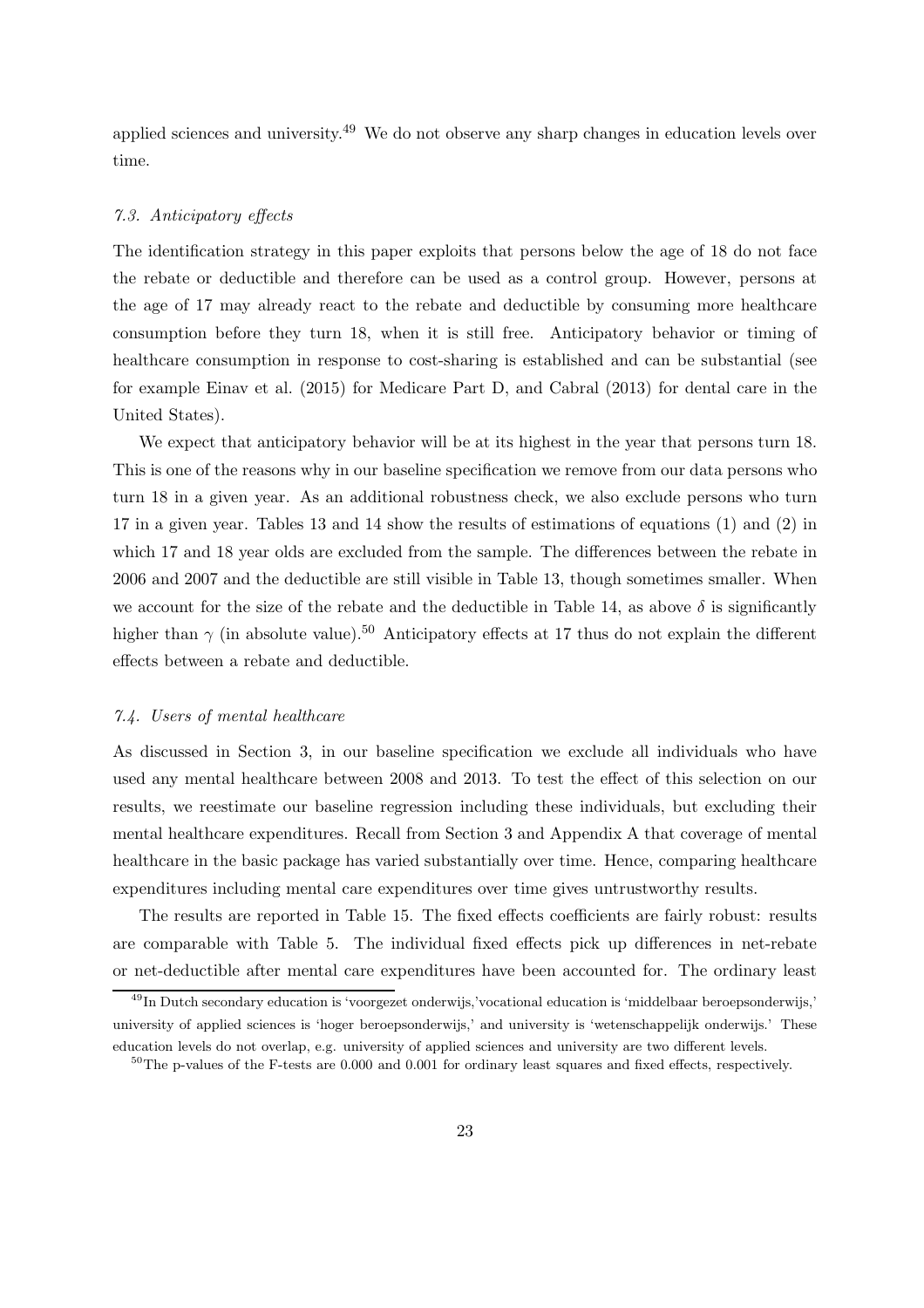applied sciences and university.[49] We do not observe any sharp changes in education levels over time.

### *7.3. Anticipatory effects*

The identification strategy in this paper exploits that persons below the age of 18 do not face the rebate or deductible and therefore can be used as a control group. However, persons at the age of 17 may already react to the rebate and deductible by consuming more healthcare consumption before they turn 18, when it is still free. Anticipatory behavior or timing of healthcare consumption in response to cost-sharing is established and can be substantial (see for example Einav et al. (2015) for Medicare Part D, and Cabral (2013) for dental care in the United States).

We expect that anticipatory behavior will be at its highest in the year that persons turn 18. This is one of the reasons why in our baseline specification we remove from our data persons who turn 18 in a given year. As an additional robustness check, we also exclude persons who turn 17 in a given year. Tables 13 and 14 show the results of estimations of equations (1) and (2) in which 17 and 18 year olds are excluded from the sample. The differences between the rebate in 2006 and 2007 and the deductible are still visible in Table 13, though sometimes smaller. When we account for the size of the rebate and the deductible in Table 14, as above $\delta$ is significantly higher than $\gamma$ (in absolute value).[50] Anticipatory effects at 17 thus do not explain the different effects between a rebate and deductible.

### *7.4. Users of mental healthcare*

As discussed in Section 3, in our baseline specification we exclude all individuals who have used any mental healthcare between 2008 and 2013. To test the effect of this selection on our results, we reestimate our baseline regression including these individuals, but excluding their mental healthcare expenditures. Recall from Section 3 and Appendix A that coverage of mental healthcare in the basic package has varied substantially over time. Hence, comparing healthcare expenditures including mental care expenditures over time gives untrustworthy results.

The results are reported in Table 15. The fixed effects coefficients are fairly robust: results are comparable with Table 5. The individual fixed effects pick up differences in net-rebate or net-deductible after mental care expenditures have been accounted for. The ordinary least

[49] In Dutch secondary education is 'voorgezet onderwijs,'vocational education is 'middelbaar beroepsonderwijs,' university of applied sciences is 'hoger beroepsonderwijs,' and university is 'wetenschappelijk onderwijs.' These education levels do not overlap, e.g. university of applied sciences and university are two different levels.

[50] The p-values of the F-tests are 0.000 and 0.001 for ordinary least squares and fixed effects, respectively.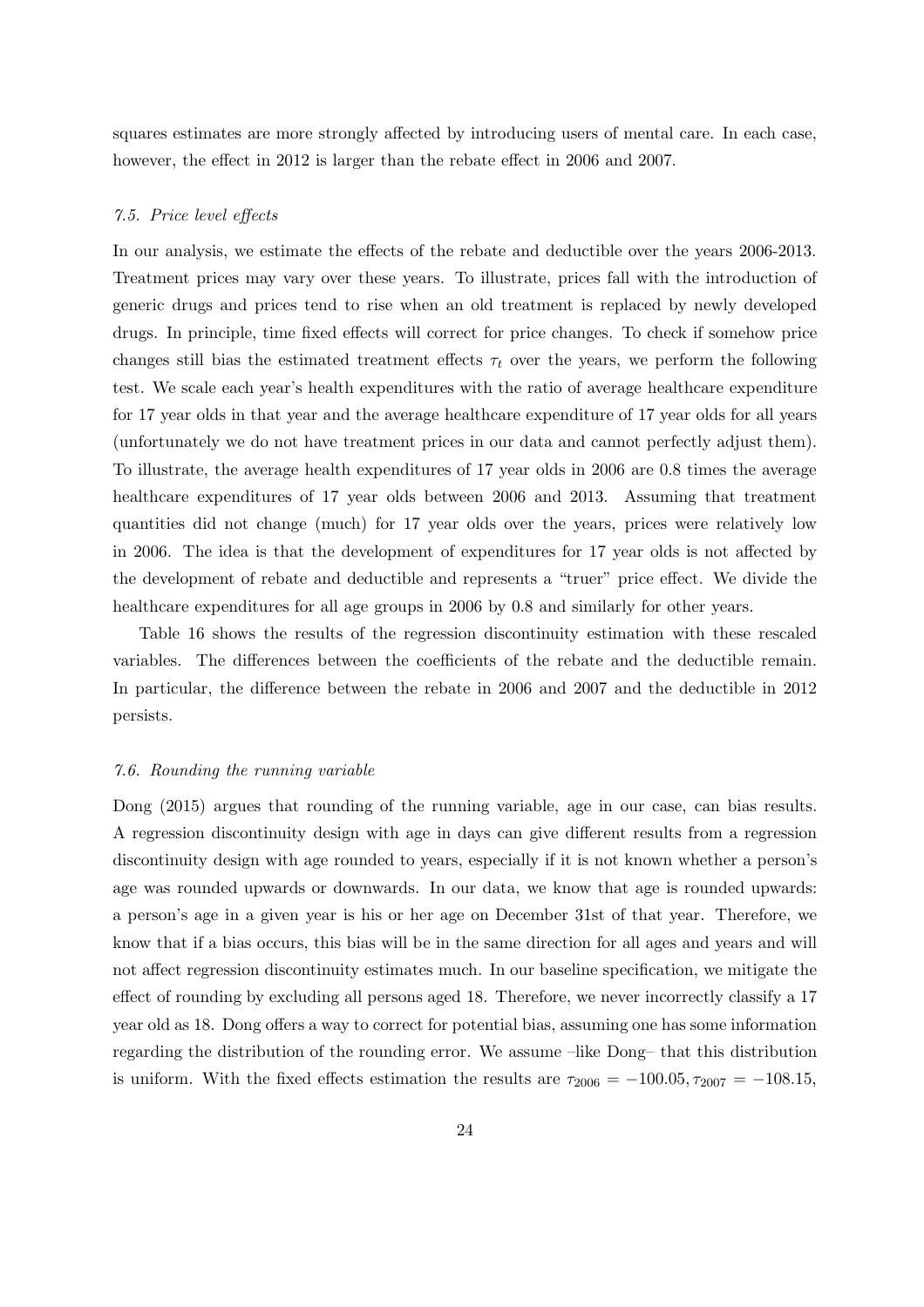squares estimates are more strongly affected by introducing users of mental care. In each case, however, the effect in 2012 is larger than the rebate effect in 2006 and 2007.

### *7.5. Price level effects*

In our analysis, we estimate the effects of the rebate and deductible over the years 2006-2013. Treatment prices may vary over these years. To illustrate, prices fall with the introduction of generic drugs and prices tend to rise when an old treatment is replaced by newly developed drugs. In principle, time fixed effects will correct for price changes. To check if somehow price changes still bias the estimated treatment effects $\tau_t$ over the years, we perform the following test. We scale each year's health expenditures with the ratio of average healthcare expenditure for 17 year olds in that year and the average healthcare expenditure of 17 year olds for all years (unfortunately we do not have treatment prices in our data and cannot perfectly adjust them). To illustrate, the average health expenditures of 17 year olds in 2006 are 0.8 times the average healthcare expenditures of 17 year olds between 2006 and 2013. Assuming that treatment quantities did not change (much) for 17 year olds over the years, prices were relatively low in 2006. The idea is that the development of expenditures for 17 year olds is not affected by the development of rebate and deductible and represents a "truer" price effect. We divide the healthcare expenditures for all age groups in 2006 by 0.8 and similarly for other years.

Table 16 shows the results of the regression discontinuity estimation with these rescaled variables. The differences between the coefficients of the rebate and the deductible remain. In particular, the difference between the rebate in 2006 and 2007 and the deductible in 2012 persists.

### *7.6. Rounding the running variable*

Dong (2015) argues that rounding of the running variable, age in our case, can bias results. A regression discontinuity design with age in days can give different results from a regression discontinuity design with age rounded to years, especially if it is not known whether a person's age was rounded upwards or downwards. In our data, we know that age is rounded upwards: a person's age in a given year is his or her age on December 31st of that year. Therefore, we know that if a bias occurs, this bias will be in the same direction for all ages and years and will not affect regression discontinuity estimates much. In our baseline specification, we mitigate the effect of rounding by excluding all persons aged 18. Therefore, we never incorrectly classify a 17 year old as 18. Dong offers a way to correct for potential bias, assuming one has some information regarding the distribution of the rounding error. We assume –like Dong– that this distribution is uniform. With the fixed effects estimation the results are $\tau_{2006} = -100.05, \tau_{2007} = -108.15,$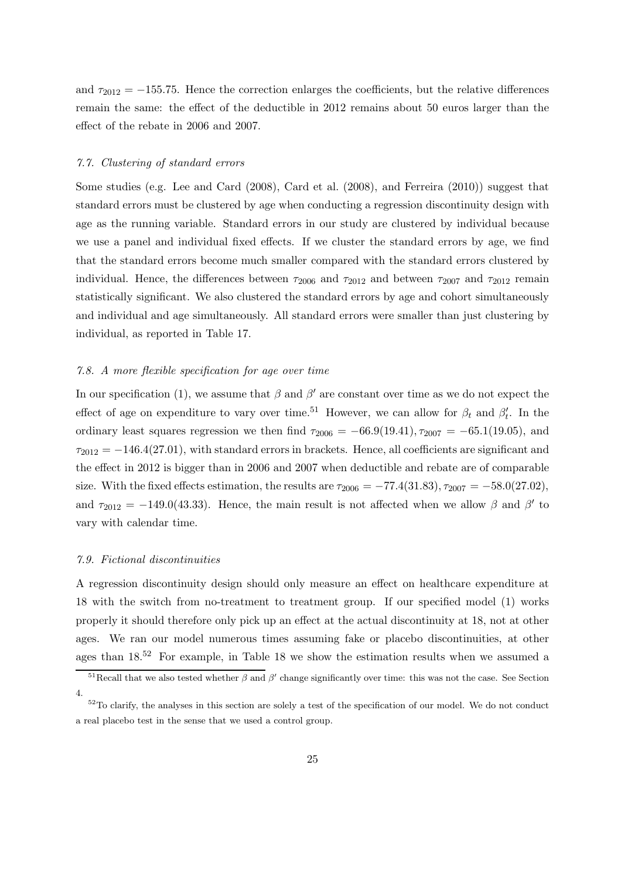and $\tau_{2012} = -155.75$. Hence the correction enlarges the coefficients, but the relative differences remain the same: the effect of the deductible in 2012 remains about 50 euros larger than the effect of the rebate in 2006 and 2007.

### *7.7. Clustering of standard errors*

Some studies (e.g. Lee and Card (2008), Card et al. (2008), and Ferreira (2010)) suggest that standard errors must be clustered by age when conducting a regression discontinuity design with age as the running variable. Standard errors in our study are clustered by individual because we use a panel and individual fixed effects. If we cluster the standard errors by age, we find that the standard errors become much smaller compared with the standard errors clustered by individual. Hence, the differences between $\tau_{2006}$ and $\tau_{2012}$ and between $\tau_{2007}$ and $\tau_{2012}$ remain statistically significant. We also clustered the standard errors by age and cohort simultaneously and individual and age simultaneously. All standard errors were smaller than just clustering by individual, as reported in Table 17.

### *7.8. A more flexible specification for age over time*

In our specification (1), we assume that $\beta$ and $\beta'$ are constant over time as we do not expect the effect of age on expenditure to vary over time.[51] However, we can allow for $\beta_t$ and $\beta'_t$. In the ordinary least squares regression we then find $\tau_{2006} = -66.9(19.41), \tau_{2007} = -65.1(19.05)$, and $\tau_{2012} = -146.4(27.01)$, with standard errors in brackets. Hence, all coefficients are significant and the effect in 2012 is bigger than in 2006 and 2007 when deductible and rebate are of comparable size. With the fixed effects estimation, the results are $\tau_{2006} = -77.4(31.83), \tau_{2007} = -58.0(27.02)$, and $\tau_{2012} = -149.0(43.33)$. Hence, the main result is not affected when we allow $\beta$ and $\beta'$ to vary with calendar time.

### *7.9. Fictional discontinuities*

A regression discontinuity design should only measure an effect on healthcare expenditure at 18 with the switch from no-treatment to treatment group. If our specified model (1) works properly it should therefore only pick up an effect at the actual discontinuity at 18, not at other ages. We ran our model numerous times assuming fake or placebo discontinuities, at other ages than 18.[52] For example, in Table 18 we show the estimation results when we assumed a

[51] Recall that we also tested whether $\beta$ and $\beta'$ change significantly over time: this was not the case. See Section 4.

[52] To clarify, the analyses in this section are solely a test of the specification of our model. We do not conduct a real placebo test in the sense that we used a control group.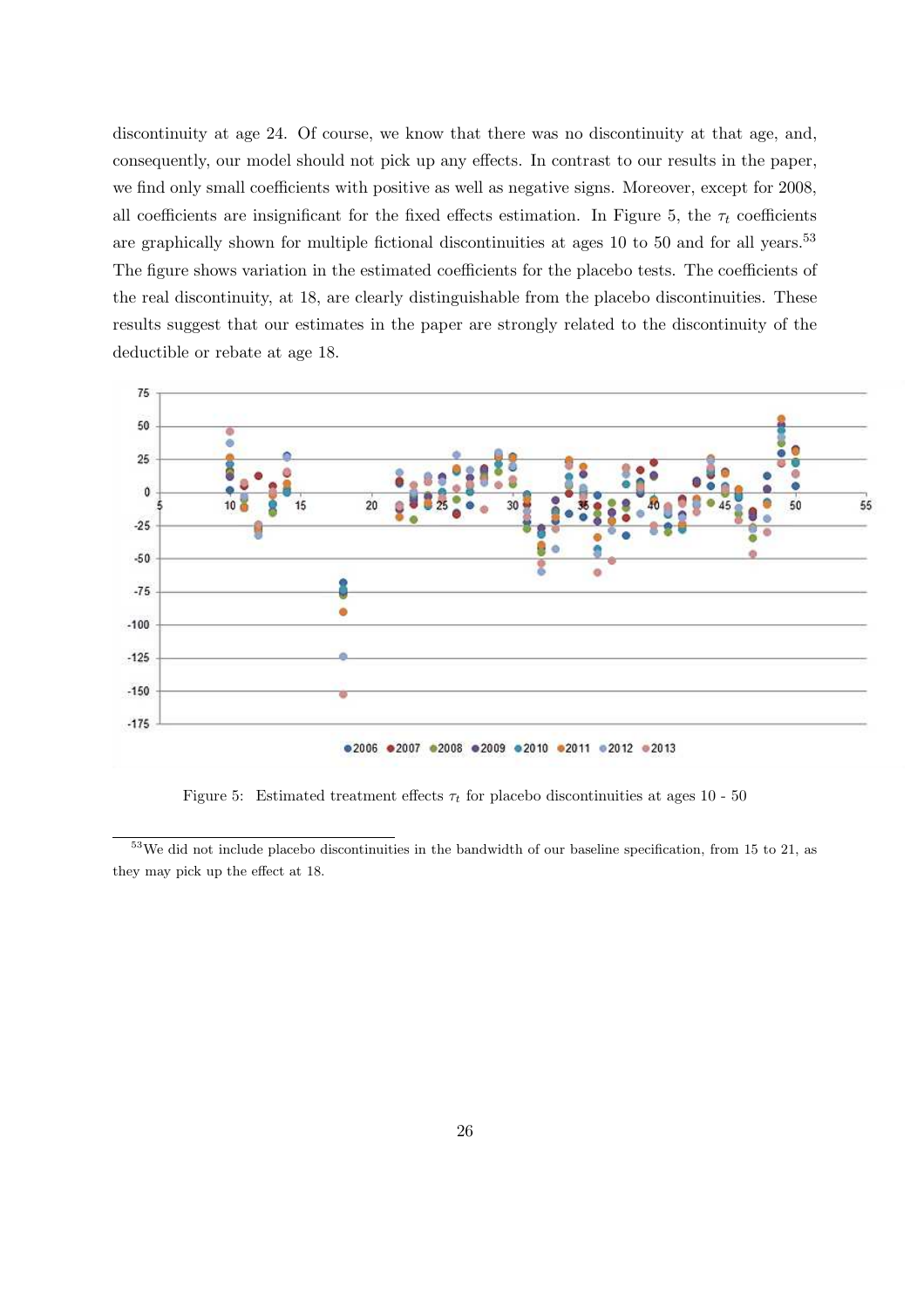discontinuity at age 24. Of course, we know that there was no discontinuity at that age, and, consequently, our model should not pick up any effects. In contrast to our results in the paper, we find only small coefficients with positive as well as negative signs. Moreover, except for 2008, all coefficients are insignificant for the fixed effects estimation. In Figure 5, the $\tau_t$ coefficients are graphically shown for multiple fictional discontinuities at ages 10 to 50 and for all years.[53] The figure shows variation in the estimated coefficients for the placebo tests. The coefficients of the real discontinuity, at 18, are clearly distinguishable from the placebo discontinuities. These results suggest that our estimates in the paper are strongly related to the discontinuity of the deductible or rebate at age 18.

Figure 5: Estimated treatment effects $\tau_t$ for placebo discontinuities at ages 10 - 50

[53] We did not include placebo discontinuities in the bandwidth of our baseline specification, from 15 to 21, as they may pick up the effect at 18.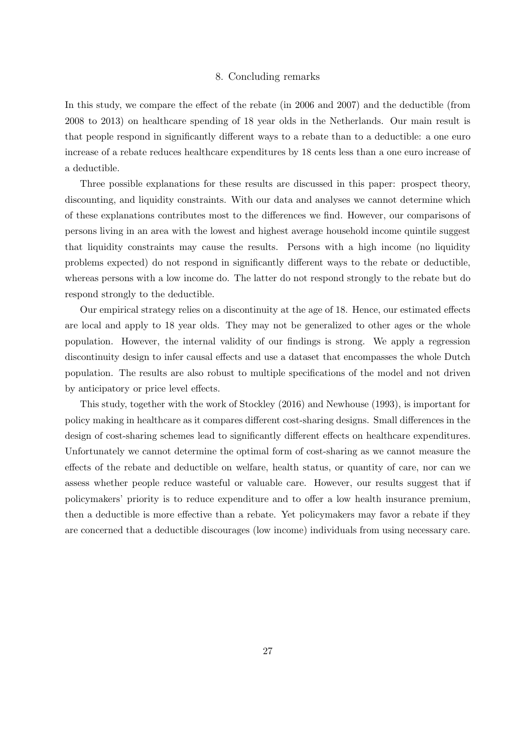## 8. Concluding remarks

In this study, we compare the effect of the rebate (in 2006 and 2007) and the deductible (from 2008 to 2013) on healthcare spending of 18 year olds in the Netherlands. Our main result is that people respond in significantly different ways to a rebate than to a deductible: a one euro increase of a rebate reduces healthcare expenditures by 18 cents less than a one euro increase of a deductible.

Three possible explanations for these results are discussed in this paper: prospect theory, discounting, and liquidity constraints. With our data and analyses we cannot determine which of these explanations contributes most to the differences we find. However, our comparisons of persons living in an area with the lowest and highest average household income quintile suggest that liquidity constraints may cause the results. Persons with a high income (no liquidity problems expected) do not respond in significantly different ways to the rebate or deductible, whereas persons with a low income do. The latter do not respond strongly to the rebate but do respond strongly to the deductible.

Our empirical strategy relies on a discontinuity at the age of 18. Hence, our estimated effects are local and apply to 18 year olds. They may not be generalized to other ages or the whole population. However, the internal validity of our findings is strong. We apply a regression discontinuity design to infer causal effects and use a dataset that encompasses the whole Dutch population. The results are also robust to multiple specifications of the model and not driven by anticipatory or price level effects.

This study, together with the work of Stockley (2016) and Newhouse (1993), is important for policy making in healthcare as it compares different cost-sharing designs. Small differences in the design of cost-sharing schemes lead to significantly different effects on healthcare expenditures. Unfortunately we cannot determine the optimal form of cost-sharing as we cannot measure the effects of the rebate and deductible on welfare, health status, or quantity of care, nor can we assess whether people reduce wasteful or valuable care. However, our results suggest that if policymakers' priority is to reduce expenditure and to offer a low health insurance premium, then a deductible is more effective than a rebate. Yet policymakers may favor a rebate if they are concerned that a deductible discourages (low income) individuals from using necessary care.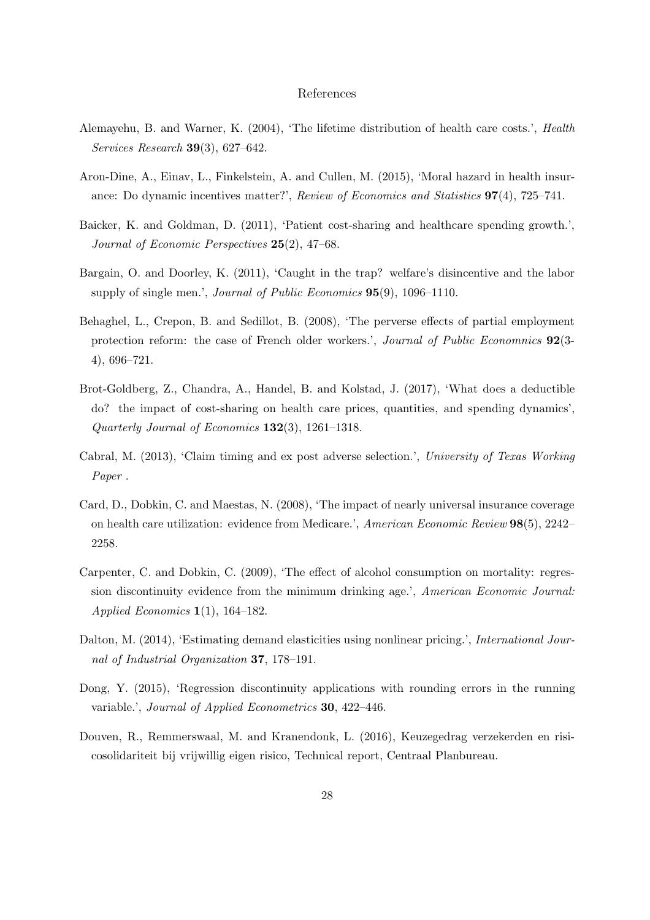# References

Alemayehu, B. and Warner, K. (2004), 'The lifetime distribution of health care costs.', *Health Services Research* **39**(3), 627–642.

Aron-Dine, A., Einav, L., Finkelstein, A. and Cullen, M. (2015), 'Moral hazard in health insurance: Do dynamic incentives matter?', *Review of Economics and Statistics* **97**(4), 725–741.

Baicker, K. and Goldman, D. (2011), 'Patient cost-sharing and healthcare spending growth.', *Journal of Economic Perspectives* **25**(2), 47–68.

Bargain, O. and Doorley, K. (2011), 'Caught in the trap? welfare's disincentive and the labor supply of single men.', *Journal of Public Economics* **95**(9), 1096–1110.

Behaghel, L., Crepon, B. and Sedillot, B. (2008), 'The perverse effects of partial employment protection reform: the case of French older workers.', *Journal of Public Economnics* **92**(3-4), 696–721.

Brot-Goldberg, Z., Chandra, A., Handel, B. and Kolstad, J. (2017), 'What does a deductible do? the impact of cost-sharing on health care prices, quantities, and spending dynamics', *Quarterly Journal of Economics* **132**(3), 1261–1318.

Cabral, M. (2013), 'Claim timing and ex post adverse selection.', *University of Texas Working Paper* .

Card, D., Dobkin, C. and Maestas, N. (2008), 'The impact of nearly universal insurance coverage on health care utilization: evidence from Medicare.', *American Economic Review* **98**(5), 2242–2258.

Carpenter, C. and Dobkin, C. (2009), 'The effect of alcohol consumption on mortality: regression discontinuity evidence from the minimum drinking age.', *American Economic Journal: Applied Economics* **1**(1), 164–182.

Dalton, M. (2014), 'Estimating demand elasticities using nonlinear pricing.', *International Journal of Industrial Organization* **37**, 178–191.

Dong, Y. (2015), 'Regression discontinuity applications with rounding errors in the running variable.', *Journal of Applied Econometrics* **30**, 422–446.

Douven, R., Remmerswaal, M. and Kranendonk, L. (2016), Keuzegedrag verzekerden en risicosolidariteit bij vrijwillig eigen risico, Technical report, Centraal Planbureau.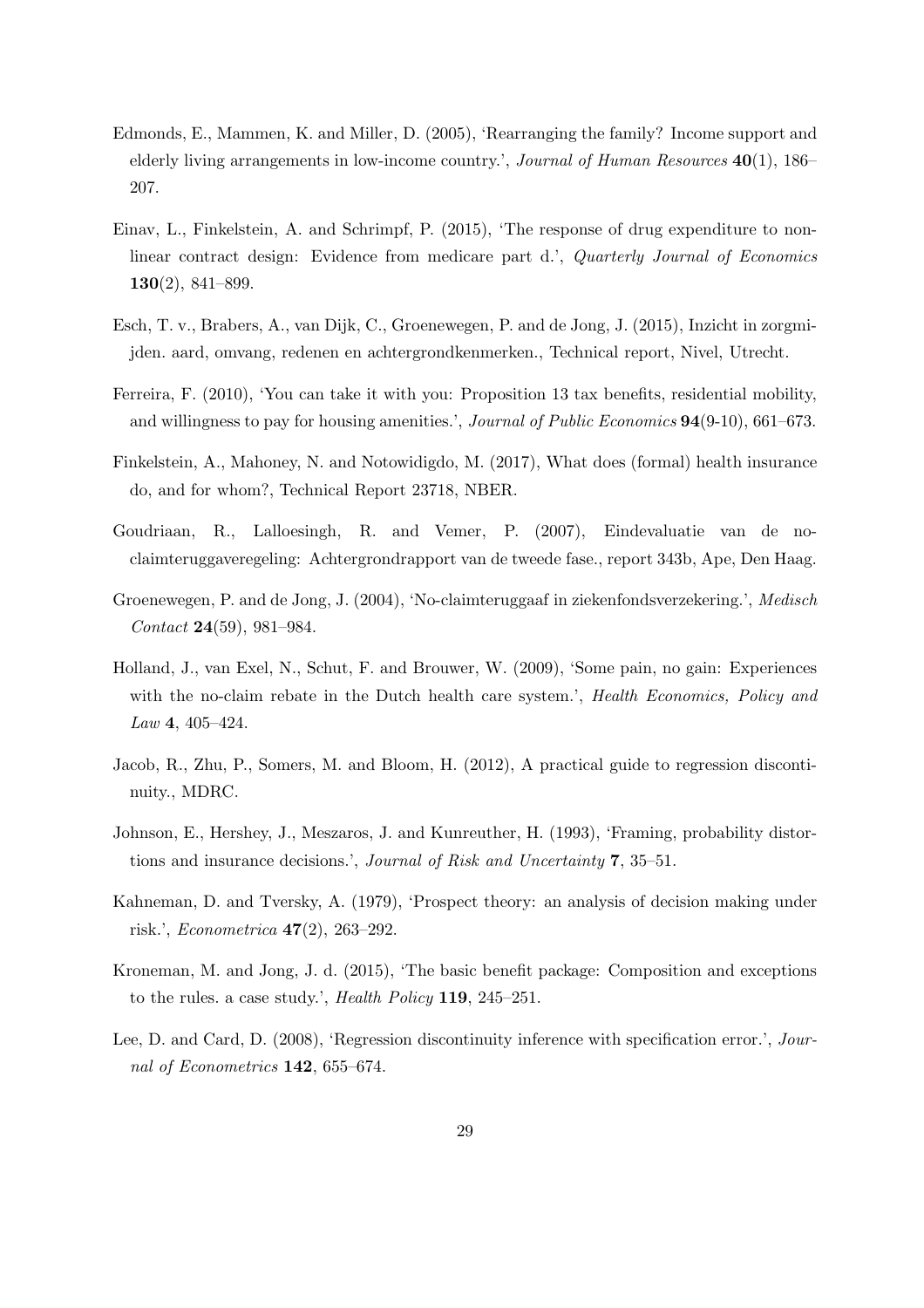Edmonds, E., Mammen, K. and Miller, D. (2005), 'Rearranging the family? Income support and elderly living arrangements in low-income country.', *Journal of Human Resources* **40**(1), 186–207.

Einav, L., Finkelstein, A. and Schrimpf, P. (2015), 'The response of drug expenditure to non-linear contract design: Evidence from medicare part d.', *Quarterly Journal of Economics* **130**(2), 841–899.

Esch, T. v., Brabers, A., van Dijk, C., Groenewegen, P. and de Jong, J. (2015), Inzicht in zorgmijden. aard, omvang, redenen en achtergrondkenmerken., Technical report, Nivel, Utrecht.

Ferreira, F. (2010), 'You can take it with you: Proposition 13 tax benefits, residential mobility, and willingness to pay for housing amenities.', *Journal of Public Economics* **94**(9-10), 661–673.

Finkelstein, A., Mahoney, N. and Notowidigdo, M. (2017), What does (formal) health insurance do, and for whom?, Technical Report 23718, NBER.

Goudriaan, R., Lalloesingh, R. and Vemer, P. (2007), Eindevaluatie van de no-claimteruggaveregeling: Achtergrondrapport van de tweede fase., report 343b, Ape, Den Haag.

Groenewegen, P. and de Jong, J. (2004), 'No-claimteruggaaf in ziekenfondsverzekering.', *Medisch Contact* **24**(59), 981–984.

Holland, J., van Exel, N., Schut, F. and Brouwer, W. (2009), 'Some pain, no gain: Experiences with the no-claim rebate in the Dutch health care system.', *Health Economics, Policy and Law* **4**, 405–424.

Jacob, R., Zhu, P., Somers, M. and Bloom, H. (2012), A practical guide to regression discontinuity., MDRC.

Johnson, E., Hershey, J., Meszaros, J. and Kunreuther, H. (1993), 'Framing, probability distortions and insurance decisions.', *Journal of Risk and Uncertainty* **7**, 35–51.

Kahneman, D. and Tversky, A. (1979), 'Prospect theory: an analysis of decision making under risk.', *Econometrica* **47**(2), 263–292.

Kroneman, M. and Jong, J. d. (2015), 'The basic benefit package: Composition and exceptions to the rules. a case study.', *Health Policy* **119**, 245–251.

Lee, D. and Card, D. (2008), 'Regression discontinuity inference with specification error.', *Journal of Econometrics* **142**, 655–674.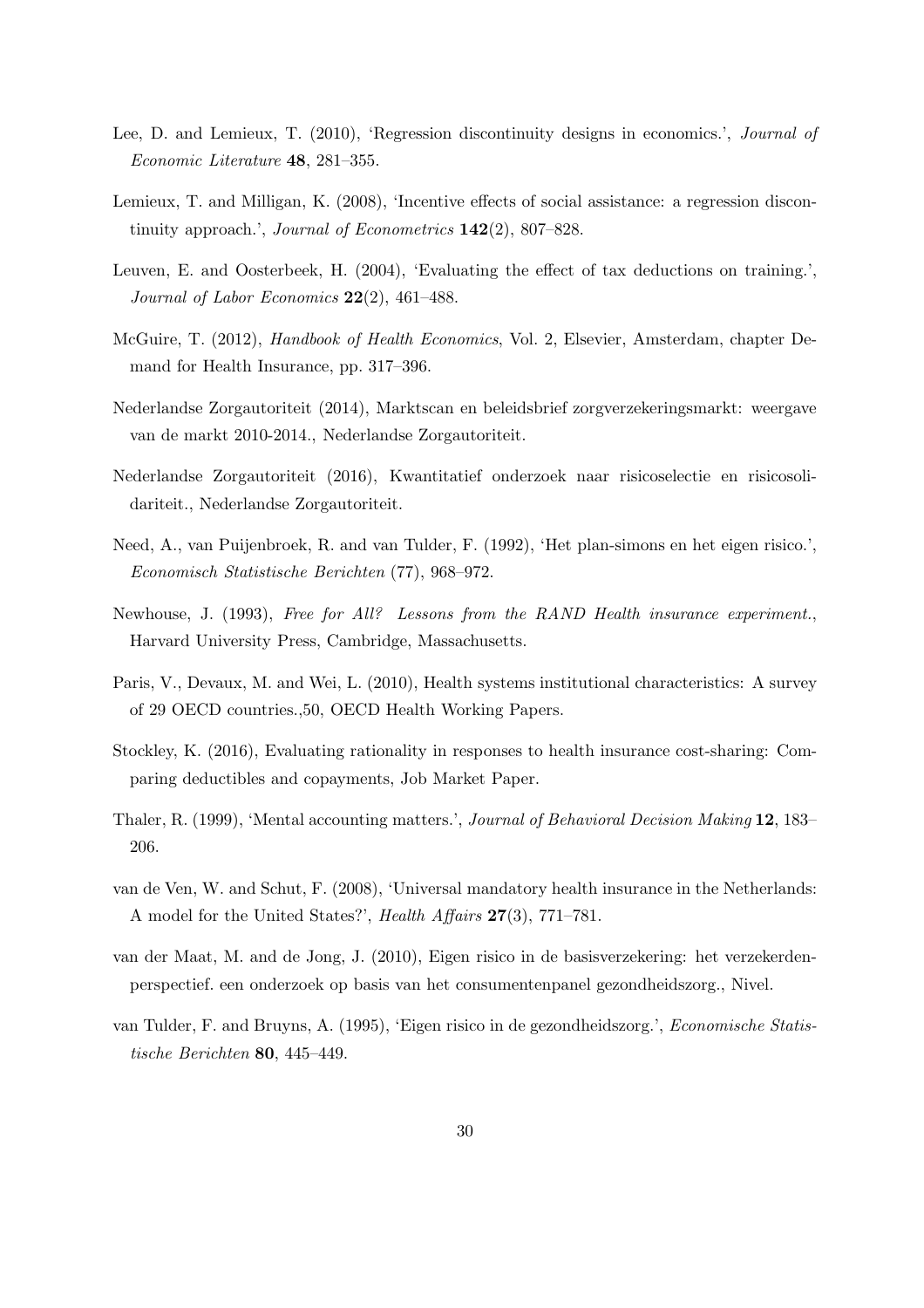Lee, D. and Lemieux, T. (2010), 'Regression discontinuity designs in economics.', *Journal of Economic Literature* **48**, 281–355.

Lemieux, T. and Milligan, K. (2008), 'Incentive effects of social assistance: a regression discontinuity approach.', *Journal of Econometrics* **142**(2), 807–828.

Leuven, E. and Oosterbeek, H. (2004), 'Evaluating the effect of tax deductions on training.', *Journal of Labor Economics* **22**(2), 461–488.

McGuire, T. (2012), *Handbook of Health Economics*, Vol. 2, Elsevier, Amsterdam, chapter Demand for Health Insurance, pp. 317–396.

Nederlandse Zorgautoriteit (2014), Marktscan en beleidsbrief zorgverzekeringsmarkt: weergave van de markt 2010-2014., Nederlandse Zorgautoriteit.

Nederlandse Zorgautoriteit (2016), Kwantitatief onderzoek naar risicoselectie en risicosolidariteit., Nederlandse Zorgautoriteit.

Need, A., van Puijenbroek, R. and van Tulder, F. (1992), 'Het plan-simons en het eigen risico.', *Economisch Statistische Berichten* (77), 968–972.

Newhouse, J. (1993), *Free for All? Lessons from the RAND Health insurance experiment.*, Harvard University Press, Cambridge, Massachusetts.

Paris, V., Devaux, M. and Wei, L. (2010), Health systems institutional characteristics: A survey of 29 OECD countries.,50, OECD Health Working Papers.

Stockley, K. (2016), Evaluating rationality in responses to health insurance cost-sharing: Comparing deductibles and copayments, Job Market Paper.

Thaler, R. (1999), 'Mental accounting matters.', *Journal of Behavioral Decision Making* **12**, 183–206.

van de Ven, W. and Schut, F. (2008), 'Universal mandatory health insurance in the Netherlands: A model for the United States?', *Health Affairs* **27**(3), 771–781.

van der Maat, M. and de Jong, J. (2010), Eigen risico in de basisverzekering: het verzekerdenperspectief. een onderzoek op basis van het consumentenpanel gezondheidszorg., Nivel.

van Tulder, F. and Bruyns, A. (1995), 'Eigen risico in de gezondheidszorg.', *Economische Statistische Berichten* **80**, 445–449.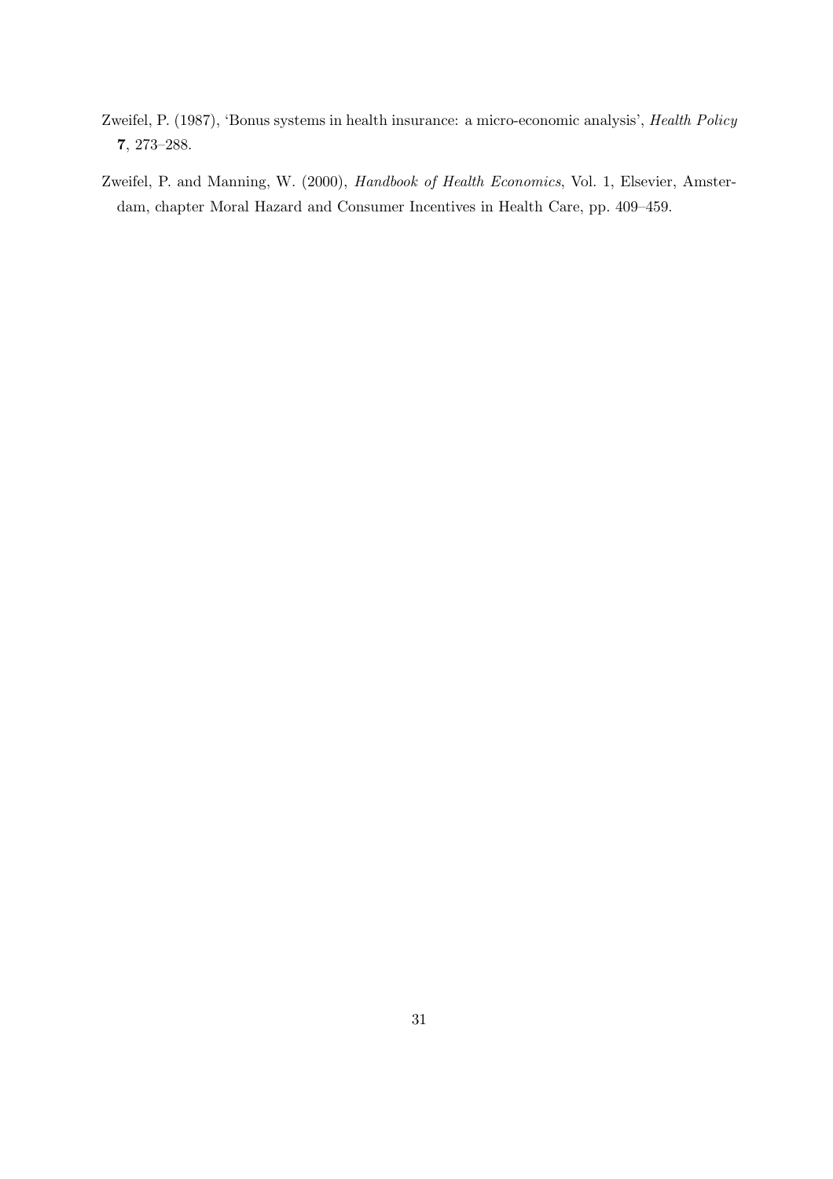Zweifel, P. (1987), 'Bonus systems in health insurance: a micro-economic analysis', *Health Policy* **7**, 273–288.

Zweifel, P. and Manning, W. (2000), *Handbook of Health Economics*, Vol. 1, Elsevier, Amsterdam, chapter Moral Hazard and Consumer Incentives in Health Care, pp. 409–459.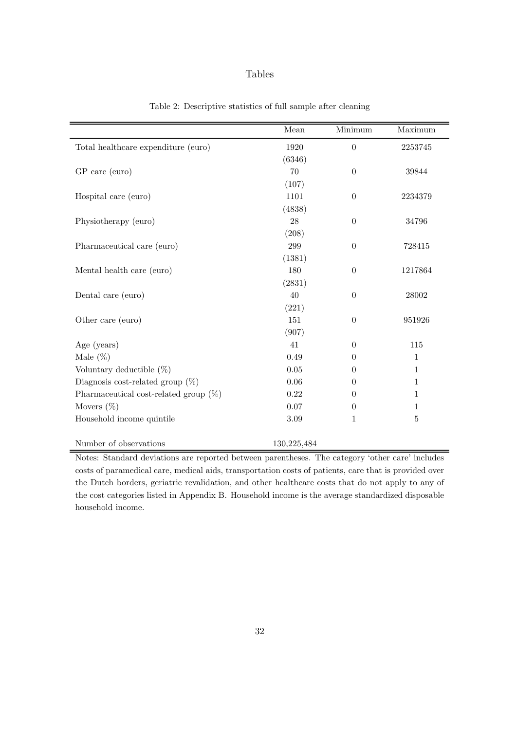# Tables

Table 2: Descriptive statistics of full sample after cleaning

| | Mean | Minimum | Maximum |
|---|---|---|---|
| Total healthcare expenditure (euro) | 1920 | 0 | 2253745 |
| | (6346) | | |
| GP care (euro) | 70 | 0 | 39844 |
| | (107) | | |
| Hospital care (euro) | 1101 | 0 | 2234379 |
| | (4838) | | |
| Physiotherapy (euro) | 28 | 0 | 34796 |
| | (208) | | |
| Pharmaceutical care (euro) | 299 | 0 | 728415 |
| | (1381) | | |
| Mental health care (euro) | 180 | 0 | 1217864 |
| | (2831) | | |
| Dental care (euro) | 40 | 0 | 28002 |
| | (221) | | |
| Other care (euro) | 151 | 0 | 951926 |
| | (907) | | |
| Age (years) | 41 | 0 | 115 |
| Male (%) | 0.49 | 0 | 1 |
| Voluntary deductible (%) | 0.05 | 0 | 1 |
| Diagnosis cost-related group (%) | 0.06 | 0 | 1 |
| Pharmaceutical cost-related group (%) | 0.22 | 0 | 1 |
| Movers (%) | 0.07 | 0 | 1 |
| Household income quintile | 3.09 | 1 | 5 |
| | | | |
| Number of observations | 130,225,484 | | |

Notes: Standard deviations are reported between parentheses. The category 'other care' includes costs of paramedical care, medical aids, transportation costs of patients, care that is provided over the Dutch borders, geriatric revalidation, and other healthcare costs that do not apply to any of the cost categories listed in Appendix B. Household income is the average standardized disposable household income.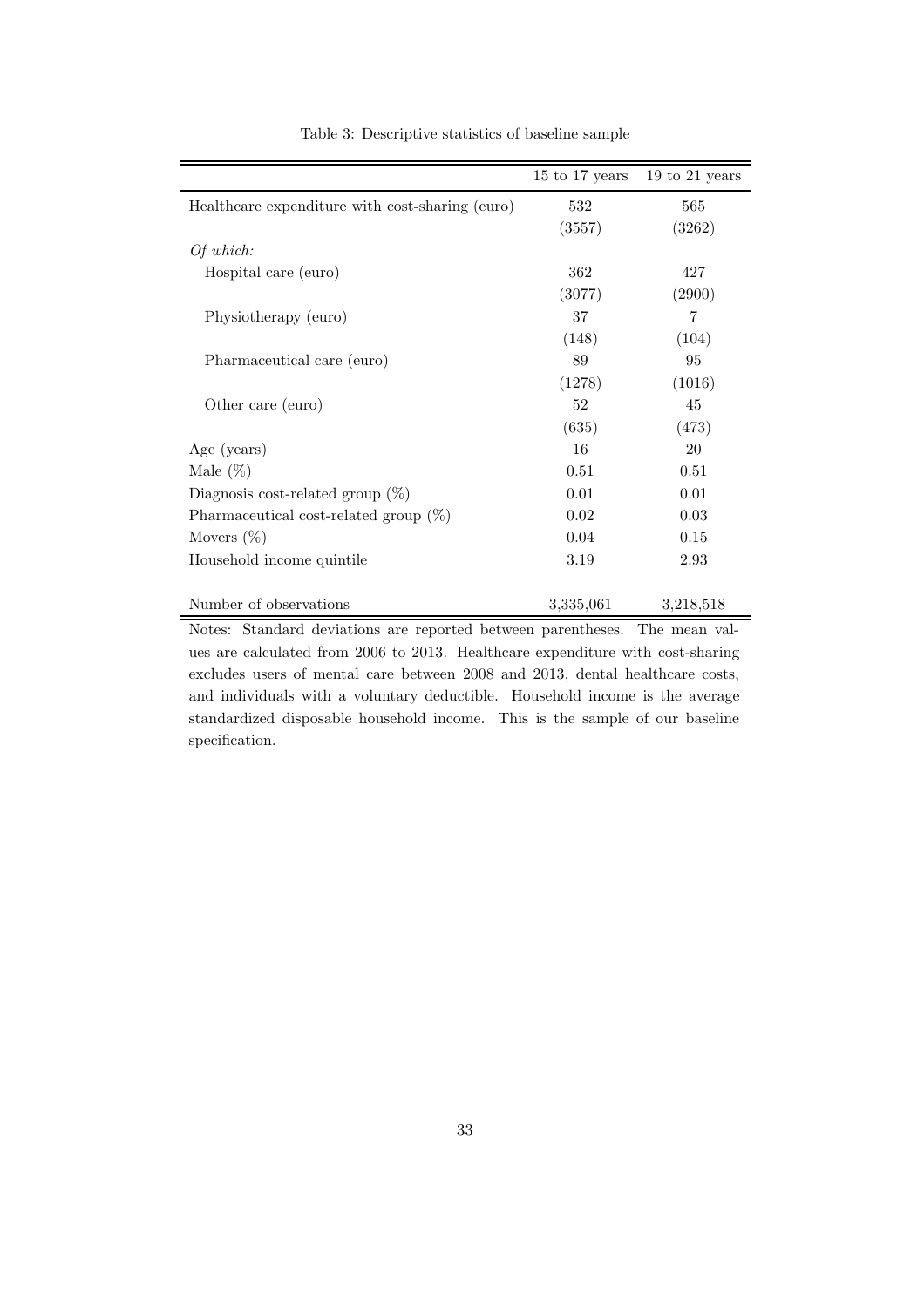Table 3: Descriptive statistics of baseline sample

| | 15 to 17 years | 19 to 21 years |
|---|---|---|
| Healthcare expenditure with cost-sharing (euro) | 532 | 565 |
| | (3557) | (3262) |
| *Of which:* | | |
| Hospital care (euro) | 362 | 427 |
| | (3077) | (2900) |
| Physiotherapy (euro) | 37 | 7 |
| | (148) | (104) |
| Pharmaceutical care (euro) | 89 | 95 |
| | (1278) | (1016) |
| Other care (euro) | 52 | 45 |
| | (635) | (473) |
| Age (years) | 16 | 20 |
| Male (%) | 0.51 | 0.51 |
| Diagnosis cost-related group (%) | 0.01 | 0.01 |
| Pharmaceutical cost-related group (%) | 0.02 | 0.03 |
| Movers (%) | 0.04 | 0.15 |
| Household income quintile | 3.19 | 2.93 |
| Number of observations | 3,335,061 | 3,218,518 |

Notes: Standard deviations are reported between parentheses. The mean values are calculated from 2006 to 2013. Healthcare expenditure with cost-sharing excludes users of mental care between 2008 and 2013, dental healthcare costs, and individuals with a voluntary deductible. Household income is the average standardized disposable household income. This is the sample of our baseline specification.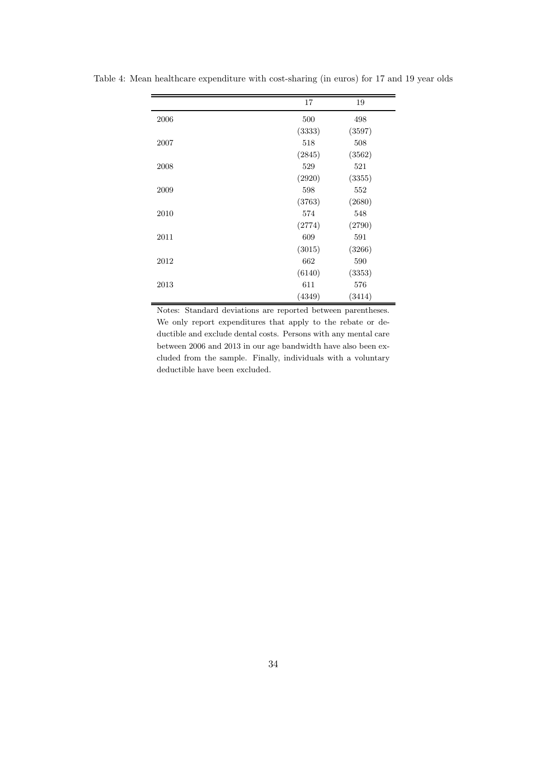Table 4: Mean healthcare expenditure with cost-sharing (in euros) for 17 and 19 year olds

| | 17 | 19 |
|---|---|---|
| 2006 | 500 | 498 |
| | (3333) | (3597) |
| 2007 | 518 | 508 |
| | (2845) | (3562) |
| 2008 | 529 | 521 |
| | (2920) | (3355) |
| 2009 | 598 | 552 |
| | (3763) | (2680) |
| 2010 | 574 | 548 |
| | (2774) | (2790) |
| 2011 | 609 | 591 |
| | (3015) | (3266) |
| 2012 | 662 | 590 |
| | (6140) | (3353) |
| 2013 | 611 | 576 |
| | (4349) | (3414) |

Notes: Standard deviations are reported between parentheses. We only report expenditures that apply to the rebate or deductible and exclude dental costs. Persons with any mental care between 2006 and 2013 in our age bandwidth have also been excluded from the sample. Finally, individuals with a voluntary deductible have been excluded.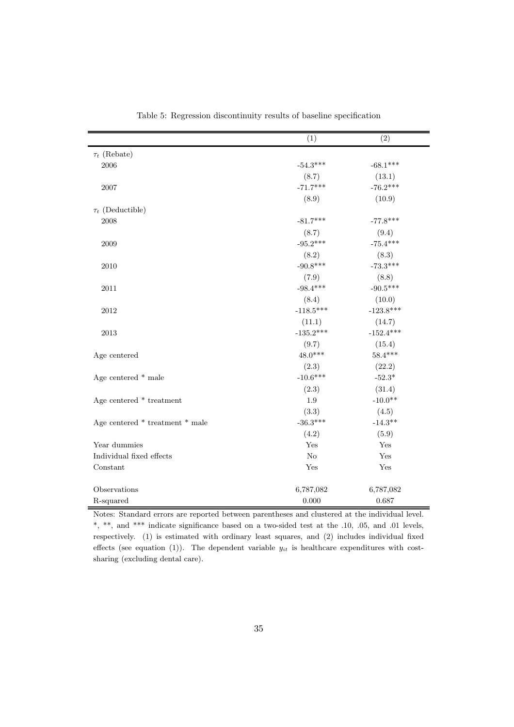Table 5: Regression discontinuity results of baseline specification

| | (1) | (2) |
|---|---|---|
| $\tau_t$ (Rebate) | | |
| 2006 | -54.3*** | -68.1*** |
| | (8.7) | (13.1) |
| 2007 | -71.7*** | -76.2*** |
| | (8.9) | (10.9) |
| $\tau_t$ (Deductible) | | |
| 2008 | -81.7*** | -77.8*** |
| | (8.7) | (9.4) |
| 2009 | -95.2*** | -75.4*** |
| | (8.2) | (8.3) |
| 2010 | -90.8*** | -73.3*** |
| | (7.9) | (8.8) |
| 2011 | -98.4*** | -90.5*** |
| | (8.4) | (10.0) |
| 2012 | -118.5*** | -123.8*** |
| | (11.1) | (14.7) |
| 2013 | -135.2*** | -152.4*** |
| | (9.7) | (15.4) |
| Age centered | 48.0*** | 58.4*** |
| | (2.3) | (22.2) |
| Age centered * male | -10.6*** | -52.3* |
| | (2.3) | (31.4) |
| Age centered * treatment | 1.9 | -10.0** |
| | (3.3) | (4.5) |
| Age centered * treatment * male | -36.3*** | -14.3** |
| | (4.2) | (5.9) |
| Year dummies | Yes | Yes |
| Individual fixed effects | No | Yes |
| Constant | Yes | Yes |
| Observations | 6,787,082 | 6,787,082 |
| R-squared | 0.000 | 0.687 |

Notes: Standard errors are reported between parentheses and clustered at the individual level. *, **, and *** indicate significance based on a two-sided test at the .10, .05, and .01 levels, respectively. (1) is estimated with ordinary least squares, and (2) includes individual fixed effects (see equation (1)). The dependent variable $y_{it}$ is healthcare expenditures with cost-sharing (excluding dental care).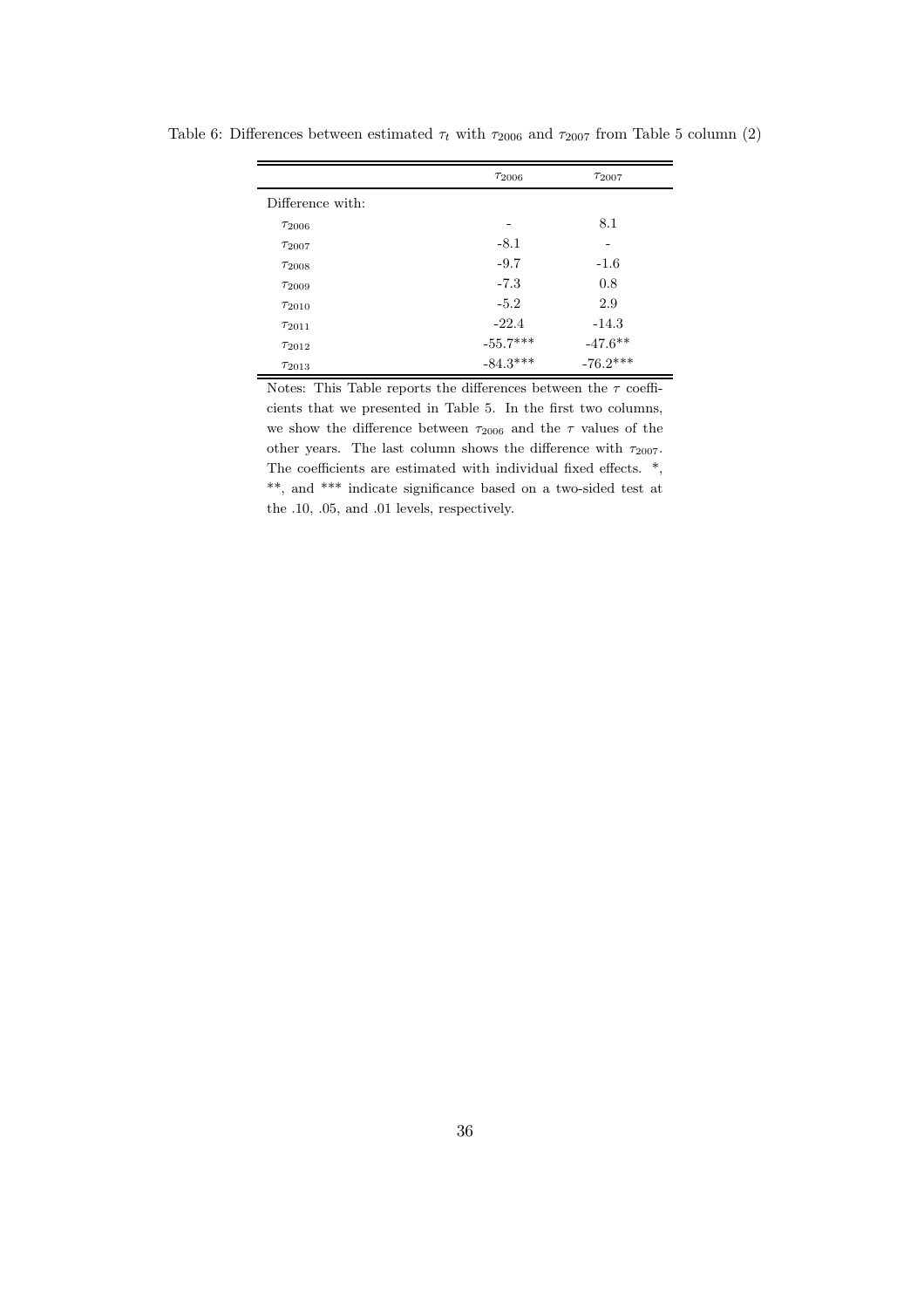Table 6: Differences between estimated $\tau_t$ with $\tau_{2006}$ and $\tau_{2007}$ from Table 5 column (2)

| | $\tau_{2006}$ | $\tau_{2007}$ |
|---|---|---|
| Difference with: | | |
| $\tau_{2006}$ | - | 8.1 |
| $\tau_{2007}$ | -8.1 | - |
| $\tau_{2008}$ | -9.7 | -1.6 |
| $\tau_{2009}$ | -7.3 | 0.8 |
| $\tau_{2010}$ | -5.2 | 2.9 |
| $\tau_{2011}$ | -22.4 | -14.3 |
| $\tau_{2012}$ | -55.7*** | -47.6** |
| $\tau_{2013}$ | -84.3*** | -76.2*** |

Notes: This Table reports the differences between the $\tau$ coefficients that we presented in Table 5. In the first two columns, we show the difference between $\tau_{2006}$ and the $\tau$ values of the other years. The last column shows the difference with $\tau_{2007}$. The coefficients are estimated with individual fixed effects. *, **, and *** indicate significance based on a two-sided test at the .10, .05, and .01 levels, respectively.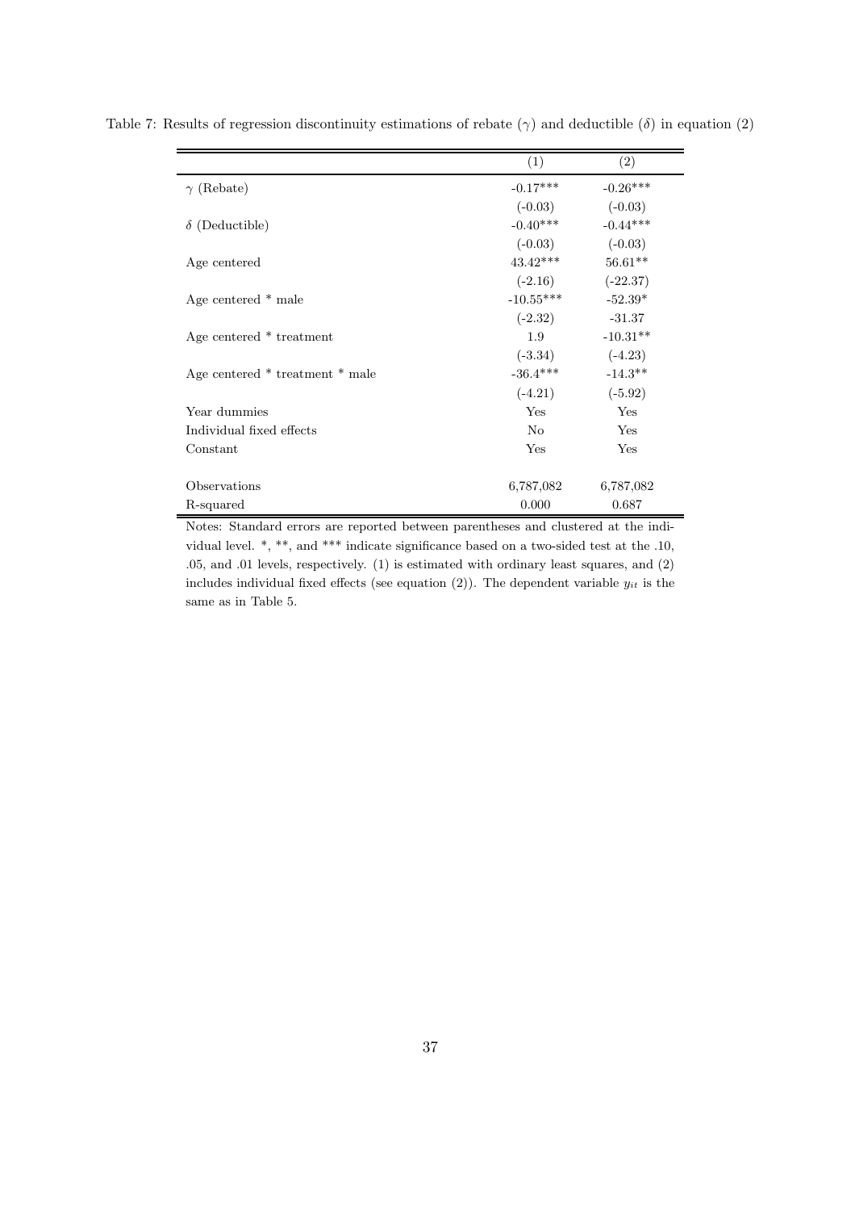Table 7: Results of regression discontinuity estimations of rebate ($\gamma$) and deductible ($\delta$) in equation (2)

| | (1) | (2) |
|---|---|---|
| $\gamma$ (Rebate) | -0.17*** | -0.26*** |
| | (-0.03) | (-0.03) |
| $\delta$ (Deductible) | -0.40*** | -0.44*** |
| | (-0.03) | (-0.03) |
| Age centered | 43.42*** | 56.61** |
| | (-2.16) | (-22.37) |
| Age centered * male | -10.55*** | -52.39* |
| | (-2.32) | -31.37 |
| Age centered * treatment | 1.9 | -10.31** |
| | (-3.34) | (-4.23) |
| Age centered * treatment * male | -36.4*** | -14.3** |
| | (-4.21) | (-5.92) |
| Year dummies | Yes | Yes |
| Individual fixed effects | No | Yes |
| Constant | Yes | Yes |
| | | |
| Observations | 6,787,082 | 6,787,082 |
| R-squared | 0.000 | 0.687 |

Notes: Standard errors are reported between parentheses and clustered at the individual level. *, **, and *** indicate significance based on a two-sided test at the .10, .05, and .01 levels, respectively. (1) is estimated with ordinary least squares, and (2) includes individual fixed effects (see equation (2)). The dependent variable $y_{it}$ is the same as in Table 5.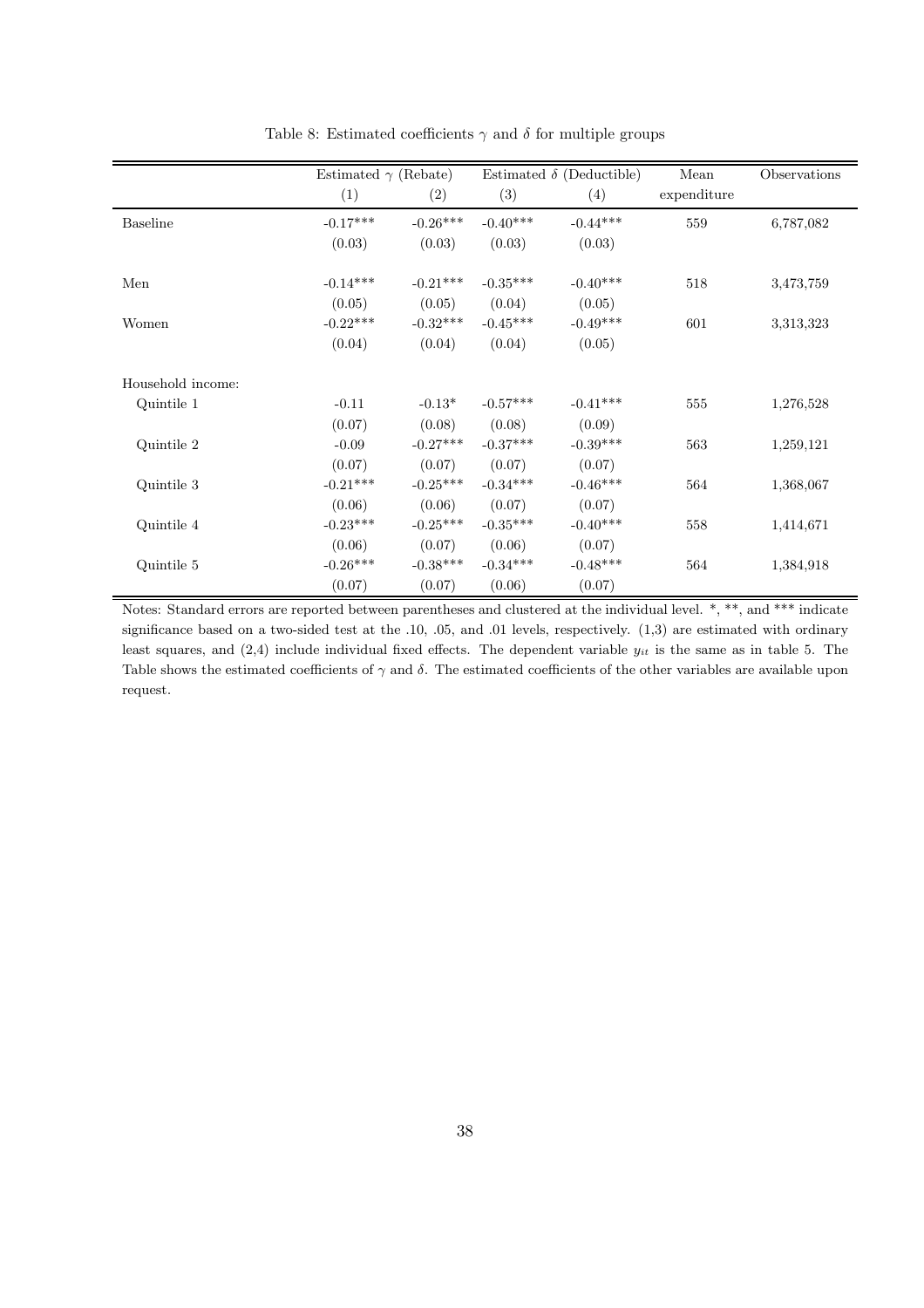Table 8: Estimated coefficients $\gamma$ and $\delta$ for multiple groups

| | Estimated $\gamma$ (Rebate) | | Estimated $\delta$ (Deductible) | | Mean | Observations |
|---|---|---|---|---|---|---|
| | (1) | (2) | (3) | (4) | expenditure | |
| Baseline | -0.17*** | -0.26*** | -0.40*** | -0.44*** | 559 | 6,787,082 |
| | (0.03) | (0.03) | (0.03) | (0.03) | | |
| Men | -0.14*** | -0.21*** | -0.35*** | -0.40*** | 518 | 3,473,759 |
| | (0.05) | (0.05) | (0.04) | (0.05) | | |
| Women | -0.22*** | -0.32*** | -0.45*** | -0.49*** | 601 | 3,313,323 |
| | (0.04) | (0.04) | (0.04) | (0.05) | | |
| Household income: | | | | | | |
| Quintile 1 | -0.11 | -0.13* | -0.57*** | -0.41*** | 555 | 1,276,528 |
| | (0.07) | (0.08) | (0.08) | (0.09) | | |
| Quintile 2 | -0.09 | -0.27*** | -0.37*** | -0.39*** | 563 | 1,259,121 |
| | (0.07) | (0.07) | (0.07) | (0.07) | | |
| Quintile 3 | -0.21*** | -0.25*** | -0.34*** | -0.46*** | 564 | 1,368,067 |
| | (0.06) | (0.06) | (0.07) | (0.07) | | |
| Quintile 4 | -0.23*** | -0.25*** | -0.35*** | -0.40*** | 558 | 1,414,671 |
| | (0.06) | (0.07) | (0.06) | (0.07) | | |
| Quintile 5 | -0.26*** | -0.38*** | -0.34*** | -0.48*** | 564 | 1,384,918 |
| | (0.07) | (0.07) | (0.06) | (0.07) | | |

Notes: Standard errors are reported between parentheses and clustered at the individual level. *, **, and *** indicate significance based on a two-sided test at the .10, .05, and .01 levels, respectively. (1,3) are estimated with ordinary least squares, and (2,4) include individual fixed effects. The dependent variable $y_{it}$ is the same as in table 5. The Table shows the estimated coefficients of $\gamma$ and $\delta$. The estimated coefficients of the other variables are available upon request.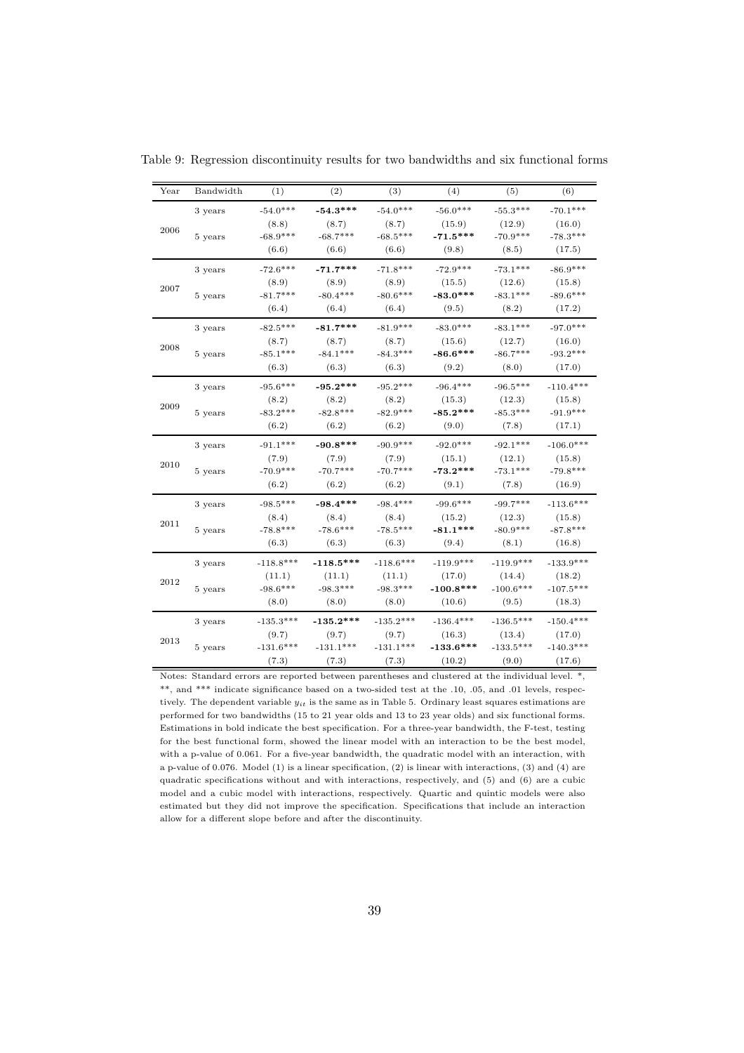Table 9: Regression discontinuity results for two bandwidths and six functional forms

| Year | Bandwidth | (1) | (2) | (3) | (4) | (5) | (6) |
|---|---|---|---|---|---|---|---|
| 2006 | 3 years | -54.0*** | **-54.3*****| -54.0*** | -56.0*** | -55.3*** | -70.1*** |
| | | (8.8) | (8.7) | (8.7) | (15.9) | (12.9) | (16.0) |
| | 5 years | -68.9*** | -68.7*** | -68.5*** | **-71.5*****| -70.9*** | -78.3*** |
| | | (6.6) | (6.6) | (6.6) | (9.8) | (8.5) | (17.5) |
| 2007 | 3 years | -72.6*** | **-71.7*****| -71.8*** | -72.9*** | -73.1*** | -86.9*** |
| | | (8.9) | (8.9) | (8.9) | (15.5) | (12.6) | (15.8) |
| | 5 years | -81.7*** | -80.4*** | -80.6*** | **-83.0*****| -83.1*** | -89.6*** |
| | | (6.4) | (6.4) | (6.4) | (9.5) | (8.2) | (17.2) |
| 2008 | 3 years | -82.5*** | **-81.7*****| -81.9*** | -83.0*** | -83.1*** | -97.0*** |
| | | (8.7) | (8.7) | (8.7) | (15.6) | (12.7) | (16.0) |
| | 5 years | -85.1*** | -84.1*** | -84.3*** | **-86.6*****| -86.7*** | -93.2*** |
| | | (6.3) | (6.3) | (6.3) | (9.2) | (8.0) | (17.0) |
| 2009 | 3 years | -95.6*** | **-95.2***** | -95.2*** | -96.4*** | -96.5*** | -110.4*** |
| | | (8.2) | (8.2) | (8.2) | (15.3) | (12.3) | (15.8) |
| | 5 years | -83.2*** | -82.8*** | -82.9*** | **-85.2*****| -85.3*** | -91.9*** |
| | | (6.2) | (6.2) | (6.2) | (9.0) | (7.8) | (17.1) |
| 2010 | 3 years | -91.1*** | **-90.8***** | -90.9*** | -92.0*** | -92.1*** | -106.0*** |
| | | (7.9) | (7.9) | (7.9) | (15.1) | (12.1) | (15.8) |
| | 5 years | -70.9*** | -70.7*** | -70.7*** | **-73.2***** | -73.1*** | -79.8*** |
| | | (6.2) | (6.2) | (6.2) | (9.1) | (7.8) | (16.9) |
| 2011 | 3 years | -98.5*** | **-98.4***** | -98.4*** | -99.6*** | -99.7*** | -113.6*** |
| | | (8.4) | (8.4) | (8.4) | (15.2) | (12.3) | (15.8) |
| | 5 years | -78.8*** | -78.6*** | -78.5*** | **-81.1***** | -80.9*** | -87.8*** |
| | | (6.3) | (6.3) | (6.3) | (9.4) | (8.1) | (16.8) |
| 2012 | 3 years | -118.8*** | **-118.5***** | -118.6*** | -119.9*** | -119.9*** | -133.9*** |
| | | (11.1) | (11.1) | (11.1) | (17.0) | (14.4) | (18.2) |
| | 5 years | -98.6*** | -98.3*** | -98.3*** | **-100.8***** | -100.6*** | -107.5*** |
| | | (8.0) | (8.0) | (8.0) | (10.6) | (9.5) | (18.3) |
| 2013 | 3 years | -135.3*** | **-135.2***** | -135.2*** | -136.4*** | -136.5*** | -150.4*** |
| | | (9.7) | (9.7) | (9.7) | (16.3) | (13.4) | (17.0) |
| | 5 years | -131.6*** | -131.1*** | -131.1*** | **-133.6***** | -133.5*** | -140.3*** |
| | | (7.3) | (7.3) | (7.3) | (10.2) | (9.0) | (17.6) |

Notes: Standard errors are reported between parentheses and clustered at the individual level. *, **, and *** indicate significance based on a two-sided test at the .10, .05, and .01 levels, respectively. The dependent variable $y_{it}$ is the same as in Table 5. Ordinary least squares estimations are performed for two bandwidths (15 to 21 year olds and 13 to 23 year olds) and six functional forms. Estimations in bold indicate the best specification. For a three-year bandwidth, the F-test, testing for the best functional form, showed the linear model with an interaction to be the best model, with a p-value of 0.061. For a five-year bandwidth, the quadratic model with an interaction, with a p-value of 0.076. Model (1) is a linear specification, (2) is linear with interactions, (3) and (4) are quadratic specifications without and with interactions, respectively, and (5) and (6) are a cubic model and a cubic model with interactions, respectively. Quartic and quintic models were also estimated but they did not improve the specification. Specifications that include an interaction allow for a different slope before and after the discontinuity.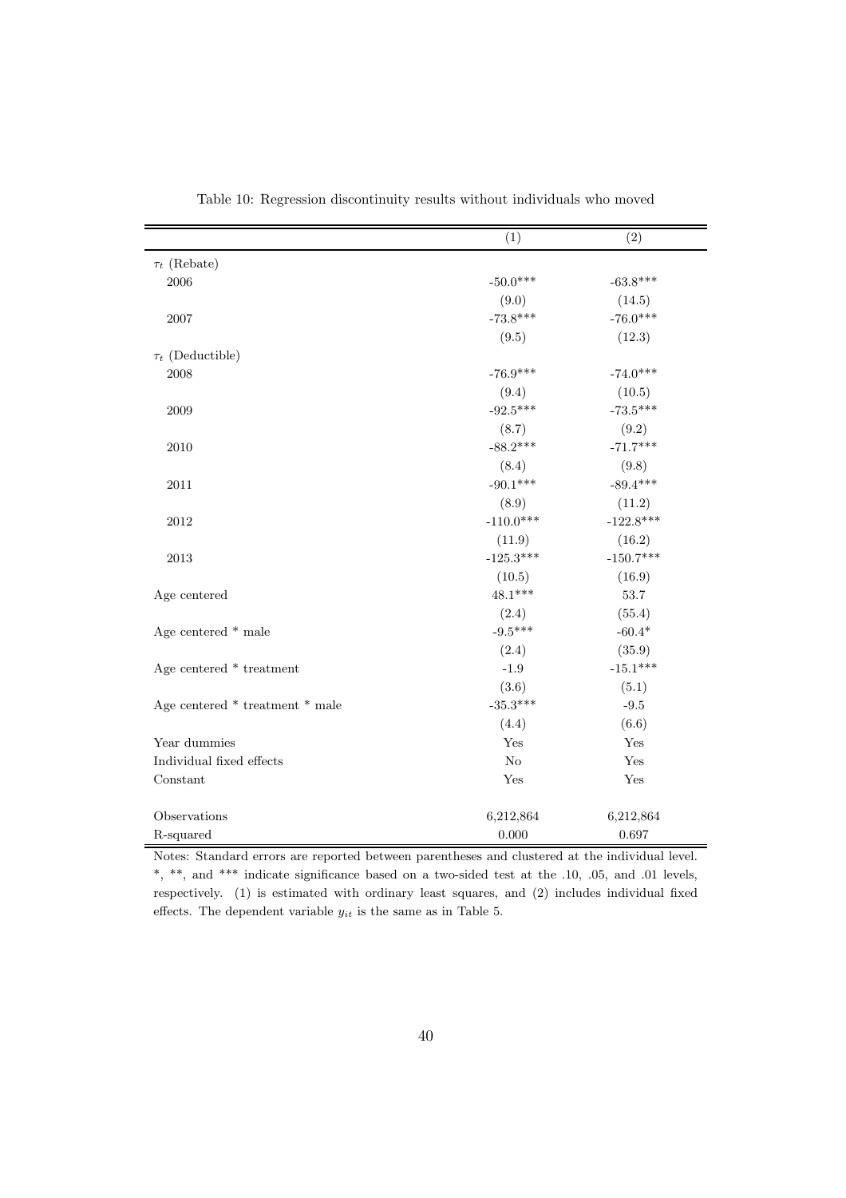Table 10: Regression discontinuity results without individuals who moved

| | (1) | (2) |
|---|---|---|
| $\tau_t$ (Rebate) | | |
| 2006 | -50.0*** | -63.8*** |
| | (9.0) | (14.5) |
| 2007 | -73.8*** | -76.0*** |
| | (9.5) | (12.3) |
| $\tau_t$ (Deductible) | | |
| 2008 | -76.9*** | -74.0*** |
| | (9.4) | (10.5) |
| 2009 | -92.5*** | -73.5*** |
| | (8.7) | (9.2) |
| 2010 | -88.2*** | -71.7*** |
| | (8.4) | (9.8) |
| 2011 | -90.1*** | -89.4*** |
| | (8.9) | (11.2) |
| 2012 | -110.0*** | -122.8*** |
| | (11.9) | (16.2) |
| 2013 | -125.3*** | -150.7*** |
| | (10.5) | (16.9) |
| Age centered | 48.1*** | 53.7 |
| | (2.4) | (55.4) |
| Age centered * male | -9.5*** | -60.4* |
| | (2.4) | (35.9) |
| Age centered * treatment | -1.9 | -15.1*** |
| | (3.6) | (5.1) |
| Age centered * treatment * male | -35.3*** | -9.5 |
| | (4.4) | (6.6) |
| Year dummies | Yes | Yes |
| Individual fixed effects | No | Yes |
| Constant | Yes | Yes |
| Observations | 6,212,864 | 6,212,864 |
| R-squared | 0.000 | 0.697 |

Notes: Standard errors are reported between parentheses and clustered at the individual level. *, **, and *** indicate significance based on a two-sided test at the .10, .05, and .01 levels, respectively. (1) is estimated with ordinary least squares, and (2) includes individual fixed effects. The dependent variable $y_{it}$ is the same as in Table 5.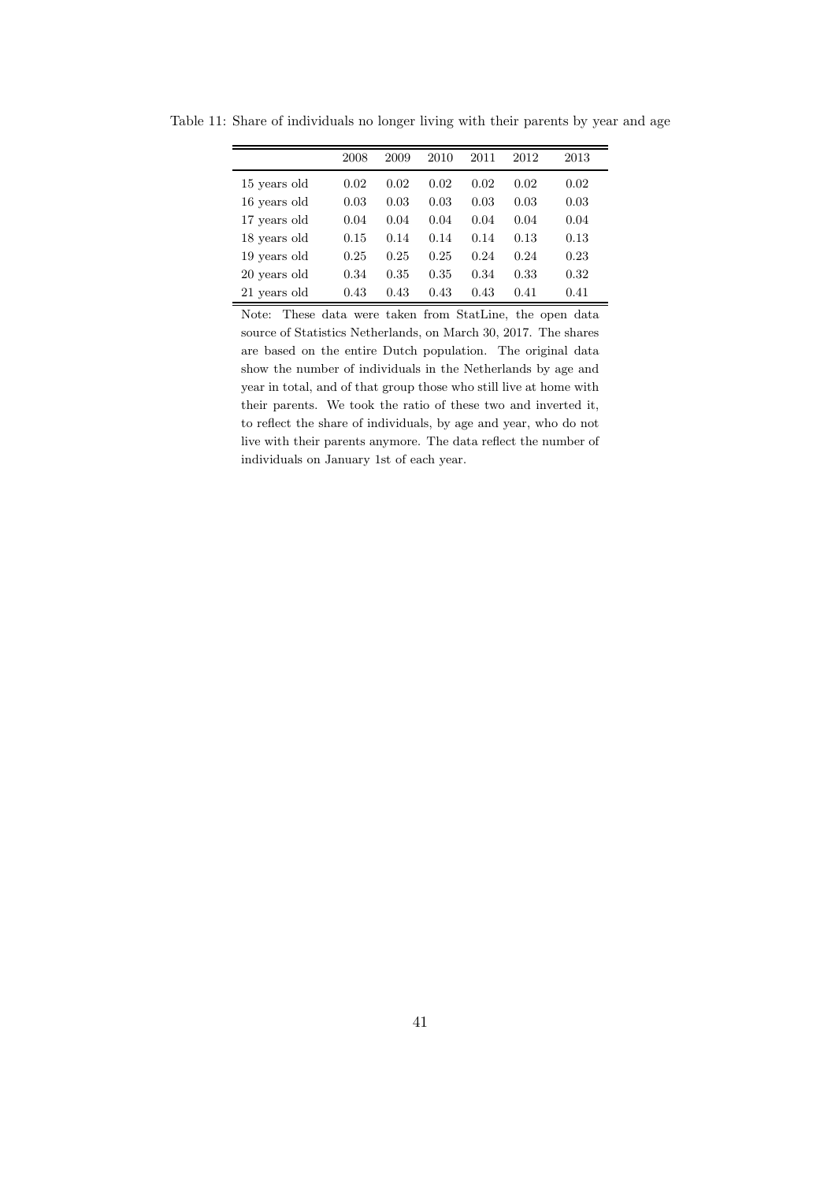Table 11: Share of individuals no longer living with their parents by year and age

| | 2008 | 2009 | 2010 | 2011 | 2012 | 2013 |
|---|---|---|---|---|---|---|
| 15 years old | 0.02 | 0.02 | 0.02 | 0.02 | 0.02 | 0.02 |
| 16 years old | 0.03 | 0.03 | 0.03 | 0.03 | 0.03 | 0.03 |
| 17 years old | 0.04 | 0.04 | 0.04 | 0.04 | 0.04 | 0.04 |
| 18 years old | 0.15 | 0.14 | 0.14 | 0.14 | 0.13 | 0.13 |
| 19 years old | 0.25 | 0.25 | 0.25 | 0.24 | 0.24 | 0.23 |
| 20 years old | 0.34 | 0.35 | 0.35 | 0.34 | 0.33 | 0.32 |
| 21 years old | 0.43 | 0.43 | 0.43 | 0.43 | 0.41 | 0.41 |

Note: These data were taken from StatLine, the open data source of Statistics Netherlands, on March 30, 2017. The shares are based on the entire Dutch population. The original data show the number of individuals in the Netherlands by age and year in total, and of that group those who still live at home with their parents. We took the ratio of these two and inverted it, to reflect the share of individuals, by age and year, who do not live with their parents anymore. The data reflect the number of individuals on January 1st of each year.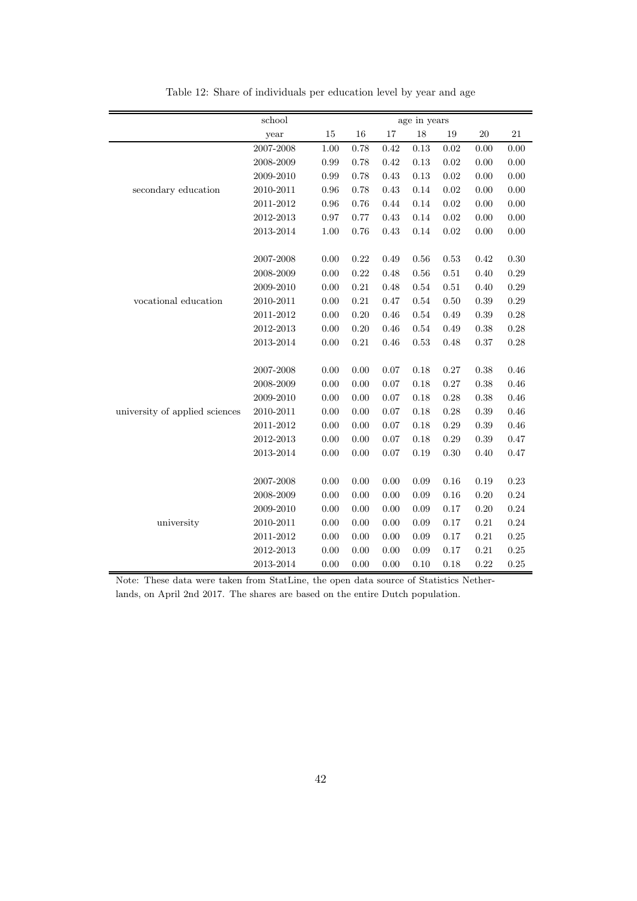Table 12: Share of individuals per education level by year and age

| | school | age in years | | | | | | |
|---|---|---|---|---|---|---|---|---|
| | year | 15 | 16 | 17 | 18 | 19 | 20 | 21 |
| secondary education | 2007-2008 | 1.00 | 0.78 | 0.42 | 0.13 | 0.02 | 0.00 | 0.00 |
| | 2008-2009 | 0.99 | 0.78 | 0.42 | 0.13 | 0.02 | 0.00 | 0.00 |
| | 2009-2010 | 0.99 | 0.78 | 0.43 | 0.13 | 0.02 | 0.00 | 0.00 |
| | 2010-2011 | 0.96 | 0.78 | 0.43 | 0.14 | 0.02 | 0.00 | 0.00 |
| | 2011-2012 | 0.96 | 0.76 | 0.44 | 0.14 | 0.02 | 0.00 | 0.00 |
| | 2012-2013 | 0.97 | 0.77 | 0.43 | 0.14 | 0.02 | 0.00 | 0.00 |
| | 2013-2014 | 1.00 | 0.76 | 0.43 | 0.14 | 0.02 | 0.00 | 0.00 |
| vocational education | 2007-2008 | 0.00 | 0.22 | 0.49 | 0.56 | 0.53 | 0.42 | 0.30 |
| | 2008-2009 | 0.00 | 0.22 | 0.48 | 0.56 | 0.51 | 0.40 | 0.29 |
| | 2009-2010 | 0.00 | 0.21 | 0.48 | 0.54 | 0.51 | 0.40 | 0.29 |
| | 2010-2011 | 0.00 | 0.21 | 0.47 | 0.54 | 0.50 | 0.39 | 0.29 |
| | 2011-2012 | 0.00 | 0.20 | 0.46 | 0.54 | 0.49 | 0.39 | 0.28 |
| | 2012-2013 | 0.00 | 0.20 | 0.46 | 0.54 | 0.49 | 0.38 | 0.28 |
| | 2013-2014 | 0.00 | 0.21 | 0.46 | 0.53 | 0.48 | 0.37 | 0.28 |
| university of applied sciences | 2007-2008 | 0.00 | 0.00 | 0.07 | 0.18 | 0.27 | 0.38 | 0.46 |
| | 2008-2009 | 0.00 | 0.00 | 0.07 | 0.18 | 0.27 | 0.38 | 0.46 |
| | 2009-2010 | 0.00 | 0.00 | 0.07 | 0.18 | 0.28 | 0.38 | 0.46 |
| | 2010-2011 | 0.00 | 0.00 | 0.07 | 0.18 | 0.28 | 0.39 | 0.46 |
| | 2011-2012 | 0.00 | 0.00 | 0.07 | 0.18 | 0.29 | 0.39 | 0.46 |
| | 2012-2013 | 0.00 | 0.00 | 0.07 | 0.18 | 0.29 | 0.39 | 0.47 |
| | 2013-2014 | 0.00 | 0.00 | 0.07 | 0.19 | 0.30 | 0.40 | 0.47 |
| university | 2007-2008 | 0.00 | 0.00 | 0.00 | 0.09 | 0.16 | 0.19 | 0.23 |
| | 2008-2009 | 0.00 | 0.00 | 0.00 | 0.09 | 0.16 | 0.20 | 0.24 |
| | 2009-2010 | 0.00 | 0.00 | 0.00 | 0.09 | 0.17 | 0.20 | 0.24 |
| | 2010-2011 | 0.00 | 0.00 | 0.00 | 0.09 | 0.17 | 0.21 | 0.24 |
| | 2011-2012 | 0.00 | 0.00 | 0.00 | 0.09 | 0.17 | 0.21 | 0.25 |
| | 2012-2013 | 0.00 | 0.00 | 0.00 | 0.09 | 0.17 | 0.21 | 0.25 |
| | 2013-2014 | 0.00 | 0.00 | 0.00 | 0.10 | 0.18 | 0.22 | 0.25 |

Note: These data were taken from StatLine, the open data source of Statistics Netherlands, on April 2nd 2017. The shares are based on the entire Dutch population.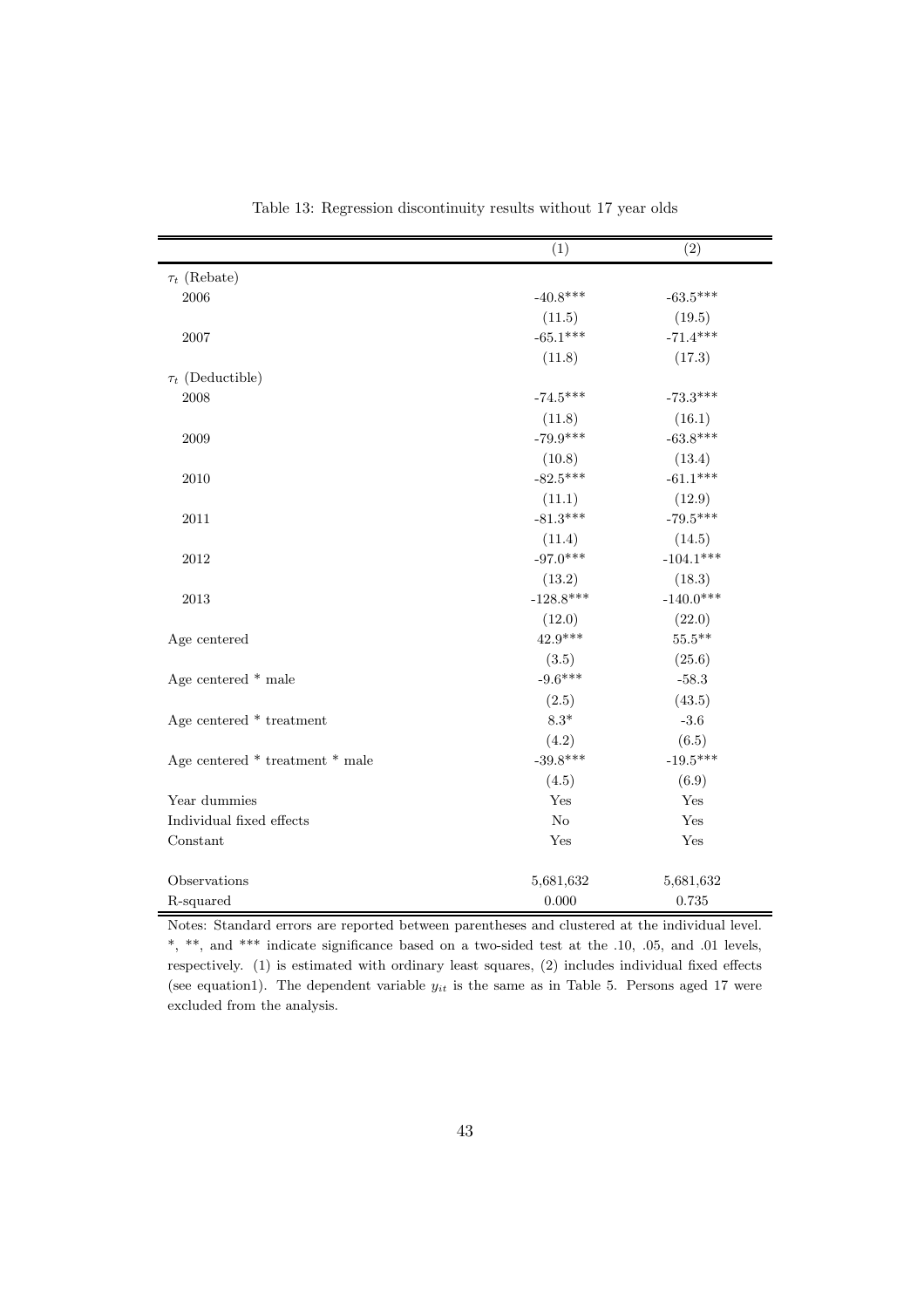Table 13: Regression discontinuity results without 17 year olds

| | (1) | (2) |
|---|---|---|
| $\tau_t$ (Rebate) | | |
| 2006 | -40.8*** | -63.5*** |
| | (11.5) | (19.5) |
| 2007 | -65.1*** | -71.4*** |
| | (11.8) | (17.3) |
| $\tau_t$ (Deductible) | | |
| 2008 | -74.5*** | -73.3*** |
| | (11.8) | (16.1) |
| 2009 | -79.9*** | -63.8*** |
| | (10.8) | (13.4) |
| 2010 | -82.5*** | -61.1*** |
| | (11.1) | (12.9) |
| 2011 | -81.3*** | -79.5*** |
| | (11.4) | (14.5) |
| 2012 | -97.0*** | -104.1*** |
| | (13.2) | (18.3) |
| 2013 | -128.8*** | -140.0*** |
| | (12.0) | (22.0) |
| Age centered | 42.9*** | 55.5** |
| | (3.5) | (25.6) |
| Age centered * male | -9.6*** | -58.3 |
| | (2.5) | (43.5) |
| Age centered * treatment | 8.3* | -3.6 |
| | (4.2) | (6.5) |
| Age centered * treatment * male | -39.8*** | -19.5*** |
| | (4.5) | (6.9) |
| Year dummies | Yes | Yes |
| Individual fixed effects | No | Yes |
| Constant | Yes | Yes |
| Observations | 5,681,632 | 5,681,632 |
| R-squared | 0.000 | 0.735 |

Notes: Standard errors are reported between parentheses and clustered at the individual level. *, **, and *** indicate significance based on a two-sided test at the .10, .05, and .01 levels, respectively. (1) is estimated with ordinary least squares, (2) includes individual fixed effects (see equation1). The dependent variable $y_{it}$ is the same as in Table 5. Persons aged 17 were excluded from the analysis.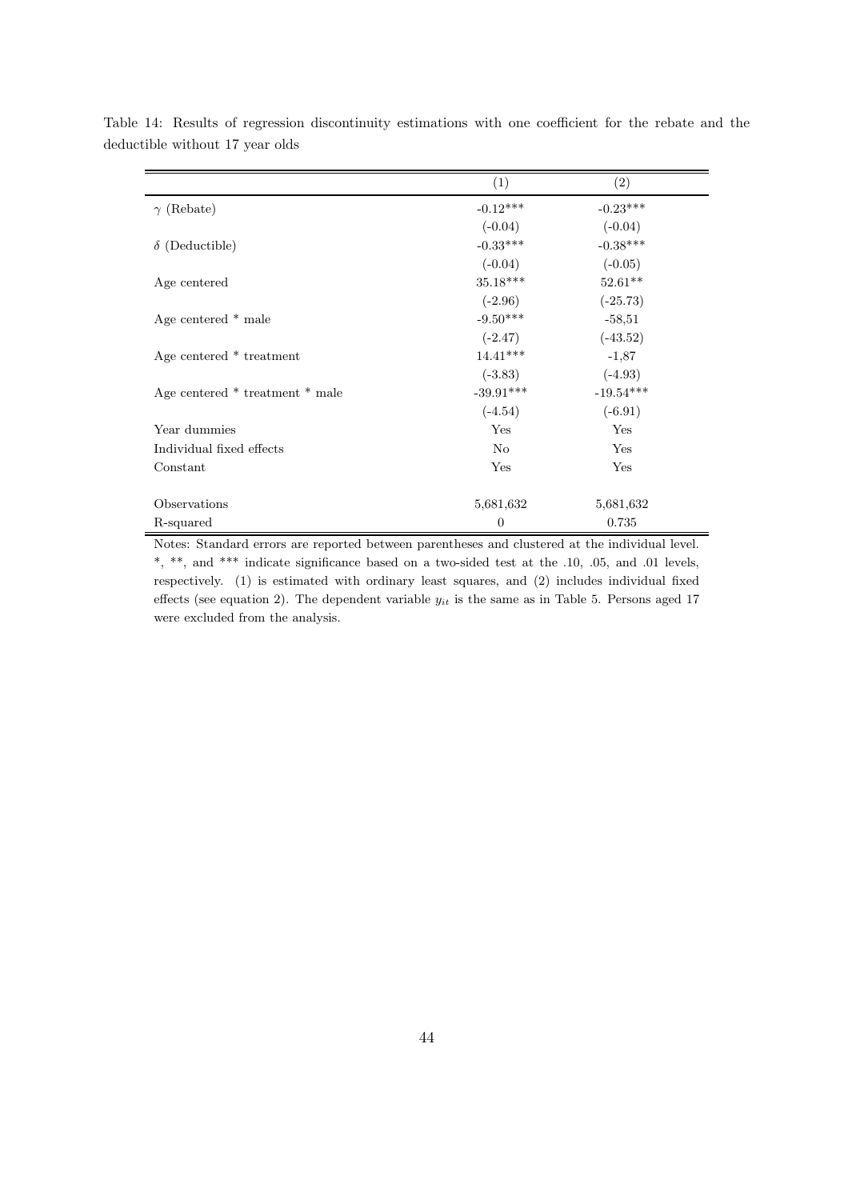Table 14: Results of regression discontinuity estimations with one coefficient for the rebate and the deductible without 17 year olds

| | (1) | (2) |
|---|---|---|
| $\gamma$ (Rebate) | -0.12*** | -0.23*** |
| | (-0.04) | (-0.04) |
| $\delta$ (Deductible) | -0.33*** | -0.38*** |
| | (-0.04) | (-0.05) |
| Age centered | 35.18*** | 52.61** |
| | (-2.96) | (-25.73) |
| Age centered * male | -9.50*** | -58,51 |
| | (-2.47) | (-43.52) |
| Age centered * treatment | 14.41*** | -1,87 |
| | (-3.83) | (-4.93) |
| Age centered * treatment * male | -39.91*** | -19.54*** |
| | (-4.54) | (-6.91) |
| Year dummies | Yes | Yes |
| Individual fixed effects | No | Yes |
| Constant | Yes | Yes |
| | | |
| Observations | 5,681,632 | 5,681,632 |
| R-squared | 0 | 0.735 |

Notes: Standard errors are reported between parentheses and clustered at the individual level. *, **, and *** indicate significance based on a two-sided test at the .10, .05, and .01 levels, respectively. (1) is estimated with ordinary least squares, and (2) includes individual fixed effects (see equation 2). The dependent variable $y_{it}$ is the same as in Table 5. Persons aged 17 were excluded from the analysis.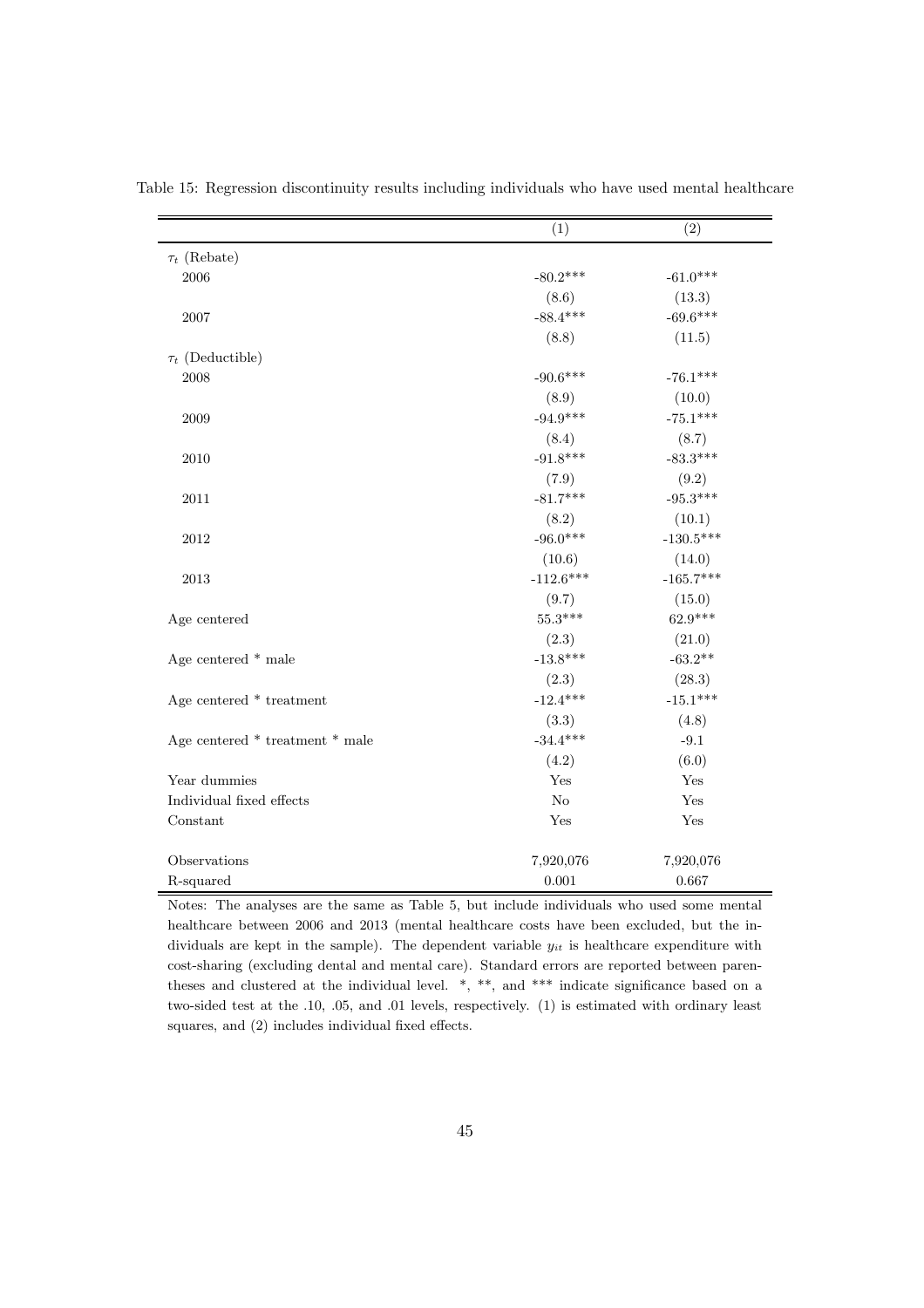Table 15: Regression discontinuity results including individuals who have used mental healthcare

| | (1) | (2) |
|---|---|---|
| $\tau_t$ (Rebate) | | |
| 2006 | -80.2*** | -61.0*** |
| | (8.6) | (13.3) |
| 2007 | -88.4*** | -69.6*** |
| | (8.8) | (11.5) |
| $\tau_t$ (Deductible) | | |
| 2008 | -90.6*** | -76.1*** |
| | (8.9) | (10.0) |
| 2009 | -94.9*** | -75.1*** |
| | (8.4) | (8.7) |
| 2010 | -91.8*** | -83.3*** |
| | (7.9) | (9.2) |
| 2011 | -81.7*** | -95.3*** |
| | (8.2) | (10.1) |
| 2012 | -96.0*** | -130.5*** |
| | (10.6) | (14.0) |
| 2013 | -112.6*** | -165.7*** |
| | (9.7) | (15.0) |
| Age centered | 55.3*** | 62.9*** |
| | (2.3) | (21.0) |
| Age centered * male | -13.8*** | -63.2** |
| | (2.3) | (28.3) |
| Age centered * treatment | -12.4*** | -15.1*** |
| | (3.3) | (4.8) |
| Age centered * treatment * male | -34.4*** | -9.1 |
| | (4.2) | (6.0) |
| Year dummies | Yes | Yes |
| Individual fixed effects | No | Yes |
| Constant | Yes | Yes |
| Observations | 7,920,076 | 7,920,076 |
| R-squared | 0.001 | 0.667 |

Notes: The analyses are the same as Table 5, but include individuals who used some mental healthcare between 2006 and 2013 (mental healthcare costs have been excluded, but the individuals are kept in the sample). The dependent variable $y_{it}$ is healthcare expenditure with cost-sharing (excluding dental and mental care). Standard errors are reported between parentheses and clustered at the individual level. *, **, and *** indicate significance based on a two-sided test at the .10, .05, and .01 levels, respectively. (1) is estimated with ordinary least squares, and (2) includes individual fixed effects.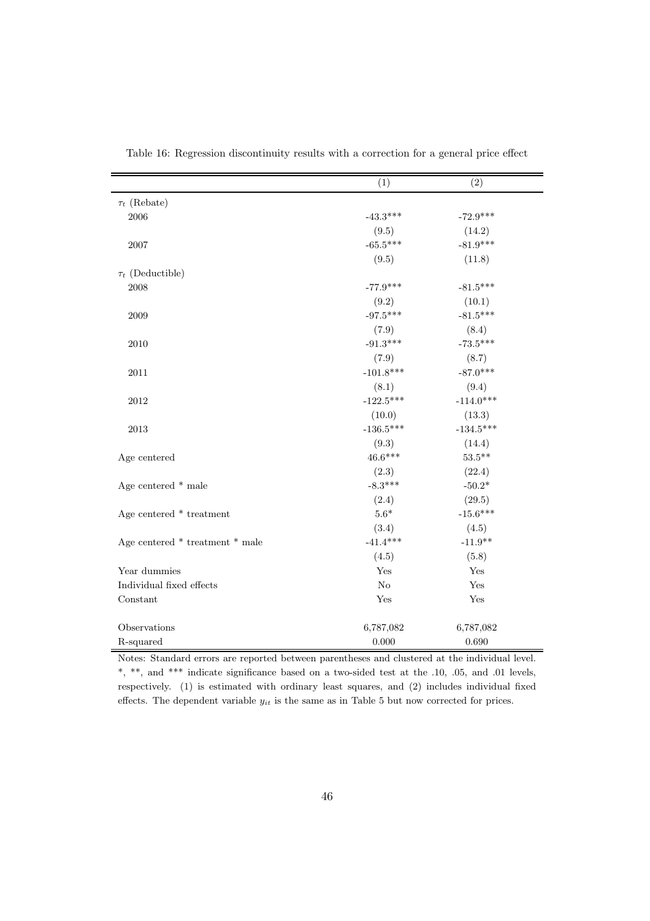Table 16: Regression discontinuity results with a correction for a general price effect

| | (1) | (2) |
|---|---|---|
| $\tau_t$ (Rebate) | | |
| 2006 | -43.3*** | -72.9*** |
| | (9.5) | (14.2) |
| 2007 | -65.5*** | -81.9*** |
| | (9.5) | (11.8) |
| $\tau_t$ (Deductible) | | |
| 2008 | -77.9*** | -81.5*** |
| | (9.2) | (10.1) |
| 2009 | -97.5*** | -81.5*** |
| | (7.9) | (8.4) |
| 2010 | -91.3*** | -73.5*** |
| | (7.9) | (8.7) |
| 2011 | -101.8*** | -87.0*** |
| | (8.1) | (9.4) |
| 2012 | -122.5*** | -114.0*** |
| | (10.0) | (13.3) |
| 2013 | -136.5*** | -134.5*** |
| | (9.3) | (14.4) |
| Age centered | 46.6*** | 53.5** |
| | (2.3) | (22.4) |
| Age centered * male | -8.3*** | -50.2* |
| | (2.4) | (29.5) |
| Age centered * treatment | 5.6* | -15.6*** |
| | (3.4) | (4.5) |
| Age centered * treatment * male | -41.4*** | -11.9** |
| | (4.5) | (5.8) |
| Year dummies | Yes | Yes |
| Individual fixed effects | No | Yes |
| Constant | Yes | Yes |
| Observations | 6,787,082 | 6,787,082 |
| R-squared | 0.000 | 0.690 |

Notes: Standard errors are reported between parentheses and clustered at the individual level. *, **, and *** indicate significance based on a two-sided test at the .10, .05, and .01 levels, respectively. (1) is estimated with ordinary least squares, and (2) includes individual fixed effects. The dependent variable $y_{it}$ is the same as in Table 5 but now corrected for prices.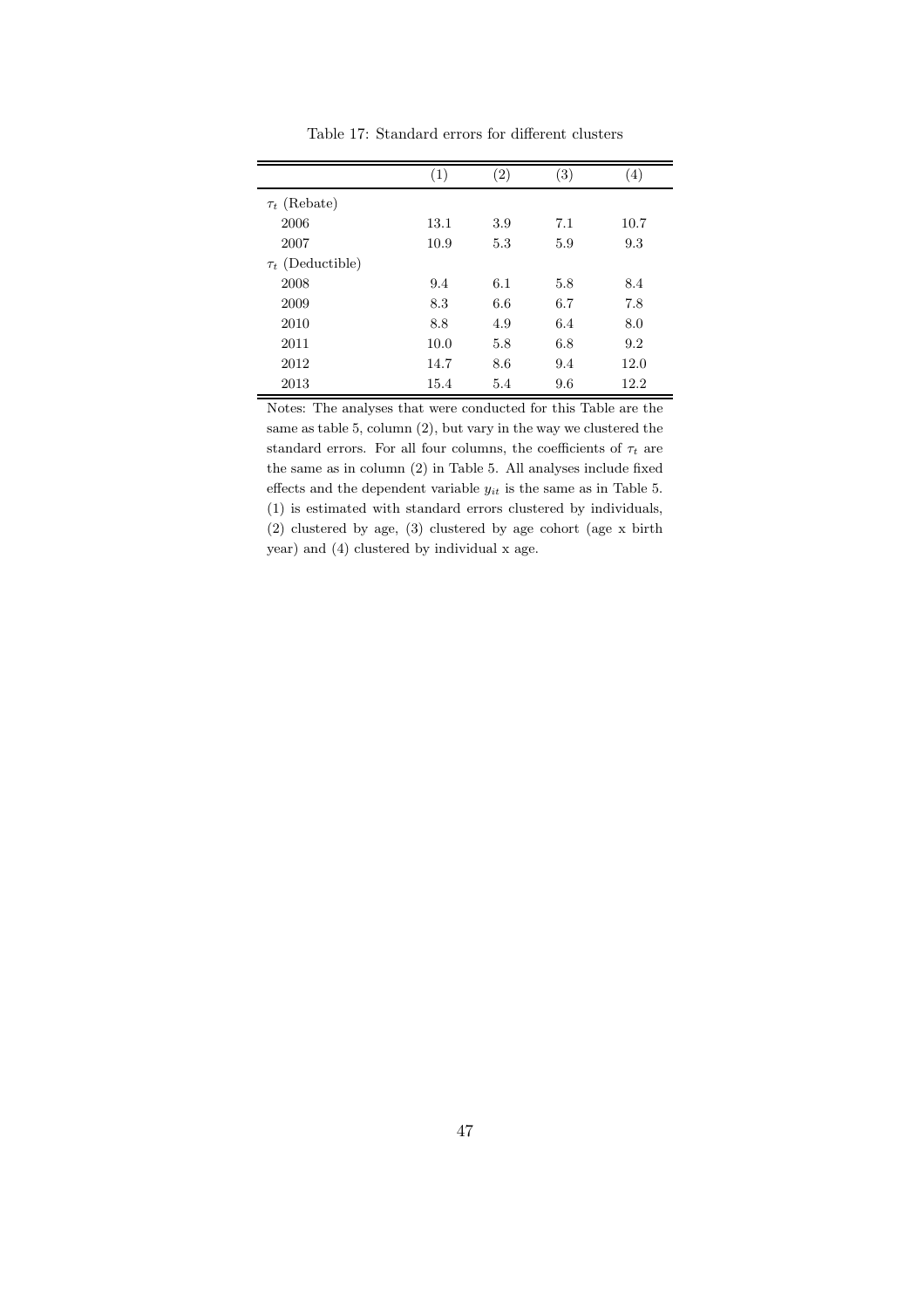Table 17: Standard errors for different clusters

| | (1) | (2) | (3) | (4) |
|---|---|---|---|---|
| $\tau_t$ (Rebate) | | | | |
| 2006 | 13.1 | 3.9 | 7.1 | 10.7 |
| 2007 | 10.9 | 5.3 | 5.9 | 9.3 |
| $\tau_t$ (Deductible) | | | | |
| 2008 | 9.4 | 6.1 | 5.8 | 8.4 |
| 2009 | 8.3 | 6.6 | 6.7 | 7.8 |
| 2010 | 8.8 | 4.9 | 6.4 | 8.0 |
| 2011 | 10.0 | 5.8 | 6.8 | 9.2 |
| 2012 | 14.7 | 8.6 | 9.4 | 12.0 |
| 2013 | 15.4 | 5.4 | 9.6 | 12.2 |

Notes: The analyses that were conducted for this Table are the same as table 5, column (2), but vary in the way we clustered the standard errors. For all four columns, the coefficients of $\tau_t$ are the same as in column (2) in Table 5. All analyses include fixed effects and the dependent variable $y_{it}$ is the same as in Table 5. (1) is estimated with standard errors clustered by individuals, (2) clustered by age, (3) clustered by age cohort (age x birth year) and (4) clustered by individual x age.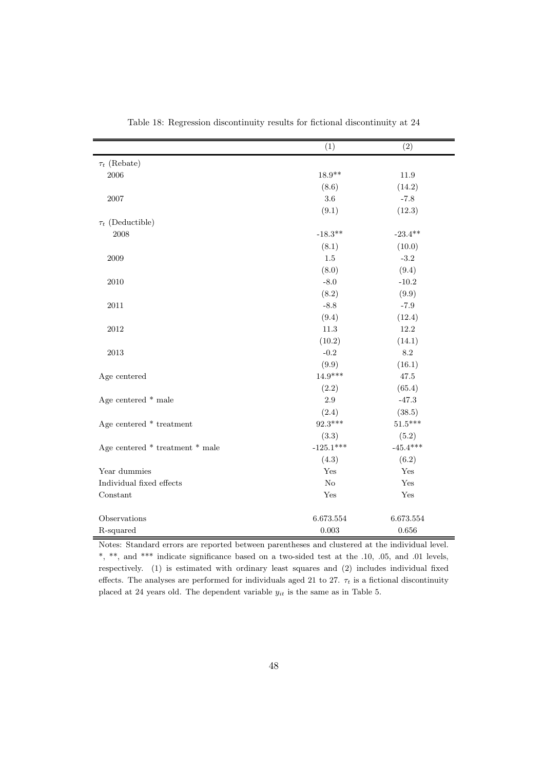Table 18: Regression discontinuity results for fictional discontinuity at 24

| | (1) | (2) |
|---|---|---|
| $\tau_t$ (Rebate) | | |
| 2006 | 18.9** | 11.9 |
| | (8.6) | (14.2) |
| 2007 | 3.6 | -7.8 |
| | (9.1) | (12.3) |
| $\tau_t$ (Deductible) | | |
| 2008 | -18.3** | -23.4** |
| | (8.1) | (10.0) |
| 2009 | 1.5 | -3.2 |
| | (8.0) | (9.4) |
| 2010 | -8.0 | -10.2 |
| | (8.2) | (9.9) |
| 2011 | -8.8 | -7.9 |
| | (9.4) | (12.4) |
| 2012 | 11.3 | 12.2 |
| | (10.2) | (14.1) |
| 2013 | -0.2 | 8.2 |
| | (9.9) | (16.1) |
| Age centered | 14.9*** | 47.5 |
| | (2.2) | (65.4) |
| Age centered * male | 2.9 | -47.3 |
| | (2.4) | (38.5) |
| Age centered * treatment | 92.3*** | 51.5*** |
| | (3.3) | (5.2) |
| Age centered * treatment * male | -125.1*** | -45.4*** |
| | (4.3) | (6.2) |
| Year dummies | Yes | Yes |
| Individual fixed effects | No | Yes |
| Constant | Yes | Yes |
| Observations | 6.673.554 | 6.673.554 |
| R-squared | 0.003 | 0.656 |

Notes: Standard errors are reported between parentheses and clustered at the individual level. *, **, and *** indicate significance based on a two-sided test at the .10, .05, and .01 levels, respectively. (1) is estimated with ordinary least squares and (2) includes individual fixed effects. The analyses are performed for individuals aged 21 to 27. $\tau_t$ is a fictional discontinuity placed at 24 years old. The dependent variable $y_{it}$ is the same as in Table 5.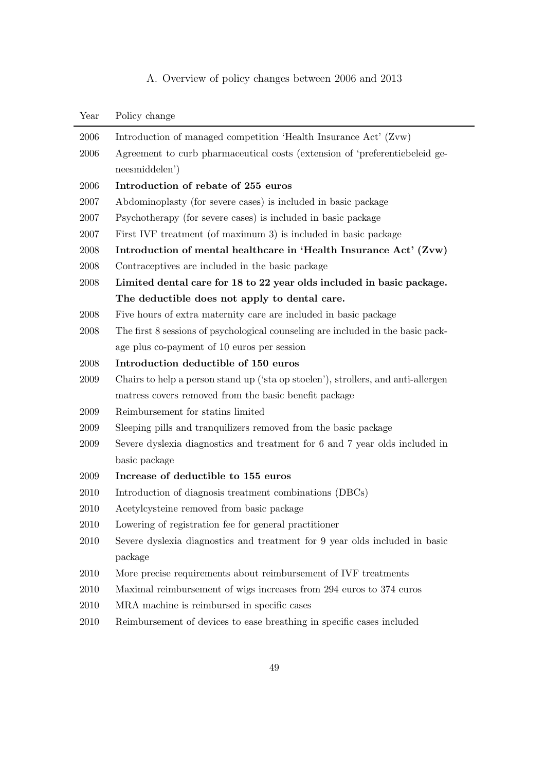## A. Overview of policy changes between 2006 and 2013

| Year | Policy change |
|---|---|
| 2006 | Introduction of managed competition 'Health Insurance Act' (Zvw) |
| 2006 | Agreement to curb pharmaceutical costs (extension of 'preferentiebeleid geneesmiddelen') |
| 2006 | **Introduction of rebate of 255 euros** |
| 2007 | Abdominoplasty (for severe cases) is included in basic package |
| 2007 | Psychotherapy (for severe cases) is included in basic package |
| 2007 | First IVF treatment (of maximum 3) is included in basic package |
| 2008 | **Introduction of mental healthcare in 'Health Insurance Act' (Zvw)** |
| 2008 | Contraceptives are included in the basic package |
| 2008 | **Limited dental care for 18 to 22 year olds included in basic package. The deductible does not apply to dental care.** |
| 2008 | Five hours of extra maternity care are included in basic package |
| 2008 | The first 8 sessions of psychological counseling are included in the basic package plus co-payment of 10 euros per session |
| 2008 | **Introduction deductible of 150 euros** |
| 2009 | Chairs to help a person stand up ('sta op stoelen'), strollers, and anti-allergen matress covers removed from the basic benefit package |
| 2009 | Reimbursement for statins limited |
| 2009 | Sleeping pills and tranquilizers removed from the basic package |
| 2009 | Severe dyslexia diagnostics and treatment for 6 and 7 year olds included in basic package |
| 2009 | **Increase of deductible to 155 euros** |
| 2010 | Introduction of diagnosis treatment combinations (DBCs) |
| 2010 | Acetylcysteine removed from basic package |
| 2010 | Lowering of registration fee for general practitioner |
| 2010 | Severe dyslexia diagnostics and treatment for 9 year olds included in basic package |
| 2010 | More precise requirements about reimbursement of IVF treatments |
| 2010 | Maximal reimbursement of wigs increases from 294 euros to 374 euros |
| 2010 | MRA machine is reimbursed in specific cases |
| 2010 | Reimbursement of devices to ease breathing in specific cases included |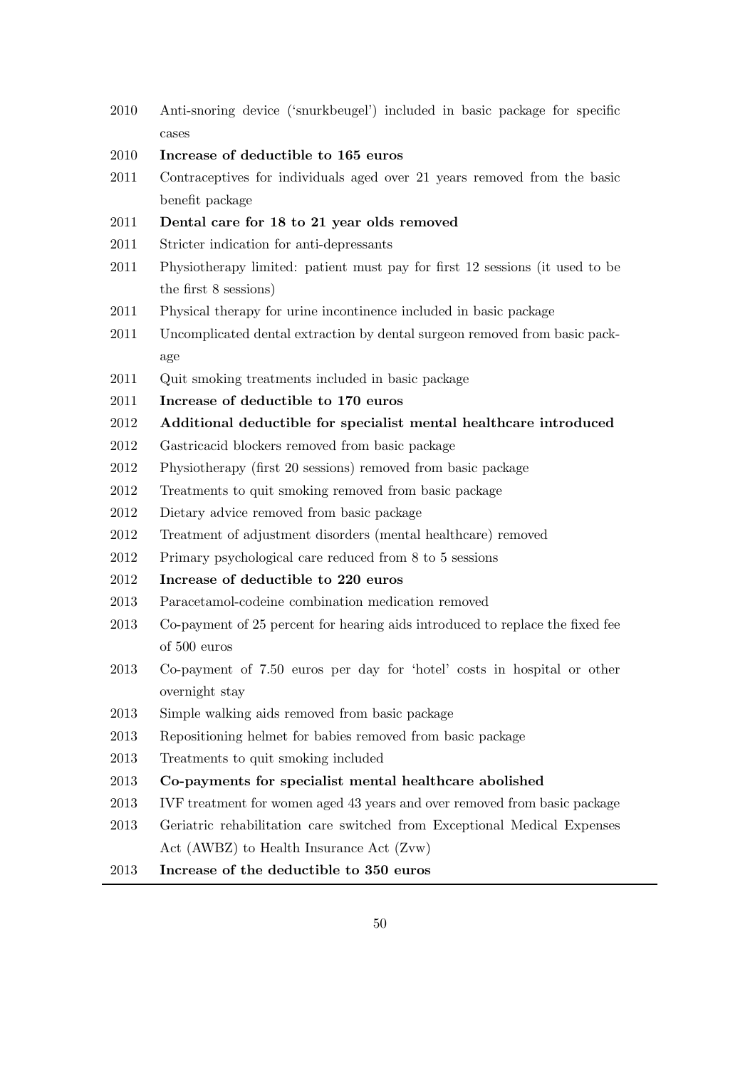| | |
|---|---|
| 2010 | Anti-snoring device ('snurkbeugel') included in basic package for specific cases |
| 2010 | **Increase of deductible to 165 euros** |
| 2011 | Contraceptives for individuals aged over 21 years removed from the basic benefit package |
| 2011 | **Dental care for 18 to 21 year olds removed** |
| 2011 | Stricter indication for anti-depressants |
| 2011 | Physiotherapy limited: patient must pay for first 12 sessions (it used to be the first 8 sessions) |
| 2011 | Physical therapy for urine incontinence included in basic package |
| 2011 | Uncomplicated dental extraction by dental surgeon removed from basic package |
| 2011 | Quit smoking treatments included in basic package |
| 2011 | **Increase of deductible to 170 euros** |
| 2012 | **Additional deductible for specialist mental healthcare introduced** |
| 2012 | Gastricacid blockers removed from basic package |
| 2012 | Physiotherapy (first 20 sessions) removed from basic package |
| 2012 | Treatments to quit smoking removed from basic package |
| 2012 | Dietary advice removed from basic package |
| 2012 | Treatment of adjustment disorders (mental healthcare) removed |
| 2012 | Primary psychological care reduced from 8 to 5 sessions |
| 2012 | **Increase of deductible to 220 euros** |
| 2013 | Paracetamol-codeine combination medication removed |
| 2013 | Co-payment of 25 percent for hearing aids introduced to replace the fixed fee of 500 euros |
| 2013 | Co-payment of 7.50 euros per day for 'hotel' costs in hospital or other overnight stay |
| 2013 | Simple walking aids removed from basic package |
| 2013 | Repositioning helmet for babies removed from basic package |
| 2013 | Treatments to quit smoking included |
| 2013 | **Co-payments for specialist mental healthcare abolished** |
| 2013 | IVF treatment for women aged 43 years and over removed from basic package |
| 2013 | Geriatric rehabilitation care switched from Exceptional Medical Expenses Act (AWBZ) to Health Insurance Act (Zvw) |
| 2013 | **Increase of the deductible to 350 euros** |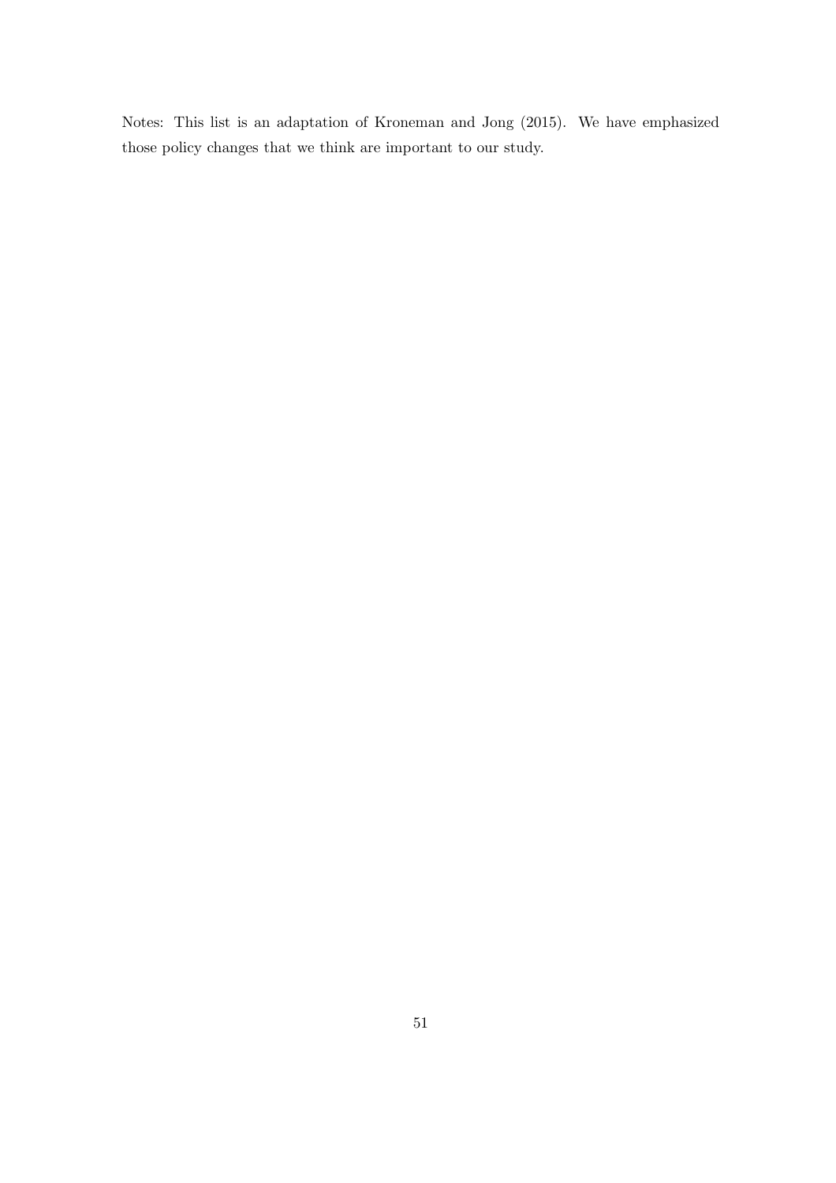Notes: This list is an adaptation of Kroneman and Jong (2015). We have emphasized those policy changes that we think are important to our study.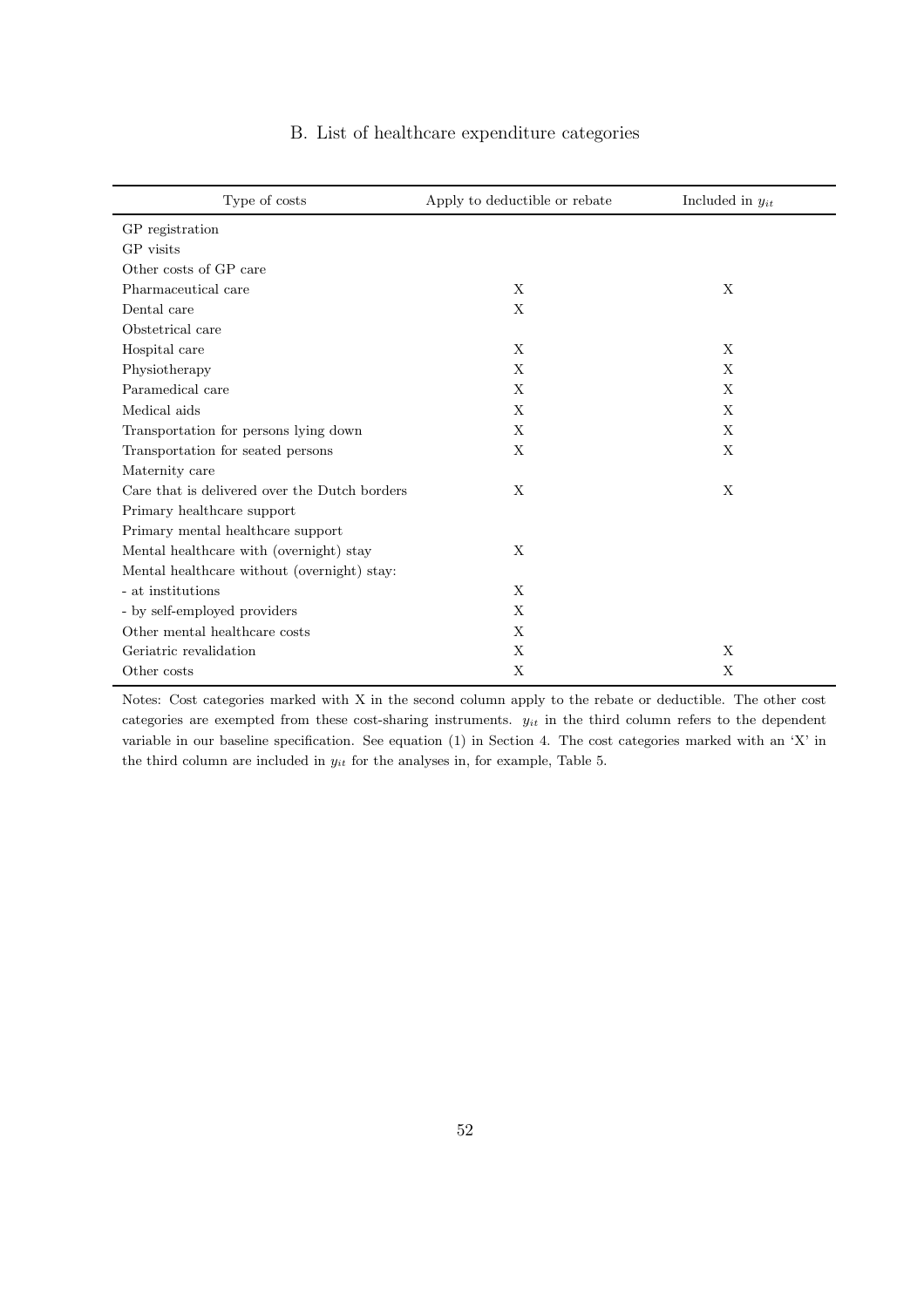## B. List of healthcare expenditure categories

| Type of costs | Apply to deductible or rebate | Included in $y_{it}$ |
|---|---|---|
| GP registration | | |
| GP visits | | |
| Other costs of GP care | | |
| Pharmaceutical care | X | X |
| Dental care | X | |
| Obstetrical care | | |
| Hospital care | X | X |
| Physiotherapy | X | X |
| Paramedical care | X | X |
| Medical aids | X | X |
| Transportation for persons lying down | X | X |
| Transportation for seated persons | X | X |
| Maternity care | | |
| Care that is delivered over the Dutch borders | X | X |
| Primary healthcare support | | |
| Primary mental healthcare support | | |
| Mental healthcare with (overnight) stay | X | |
| Mental healthcare without (overnight) stay: | | |
| - at institutions | X | |
| - by self-employed providers | X | |
| Other mental healthcare costs | X | |
| Geriatric revalidation | X | X |
| Other costs | X | X |

Notes: Cost categories marked with X in the second column apply to the rebate or deductible. The other cost categories are exempted from these cost-sharing instruments. $y_{it}$ in the third column refers to the dependent variable in our baseline specification. See equation (1) in Section 4. The cost categories marked with an 'X' in the third column are included in $y_{it}$ for the analyses in, for example, Table 5.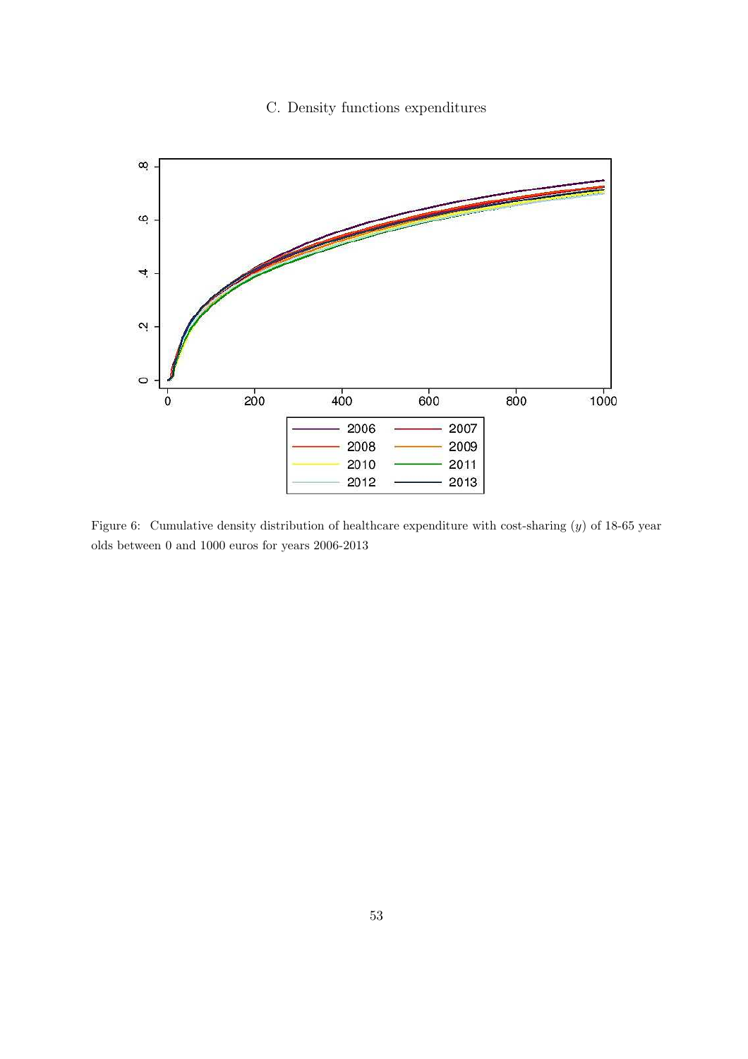C. Density functions expenditures

Figure 6: Cumulative density distribution of healthcare expenditure with cost-sharing ($y$) of 18-65 year olds between 0 and 1000 euros for years 2006-2013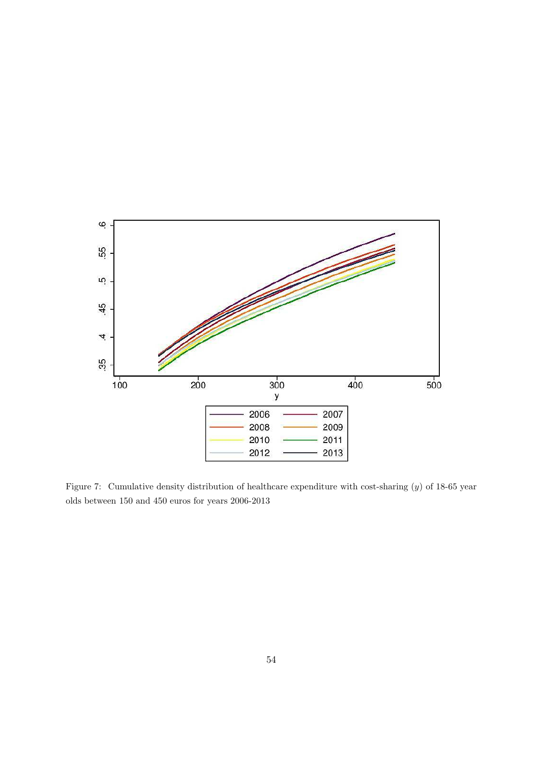Figure 7: Cumulative density distribution of healthcare expenditure with cost-sharing ($y$) of 18-65 year olds between 150 and 450 euros for years 2006-2013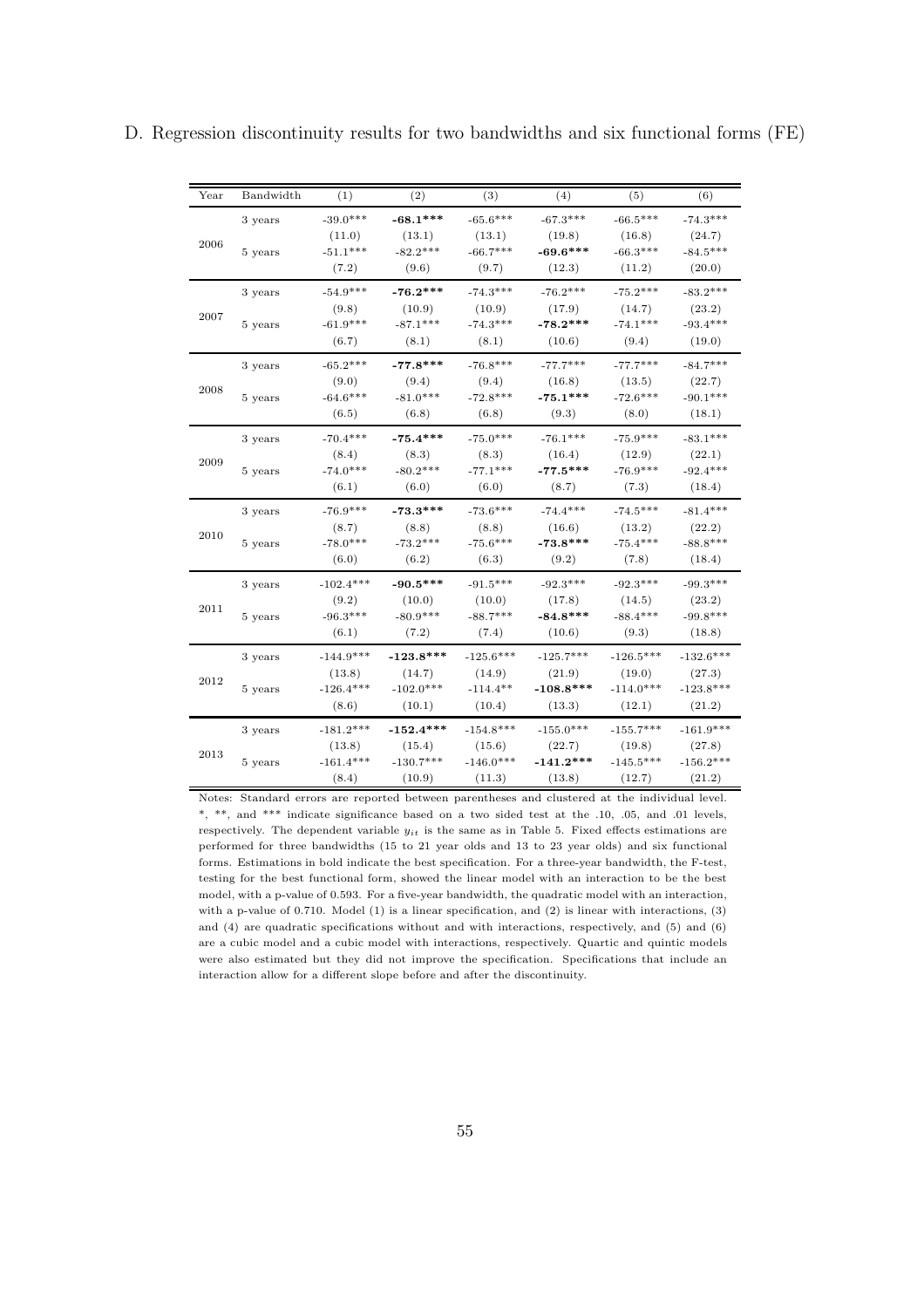D. Regression discontinuity results for two bandwidths and six functional forms (FE)

| Year | Bandwidth | (1) | (2) | (3) | (4) | (5) | (6) |
|---|---|---|---|---|---|---|---|
| 2006 | 3 years | -39.0*** | **-68.1*** ** | -65.6*** | -67.3*** | -66.5*** | -74.3*** |
| | | (11.0) | (13.1) | (13.1) | (19.8) | (16.8) | (24.7) |
| | 5 years | -51.1*** | -82.2*** | -66.7*** | **-69.6*** ** | -66.3*** | -84.5*** |
| | | (7.2) | (9.6) | (9.7) | (12.3) | (11.2) | (20.0) |
| 2007 | 3 years | -54.9*** | **-76.2*** ** | -74.3*** | -76.2*** | -75.2*** | -83.2*** |
| | | (9.8) | (10.9) | (10.9) | (17.9) | (14.7) | (23.2) |
| | 5 years | -61.9*** | -87.1*** | -74.3*** | **-78.2*** ** | -74.1*** | -93.4*** |
| | | (6.7) | (8.1) | (8.1) | (10.6) | (9.4) | (19.0) |
| 2008 | 3 years | -65.2*** | **-77.8*** ** | -76.8*** | -77.7*** | -77.7*** | -84.7*** |
| | | (9.0) | (9.4) | (9.4) | (16.8) | (13.5) | (22.7) |
| | 5 years | -64.6*** | -81.0*** | -72.8*** | **-75.1*** ** | -72.6*** | -90.1*** |
| | | (6.5) | (6.8) | (6.8) | (9.3) | (8.0) | (18.1) |
| 2009 | 3 years | -70.4*** | **-75.4*** ** | -75.0*** | -76.1*** | -75.9*** | -83.1*** |
| | | (8.4) | (8.3) | (8.3) | (16.4) | (12.9) | (22.1) |
| | 5 years | -74.0*** | -80.2*** | -77.1*** | **-77.5*** ** | -76.9*** | -92.4*** |
| | | (6.1) | (6.0) | (6.0) | (8.7) | (7.3) | (18.4) |
| 2010 | 3 years | -76.9*** | **-73.3*** ** | -73.6*** | -74.4*** | -74.5*** | -81.4*** |
| | | (8.7) | (8.8) | (8.8) | (16.6) | (13.2) | (22.2) |
| | 5 years | -78.0*** | -73.2*** | -75.6*** | **-73.8*** ** | -75.4*** | -88.8*** |
| | | (6.0) | (6.2) | (6.3) | (9.2) | (7.8) | (18.4) |
| 2011 | 3 years | -102.4*** | **-90.5*** ** | -91.5*** | -92.3*** | -92.3*** | -99.3*** |
| | | (9.2) | (10.0) | (10.0) | (17.8) | (14.5) | (23.2) |
| | 5 years | -96.3*** | -80.9*** | -88.7*** | **-84.8*** ** | -88.4*** | -99.8*** |
| | | (6.1) | (7.2) | (7.4) | (10.6) | (9.3) | (18.8) |
| 2012 | 3 years | -144.9*** | **-123.8*** ** | -125.6*** | -125.7*** | -126.5*** | -132.6*** |
| | | (13.8) | (14.7) | (14.9) | (21.9) | (19.0) | (27.3) |
| | 5 years | -126.4*** | -102.0*** | -114.4** | **-108.8*** ** | -114.0*** | -123.8*** |
| | | (8.6) | (10.1) | (10.4) | (13.3) | (12.1) | (21.2) |
| 2013 | 3 years | -181.2*** | **-152.4*** ** | -154.8*** | -155.0*** | -155.7*** | -161.9*** |
| | | (13.8) | (15.4) | (15.6) | (22.7) | (19.8) | (27.8) |
| | 5 years | -161.4*** | -130.7*** | -146.0*** | **-141.2*** ** | -145.5*** | -156.2*** |
| | | (8.4) | (10.9) | (11.3) | (13.8) | (12.7) | (21.2) |

Notes: Standard errors are reported between parentheses and clustered at the individual level. *, **, and *** indicate significance based on a two sided test at the .10, .05, and .01 levels, respectively. The dependent variable $y_{it}$ is the same as in Table 5. Fixed effects estimations are performed for three bandwidths (15 to 21 year olds and 13 to 23 year olds) and six functional forms. Estimations in bold indicate the best specification. For a three-year bandwidth, the F-test, testing for the best functional form, showed the linear model with an interaction to be the best model, with a p-value of 0.593. For a five-year bandwidth, the quadratic model with an interaction, with a p-value of 0.710. Model (1) is a linear specification, and (2) is linear with interactions, (3) and (4) are quadratic specifications without and with interactions, respectively, and (5) and (6) are a cubic model and a cubic model with interactions, respectively. Quartic and quintic models were also estimated but they did not improve the specification. Specifications that include an interaction allow for a different slope before and after the discontinuity.